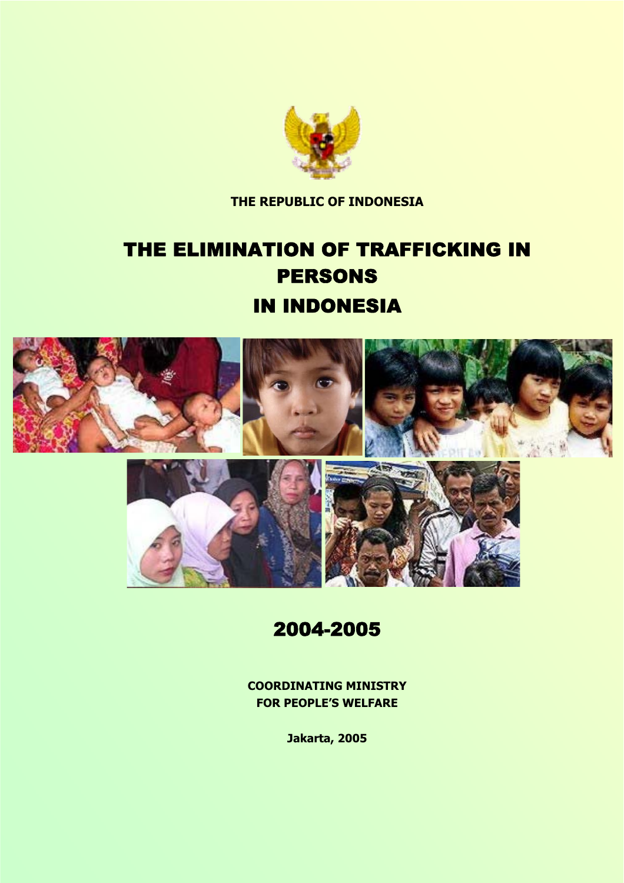**THE REPUBLIC OF INDONESIA**

# THE ELIMINATION OF TRAFFICKING IN PERSONS IN INDONESIA

## 2004-2005

**COORDINATING MINISTRY FOR PEOPLE'S WELFARE**

**Jakarta, 2005**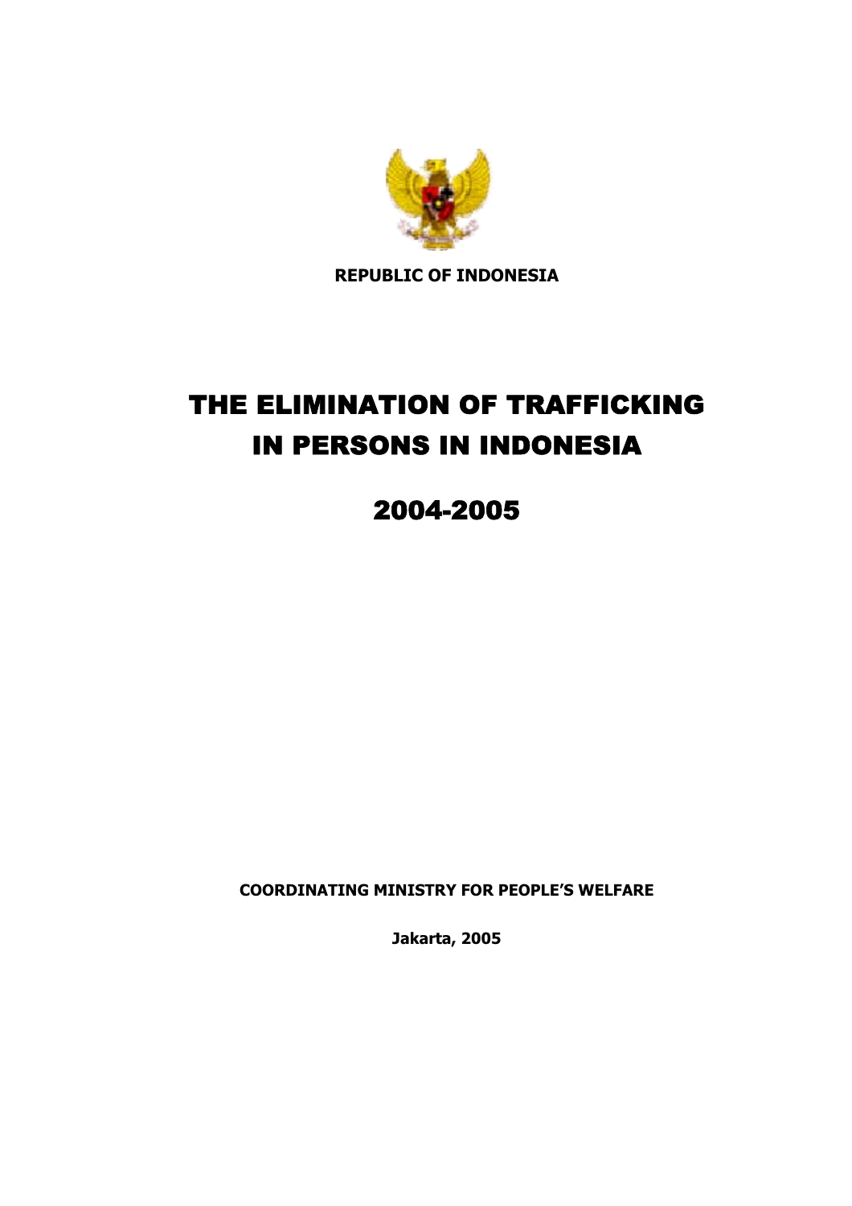**REPUBLIC OF INDONESIA**

# THE ELIMINATION OF TRAFFICKING IN PERSONS IN INDONESIA

## 2004-2005

**COORDINATING MINISTRY FOR PEOPLE'S WELFARE**

**Jakarta, 2005**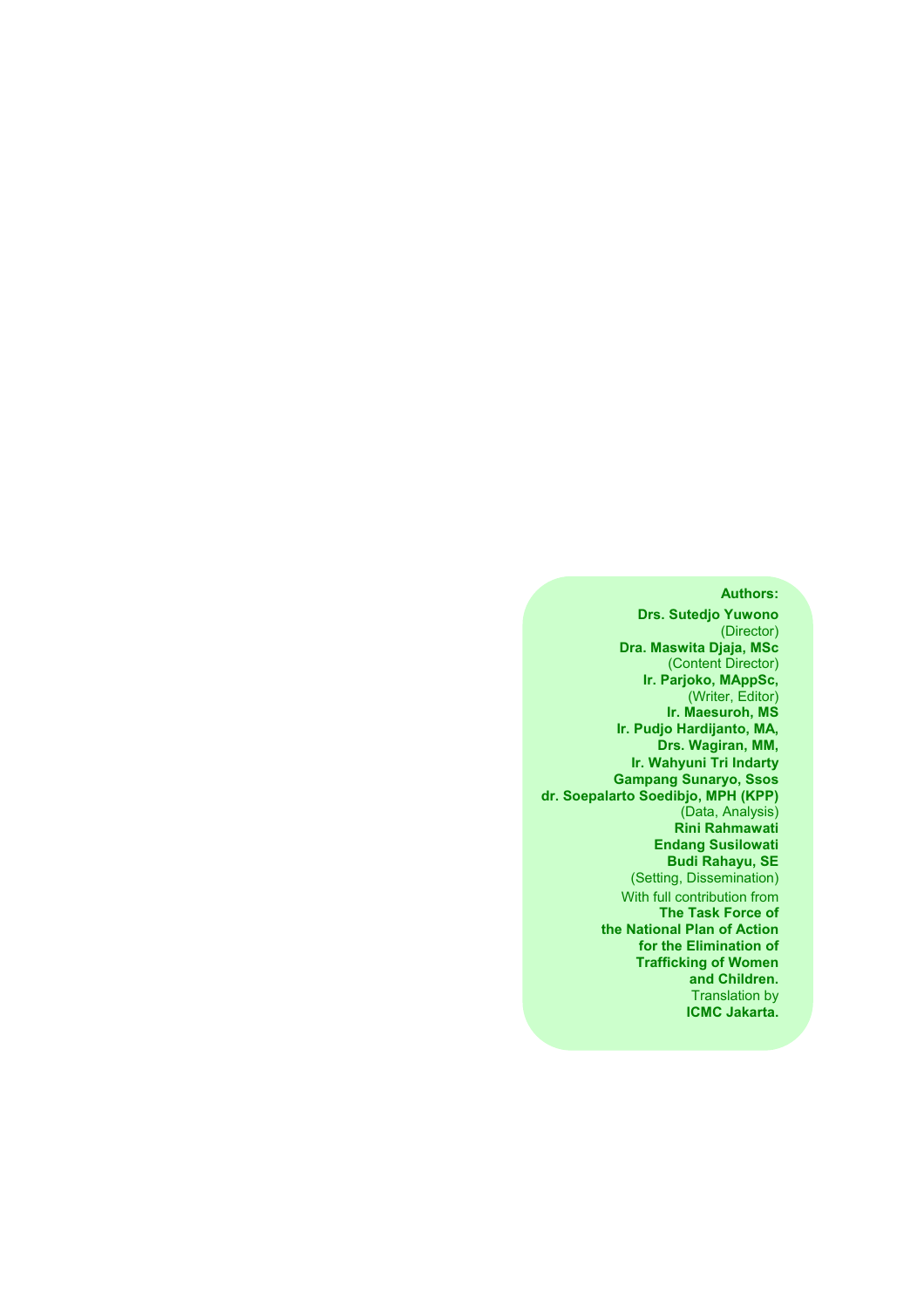**Authors:**

**Drs. Sutedjo Yuwono**
(Director)
**Dra. Maswita Djaja, MSc**
(Content Director)
**Ir. Parjoko, MAppSc,**
(Writer, Editor)
**Ir. Maesuroh, MS**
**Ir. Pudjo Hardijanto, MA,**
**Drs. Wagiran, MM,**
**Ir. Wahyuni Tri Indarty**
**Gampang Sunaryo, Ssos**
**dr. Soepalarto Soedibjo, MPH (KPP)**
(Data, Analysis)
**Rini Rahmawati**
**Endang Susilowati**
**Budi Rahayu, SE**
(Setting, Dissemination)

With full contribution from
**The Task Force of the National Plan of Action for the Elimination of Trafficking of Women and Children.**

Translation by
**ICMC Jakarta.**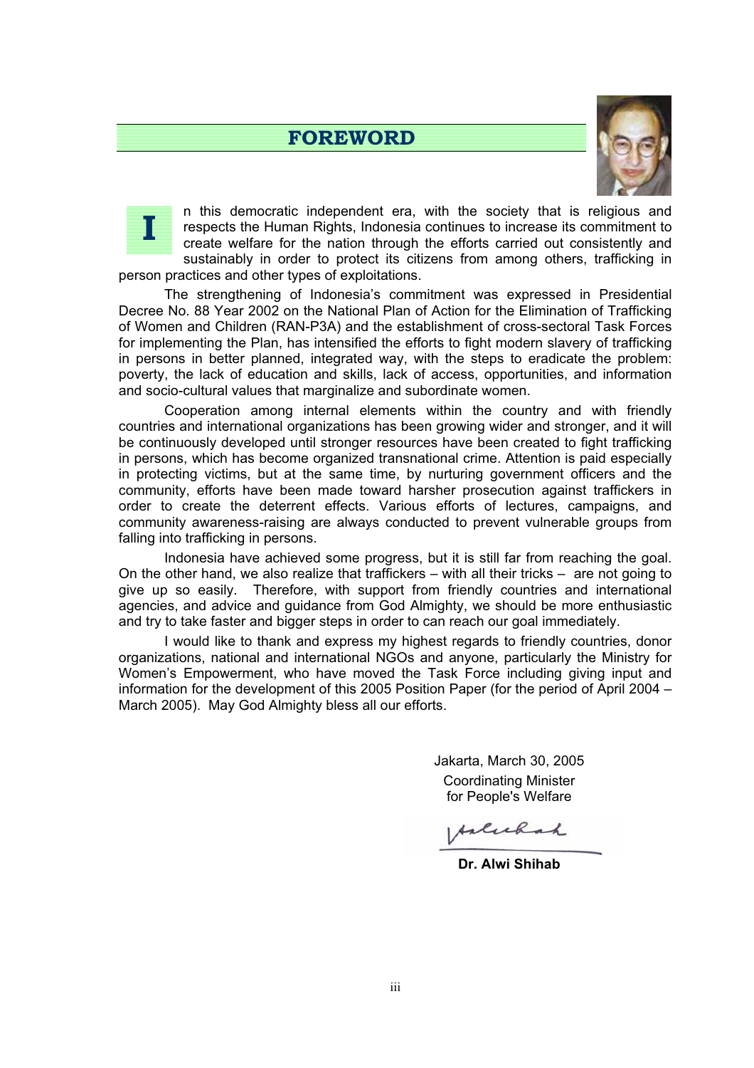# FOREWORD

In this democratic independent era, with the society that is religious and respects the Human Rights, Indonesia continues to increase its commitment to create welfare for the nation through the efforts carried out consistently and sustainably in order to protect its citizens from among others, trafficking in person practices and other types of exploitations.

The strengthening of Indonesia's commitment was expressed in Presidential Decree No. 88 Year 2002 on the National Plan of Action for the Elimination of Trafficking of Women and Children (RAN-P3A) and the establishment of cross-sectoral Task Forces for implementing the Plan, has intensified the efforts to fight modern slavery of trafficking in persons in better planned, integrated way, with the steps to eradicate the problem: poverty, the lack of education and skills, lack of access, opportunities, and information and socio-cultural values that marginalize and subordinate women.

Cooperation among internal elements within the country and with friendly countries and international organizations has been growing wider and stronger, and it will be continuously developed until stronger resources have been created to fight trafficking in persons, which has become organized transnational crime. Attention is paid especially in protecting victims, but at the same time, by nurturing government officers and the community, efforts have been made toward harsher prosecution against traffickers in order to create the deterrent effects. Various efforts of lectures, campaigns, and community awareness-raising are always conducted to prevent vulnerable groups from falling into trafficking in persons.

Indonesia have achieved some progress, but it is still far from reaching the goal. On the other hand, we also realize that traffickers – with all their tricks – are not going to give up so easily. Therefore, with support from friendly countries and international agencies, and advice and guidance from God Almighty, we should be more enthusiastic and try to take faster and bigger steps in order to can reach our goal immediately.

I would like to thank and express my highest regards to friendly countries, donor organizations, national and international NGOs and anyone, particularly the Ministry for Women's Empowerment, who have moved the Task Force including giving input and information for the development of this 2005 Position Paper (for the period of April 2004 – March 2005). May God Almighty bless all our efforts.

Jakarta, March 30, 2005

Coordinating Minister
for People's Welfare

**Dr. Alwi Shihab**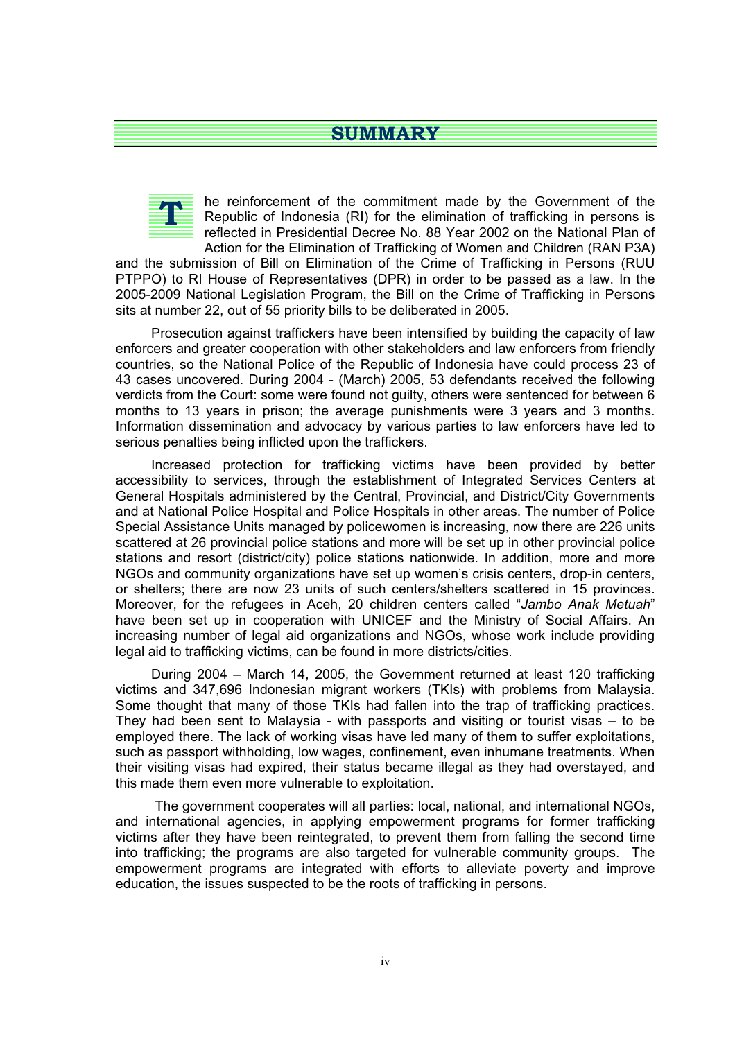# SUMMARY

The reinforcement of the commitment made by the Government of the Republic of Indonesia (RI) for the elimination of trafficking in persons is reflected in Presidential Decree No. 88 Year 2002 on the National Plan of Action for the Elimination of Trafficking of Women and Children (RAN P3A) and the submission of Bill on Elimination of the Crime of Trafficking in Persons (RUU PTPPO) to RI House of Representatives (DPR) in order to be passed as a law. In the 2005-2009 National Legislation Program, the Bill on the Crime of Trafficking in Persons sits at number 22, out of 55 priority bills to be deliberated in 2005.

Prosecution against traffickers have been intensified by building the capacity of law enforcers and greater cooperation with other stakeholders and law enforcers from friendly countries, so the National Police of the Republic of Indonesia have could process 23 of 43 cases uncovered. During 2004 - (March) 2005, 53 defendants received the following verdicts from the Court: some were found not guilty, others were sentenced for between 6 months to 13 years in prison; the average punishments were 3 years and 3 months. Information dissemination and advocacy by various parties to law enforcers have led to serious penalties being inflicted upon the traffickers.

Increased protection for trafficking victims have been provided by better accessibility to services, through the establishment of Integrated Services Centers at General Hospitals administered by the Central, Provincial, and District/City Governments and at National Police Hospital and Police Hospitals in other areas. The number of Police Special Assistance Units managed by policewomen is increasing, now there are 226 units scattered at 26 provincial police stations and more will be set up in other provincial police stations and resort (district/city) police stations nationwide. In addition, more and more NGOs and community organizations have set up women's crisis centers, drop-in centers, or shelters; there are now 23 units of such centers/shelters scattered in 15 provinces. Moreover, for the refugees in Aceh, 20 children centers called "*Jambo Anak Metuah*" have been set up in cooperation with UNICEF and the Ministry of Social Affairs. An increasing number of legal aid organizations and NGOs, whose work include providing legal aid to trafficking victims, can be found in more districts/cities.

During 2004 – March 14, 2005, the Government returned at least 120 trafficking victims and 347,696 Indonesian migrant workers (TKIs) with problems from Malaysia. Some thought that many of those TKIs had fallen into the trap of trafficking practices. They had been sent to Malaysia - with passports and visiting or tourist visas – to be employed there. The lack of working visas have led many of them to suffer exploitations, such as passport withholding, low wages, confinement, even inhumane treatments. When their visiting visas had expired, their status became illegal as they had overstayed, and this made them even more vulnerable to exploitation.

The government cooperates will all parties: local, national, and international NGOs, and international agencies, in applying empowerment programs for former trafficking victims after they have been reintegrated, to prevent them from falling the second time into trafficking; the programs are also targeted for vulnerable community groups. The empowerment programs are integrated with efforts to alleviate poverty and improve education, the issues suspected to be the roots of trafficking in persons.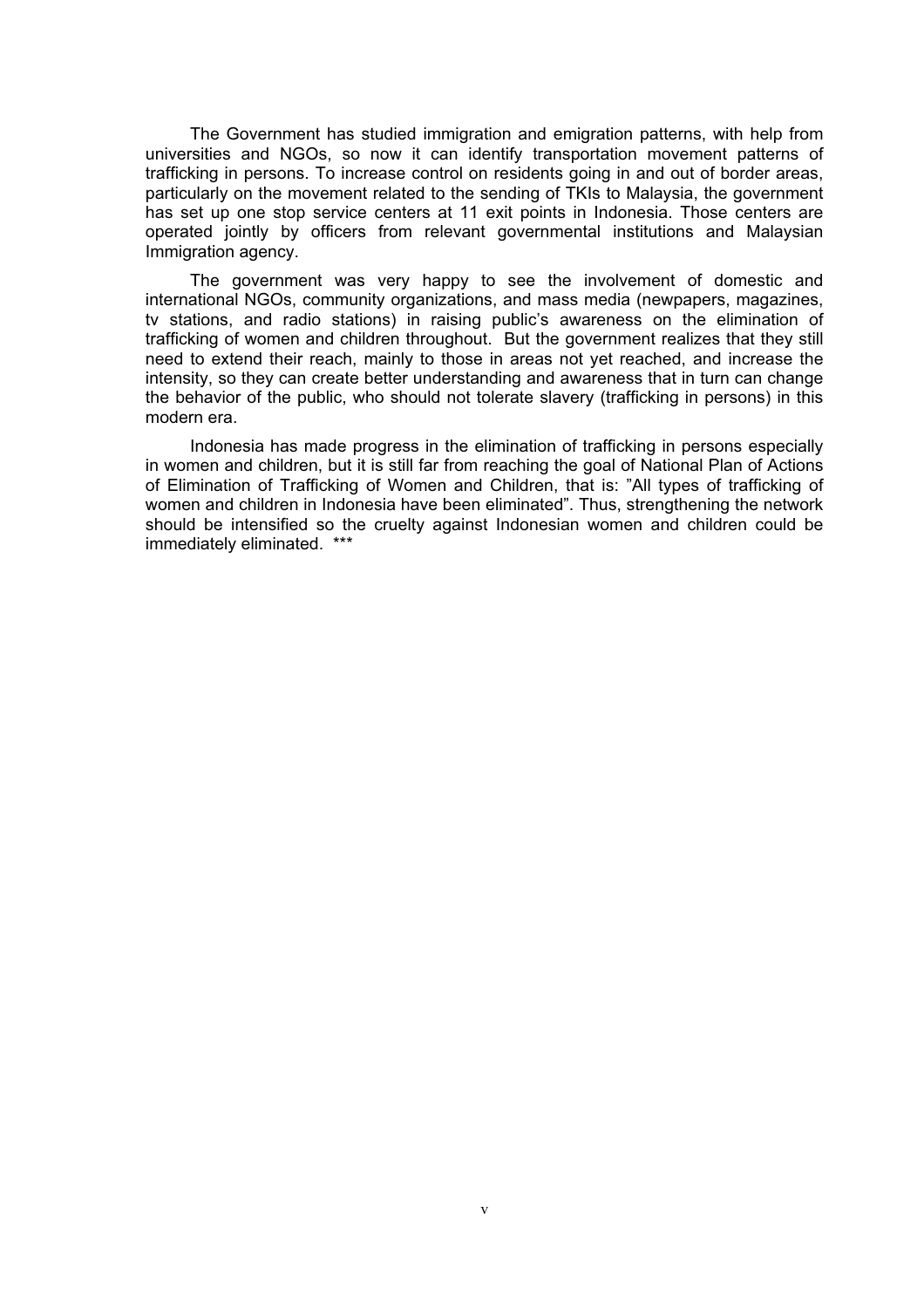The Government has studied immigration and emigration patterns, with help from universities and NGOs, so now it can identify transportation movement patterns of trafficking in persons. To increase control on residents going in and out of border areas, particularly on the movement related to the sending of TKIs to Malaysia, the government has set up one stop service centers at 11 exit points in Indonesia. Those centers are operated jointly by officers from relevant governmental institutions and Malaysian Immigration agency.

The government was very happy to see the involvement of domestic and international NGOs, community organizations, and mass media (newpapers, magazines, tv stations, and radio stations) in raising public's awareness on the elimination of trafficking of women and children throughout. But the government realizes that they still need to extend their reach, mainly to those in areas not yet reached, and increase the intensity, so they can create better understanding and awareness that in turn can change the behavior of the public, who should not tolerate slavery (trafficking in persons) in this modern era.

Indonesia has made progress in the elimination of trafficking in persons especially in women and children, but it is still far from reaching the goal of National Plan of Actions of Elimination of Trafficking of Women and Children, that is: "All types of trafficking of women and children in Indonesia have been eliminated". Thus, strengthening the network should be intensified so the cruelty against Indonesian women and children could be immediately eliminated. ***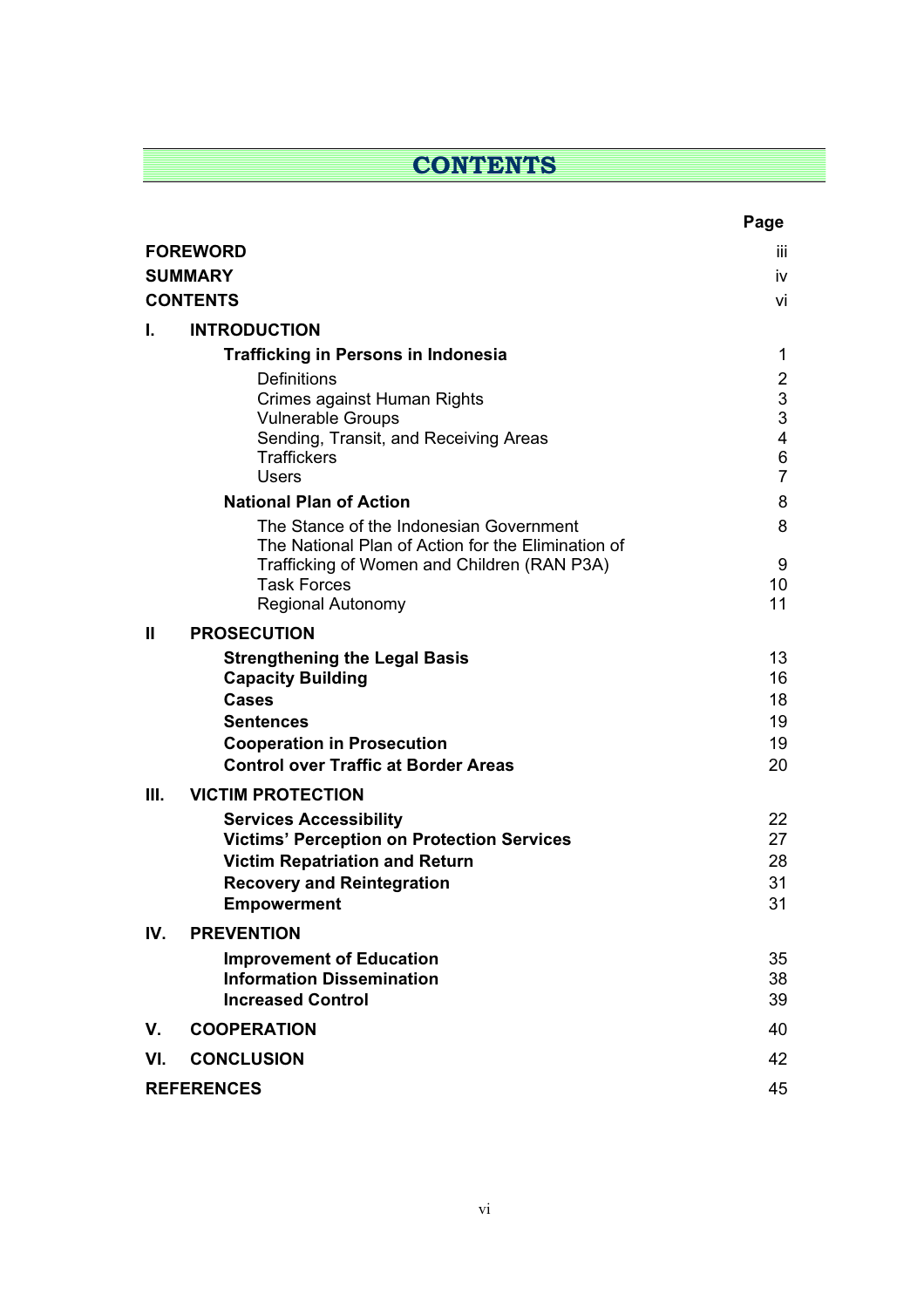# CONTENTS

| | | Page |
|---|---|---|
| **FOREWORD** | | iii |
| **SUMMARY** | | iv |
| **CONTENTS** | | vi |
| **I.** | **INTRODUCTION** | |
| | **Trafficking in Persons in Indonesia** | 1 |
| | Definitions | 2 |
| | Crimes against Human Rights | 3 |
| | Vulnerable Groups | 3 |
| | Sending, Transit, and Receiving Areas | 4 |
| | Traffickers | 6 |
| | Users | 7 |
| | **National Plan of Action** | 8 |
| | The Stance of the Indonesian Government | 8 |
| | The National Plan of Action for the Elimination of Trafficking of Women and Children (RAN P3A) | 9 |
| | Task Forces | 10 |
| | Regional Autonomy | 11 |
| **II** | **PROSECUTION** | |
| | **Strengthening the Legal Basis** | 13 |
| | **Capacity Building** | 16 |
| | **Cases** | 18 |
| | **Sentences** | 19 |
| | **Cooperation in Prosecution** | 19 |
| | **Control over Traffic at Border Areas** | 20 |
| **III.** | **VICTIM PROTECTION** | |
| | **Services Accessibility** | 22 |
| | **Victims' Perception on Protection Services** | 27 |
| | **Victim Repatriation and Return** | 28 |
| | **Recovery and Reintegration** | 31 |
| | **Empowerment** | 31 |
| **IV.** | **PREVENTION** | |
| | **Improvement of Education** | 35 |
| | **Information Dissemination** | 38 |
| | **Increased Control** | 39 |
| **V.** | **COOPERATION** | 40 |
| **VI.** | **CONCLUSION** | 42 |
| **REFERENCES** | | 45 |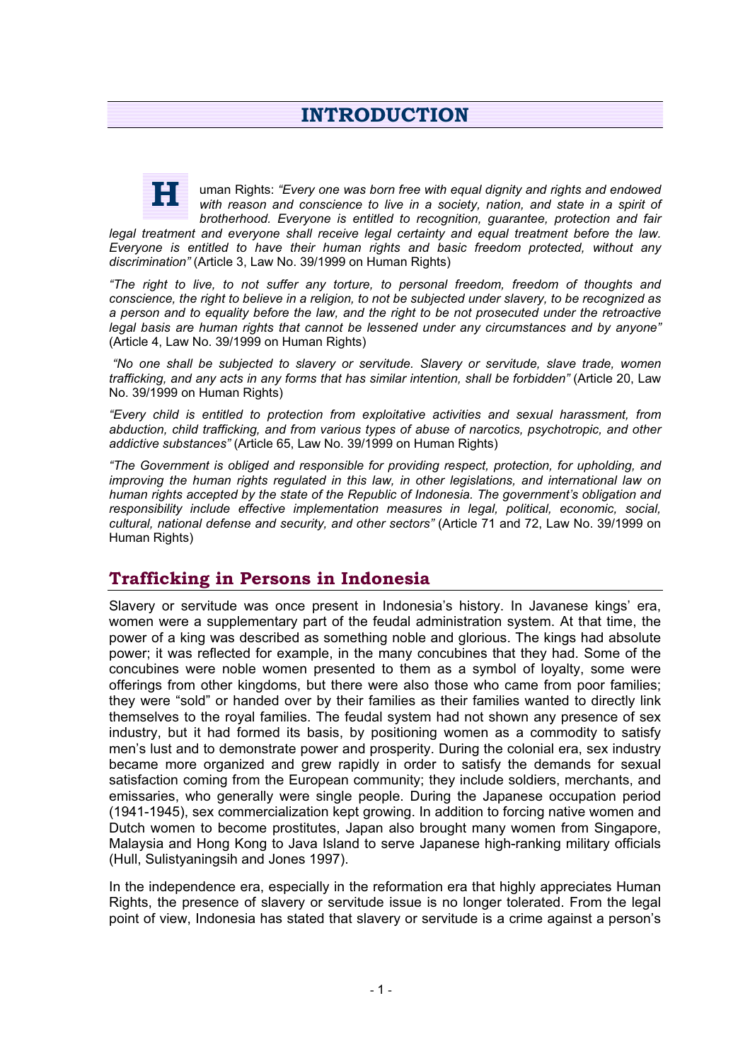# INTRODUCTION

Human Rights: *"Every one was born free with equal dignity and rights and endowed with reason and conscience to live in a society, nation, and state in a spirit of brotherhood. Everyone is entitled to recognition, guarantee, protection and fair legal treatment and everyone shall receive legal certainty and equal treatment before the law. Everyone is entitled to have their human rights and basic freedom protected, without any discrimination"* (Article 3, Law No. 39/1999 on Human Rights)

*"The right to live, to not suffer any torture, to personal freedom, freedom of thoughts and conscience, the right to believe in a religion, to not be subjected under slavery, to be recognized as a person and to equality before the law, and the right to be not prosecuted under the retroactive legal basis are human rights that cannot be lessened under any circumstances and by anyone"* (Article 4, Law No. 39/1999 on Human Rights)

*"No one shall be subjected to slavery or servitude. Slavery or servitude, slave trade, women trafficking, and any acts in any forms that has similar intention, shall be forbidden"* (Article 20, Law No. 39/1999 on Human Rights)

*"Every child is entitled to protection from exploitative activities and sexual harassment, from abduction, child trafficking, and from various types of abuse of narcotics, psychotropic, and other addictive substances"* (Article 65, Law No. 39/1999 on Human Rights)

*"The Government is obliged and responsible for providing respect, protection, for upholding, and improving the human rights regulated in this law, in other legislations, and international law on human rights accepted by the state of the Republic of Indonesia. The government's obligation and responsibility include effective implementation measures in legal, political, economic, social, cultural, national defense and security, and other sectors"* (Article 71 and 72, Law No. 39/1999 on Human Rights)

## Trafficking in Persons in Indonesia

Slavery or servitude was once present in Indonesia's history. In Javanese kings' era, women were a supplementary part of the feudal administration system. At that time, the power of a king was described as something noble and glorious. The kings had absolute power; it was reflected for example, in the many concubines that they had. Some of the concubines were noble women presented to them as a symbol of loyalty, some were offerings from other kingdoms, but there were also those who came from poor families; they were "sold" or handed over by their families as their families wanted to directly link themselves to the royal families. The feudal system had not shown any presence of sex industry, but it had formed its basis, by positioning women as a commodity to satisfy men's lust and to demonstrate power and prosperity. During the colonial era, sex industry became more organized and grew rapidly in order to satisfy the demands for sexual satisfaction coming from the European community; they include soldiers, merchants, and emissaries, who generally were single people. During the Japanese occupation period (1941-1945), sex commercialization kept growing. In addition to forcing native women and Dutch women to become prostitutes, Japan also brought many women from Singapore, Malaysia and Hong Kong to Java Island to serve Japanese high-ranking military officials (Hull, Sulistyaningsih and Jones 1997).

In the independence era, especially in the reformation era that highly appreciates Human Rights, the presence of slavery or servitude issue is no longer tolerated. From the legal point of view, Indonesia has stated that slavery or servitude is a crime against a person's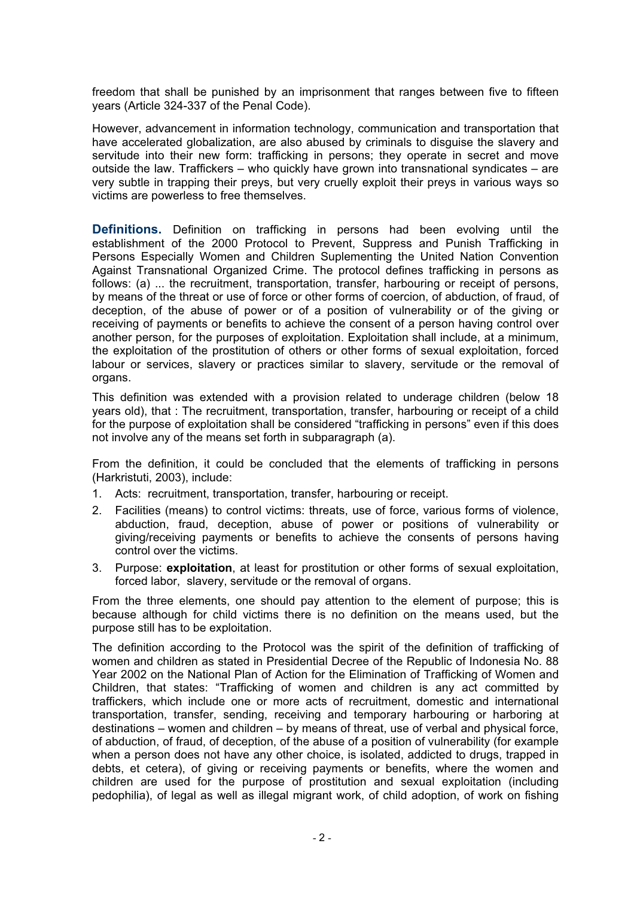freedom that shall be punished by an imprisonment that ranges between five to fifteen years (Article 324-337 of the Penal Code).

However, advancement in information technology, communication and transportation that have accelerated globalization, are also abused by criminals to disguise the slavery and servitude into their new form: trafficking in persons; they operate in secret and move outside the law. Traffickers – who quickly have grown into transnational syndicates – are very subtle in trapping their preys, but very cruelly exploit their preys in various ways so victims are powerless to free themselves.

**Definitions.** Definition on trafficking in persons had been evolving until the establishment of the 2000 Protocol to Prevent, Suppress and Punish Trafficking in Persons Especially Women and Children Suplementing the United Nation Convention Against Transnational Organized Crime. The protocol defines trafficking in persons as follows: (a) ... the recruitment, transportation, transfer, harbouring or receipt of persons, by means of the threat or use of force or other forms of coercion, of abduction, of fraud, of deception, of the abuse of power or of a position of vulnerability or of the giving or receiving of payments or benefits to achieve the consent of a person having control over another person, for the purposes of exploitation. Exploitation shall include, at a minimum, the exploitation of the prostitution of others or other forms of sexual exploitation, forced labour or services, slavery or practices similar to slavery, servitude or the removal of organs.

This definition was extended with a provision related to underage children (below 18 years old), that : The recruitment, transportation, transfer, harbouring or receipt of a child for the purpose of exploitation shall be considered "trafficking in persons" even if this does not involve any of the means set forth in subparagraph (a).

From the definition, it could be concluded that the elements of trafficking in persons (Harkristuti, 2003), include:

1. Acts: recruitment, transportation, transfer, harbouring or receipt.
2. Facilities (means) to control victims: threats, use of force, various forms of violence, abduction, fraud, deception, abuse of power or positions of vulnerability or giving/receiving payments or benefits to achieve the consents of persons having control over the victims.
3. Purpose: **exploitation**, at least for prostitution or other forms of sexual exploitation, forced labor, slavery, servitude or the removal of organs.

From the three elements, one should pay attention to the element of purpose; this is because although for child victims there is no definition on the means used, but the purpose still has to be exploitation.

The definition according to the Protocol was the spirit of the definition of trafficking of women and children as stated in Presidential Decree of the Republic of Indonesia No. 88 Year 2002 on the National Plan of Action for the Elimination of Trafficking of Women and Children, that states: "Trafficking of women and children is any act committed by traffickers, which include one or more acts of recruitment, domestic and international transportation, transfer, sending, receiving and temporary harbouring or harboring at destinations – women and children – by means of threat, use of verbal and physical force, of abduction, of fraud, of deception, of the abuse of a position of vulnerability (for example when a person does not have any other choice, is isolated, addicted to drugs, trapped in debts, et cetera), of giving or receiving payments or benefits, where the women and children are used for the purpose of prostitution and sexual exploitation (including pedophilia), of legal as well as illegal migrant work, of child adoption, of work on fishing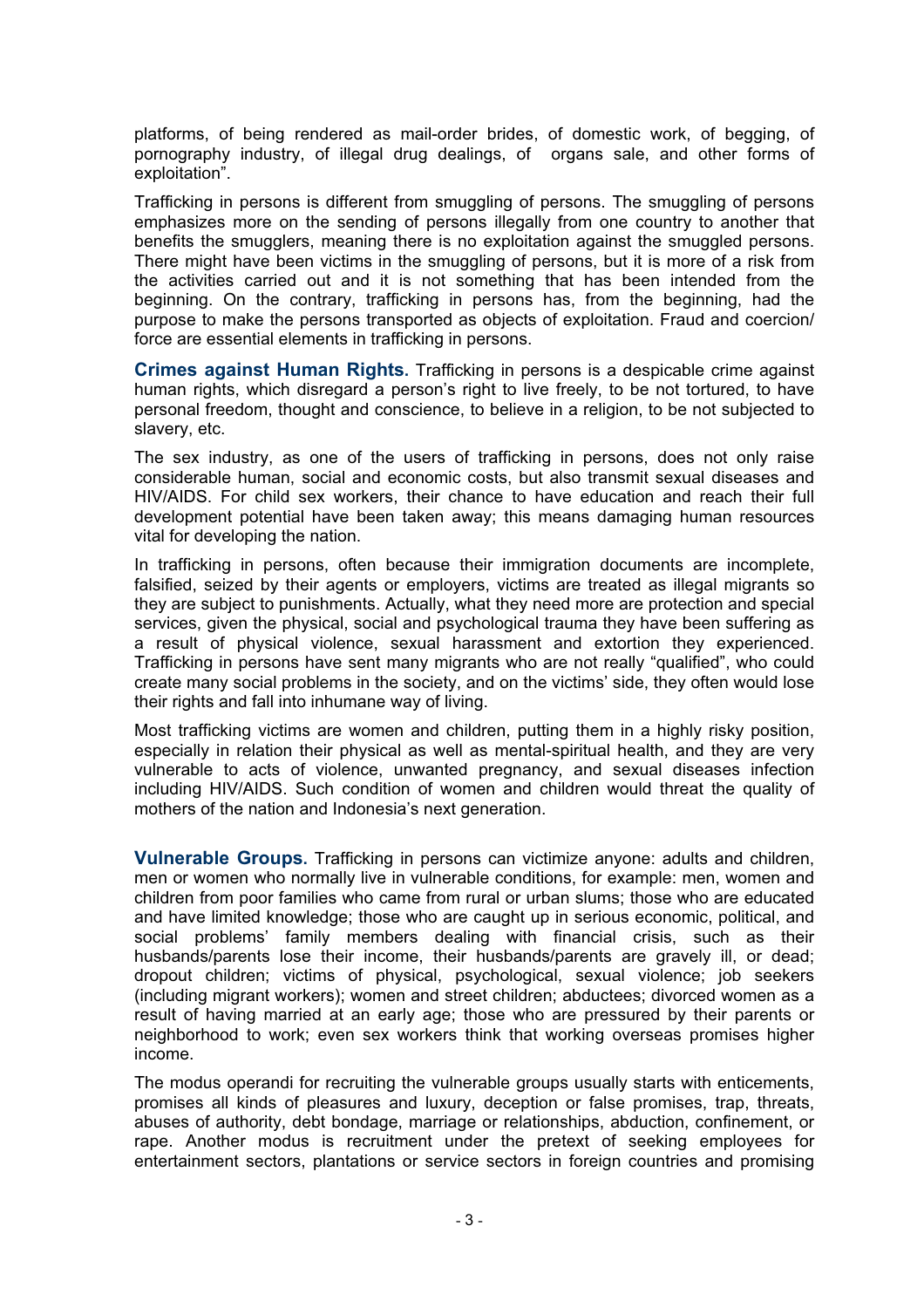platforms, of being rendered as mail-order brides, of domestic work, of begging, of pornography industry, of illegal drug dealings, of organs sale, and other forms of exploitation".

Trafficking in persons is different from smuggling of persons. The smuggling of persons emphasizes more on the sending of persons illegally from one country to another that benefits the smugglers, meaning there is no exploitation against the smuggled persons. There might have been victims in the smuggling of persons, but it is more of a risk from the activities carried out and it is not something that has been intended from the beginning. On the contrary, trafficking in persons has, from the beginning, had the purpose to make the persons transported as objects of exploitation. Fraud and coercion/ force are essential elements in trafficking in persons.

**Crimes against Human Rights.** Trafficking in persons is a despicable crime against human rights, which disregard a person's right to live freely, to be not tortured, to have personal freedom, thought and conscience, to believe in a religion, to be not subjected to slavery, etc.

The sex industry, as one of the users of trafficking in persons, does not only raise considerable human, social and economic costs, but also transmit sexual diseases and HIV/AIDS. For child sex workers, their chance to have education and reach their full development potential have been taken away; this means damaging human resources vital for developing the nation.

In trafficking in persons, often because their immigration documents are incomplete, falsified, seized by their agents or employers, victims are treated as illegal migrants so they are subject to punishments. Actually, what they need more are protection and special services, given the physical, social and psychological trauma they have been suffering as a result of physical violence, sexual harassment and extortion they experienced. Trafficking in persons have sent many migrants who are not really "qualified", who could create many social problems in the society, and on the victims' side, they often would lose their rights and fall into inhumane way of living.

Most trafficking victims are women and children, putting them in a highly risky position, especially in relation their physical as well as mental-spiritual health, and they are very vulnerable to acts of violence, unwanted pregnancy, and sexual diseases infection including HIV/AIDS. Such condition of women and children would threat the quality of mothers of the nation and Indonesia's next generation.

**Vulnerable Groups.** Trafficking in persons can victimize anyone: adults and children, men or women who normally live in vulnerable conditions, for example: men, women and children from poor families who came from rural or urban slums; those who are educated and have limited knowledge; those who are caught up in serious economic, political, and social problems' family members dealing with financial crisis, such as their husbands/parents lose their income, their husbands/parents are gravely ill, or dead; dropout children; victims of physical, psychological, sexual violence; job seekers (including migrant workers); women and street children; abductees; divorced women as a result of having married at an early age; those who are pressured by their parents or neighborhood to work; even sex workers think that working overseas promises higher income.

The modus operandi for recruiting the vulnerable groups usually starts with enticements, promises all kinds of pleasures and luxury, deception or false promises, trap, threats, abuses of authority, debt bondage, marriage or relationships, abduction, confinement, or rape. Another modus is recruitment under the pretext of seeking employees for entertainment sectors, plantations or service sectors in foreign countries and promising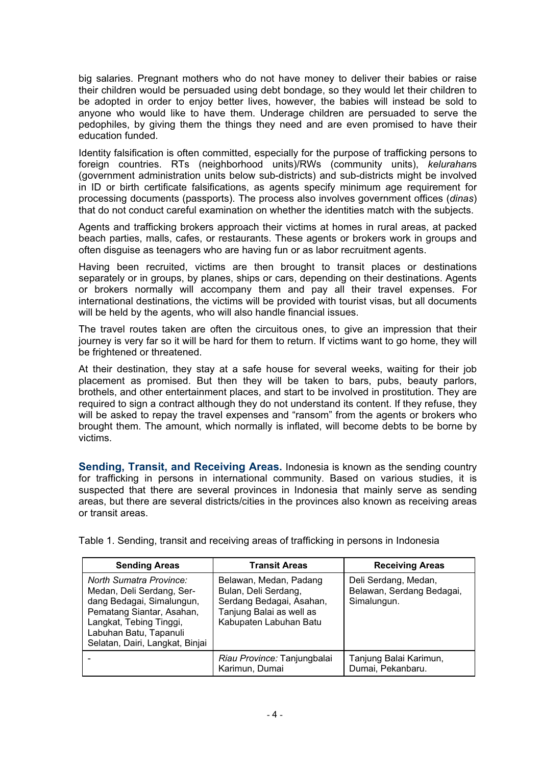big salaries. Pregnant mothers who do not have money to deliver their babies or raise their children would be persuaded using debt bondage, so they would let their children to be adopted in order to enjoy better lives, however, the babies will instead be sold to anyone who would like to have them. Underage children are persuaded to serve the pedophiles, by giving them the things they need and are even promised to have their education funded.

Identity falsification is often committed, especially for the purpose of trafficking persons to foreign countries. RTs (neighborhood units)/RWs (community units), *kelurahan*s (government administration units below sub-districts) and sub-districts might be involved in ID or birth certificate falsifications, as agents specify minimum age requirement for processing documents (passports). The process also involves government offices (*dinas*) that do not conduct careful examination on whether the identities match with the subjects.

Agents and trafficking brokers approach their victims at homes in rural areas, at packed beach parties, malls, cafes, or restaurants. These agents or brokers work in groups and often disguise as teenagers who are having fun or as labor recruitment agents.

Having been recruited, victims are then brought to transit places or destinations separately or in groups, by planes, ships or cars, depending on their destinations. Agents or brokers normally will accompany them and pay all their travel expenses. For international destinations, the victims will be provided with tourist visas, but all documents will be held by the agents, who will also handle financial issues.

The travel routes taken are often the circuitous ones, to give an impression that their journey is very far so it will be hard for them to return. If victims want to go home, they will be frightened or threatened.

At their destination, they stay at a safe house for several weeks, waiting for their job placement as promised. But then they will be taken to bars, pubs, beauty parlors, brothels, and other entertainment places, and start to be involved in prostitution. They are required to sign a contract although they do not understand its content. If they refuse, they will be asked to repay the travel expenses and "ransom" from the agents or brokers who brought them. The amount, which normally is inflated, will become debts to be borne by victims.

**Sending, Transit, and Receiving Areas.** Indonesia is known as the sending country for trafficking in persons in international community. Based on various studies, it is suspected that there are several provinces in Indonesia that mainly serve as sending areas, but there are several districts/cities in the provinces also known as receiving areas or transit areas.

Table 1. Sending, transit and receiving areas of trafficking in persons in Indonesia

| Sending Areas | Transit Areas | Receiving Areas |
|---|---|---|
| *North Sumatra Province:* Medan, Deli Serdang, Serdang Bedagai, Simalungun, Pematang Siantar, Asahan, Langkat, Tebing Tinggi, Labuhan Batu, Tapanuli Selatan, Dairi, Langkat, Binjai | Belawan, Medan, Padang Bulan, Deli Serdang, Serdang Bedagai, Asahan, Tanjung Balai as well as Kabupaten Labuhan Batu | Deli Serdang, Medan, Belawan, Serdang Bedagai, Simalungun. |
| - | *Riau Province:* Tanjungbalai Karimun, Dumai | Tanjung Balai Karimun, Dumai, Pekanbaru. |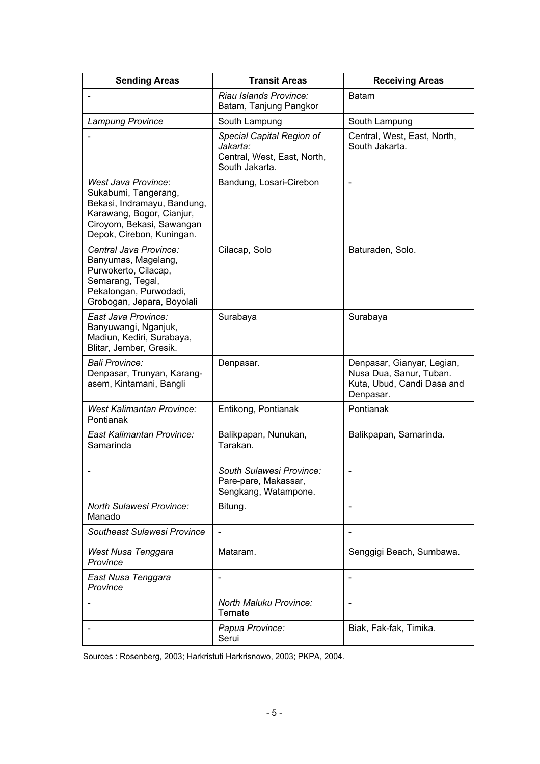| Sending Areas | Transit Areas | Receiving Areas |
|---|---|---|
| - | *Riau Islands Province:* Batam, Tanjung Pangkor | Batam |
| *Lampung Province* | South Lampung | South Lampung |
| - | *Special Capital Region of Jakarta:* Central, West, East, North, South Jakarta. | Central, West, East, North, South Jakarta. |
| *West Java Province*: Sukabumi, Tangerang, Bekasi, Indramayu, Bandung, Karawang, Bogor, Cianjur, Ciroyom, Bekasi, Sawangan Depok, Cirebon, Kuningan. | Bandung, Losari-Cirebon | - |
| *Central Java Province:* Banyumas, Magelang, Purwokerto, Cilacap, Semarang, Tegal, Pekalongan, Purwodadi, Grobogan, Jepara, Boyolali | Cilacap, Solo | Baturaden, Solo. |
| *East Java Province:* Banyuwangi, Nganjuk, Madiun, Kediri, Surabaya, Blitar, Jember, Gresik. | Surabaya | Surabaya |
| *Bali Province:* Denpasar, Trunyan, Karang-asem, Kintamani, Bangli | Denpasar. | Denpasar, Gianyar, Legian, Nusa Dua, Sanur, Tuban. Kuta, Ubud, Candi Dasa and Denpasar. |
| *West Kalimantan Province:* Pontianak | Entikong, Pontianak | Pontianak |
| *East Kalimantan Province:* Samarinda | Balikpapan, Nunukan, Tarakan. | Balikpapan, Samarinda. |
| - | *South Sulawesi Province:* Pare-pare, Makassar, Sengkang, Watampone. | - |
| *North Sulawesi Province:* Manado | Bitung. | - |
| *Southeast Sulawesi Province* | - | - |
| *West Nusa Tenggara Province* | Mataram. | Senggigi Beach, Sumbawa. |
| *East Nusa Tenggara Province* | - | - |
| - | *North Maluku Province:* Ternate | - |
| - | *Papua Province:* Serui | Biak, Fak-fak, Timika. |

Sources : Rosenberg, 2003; Harkristuti Harkrisnowo, 2003; PKPA, 2004.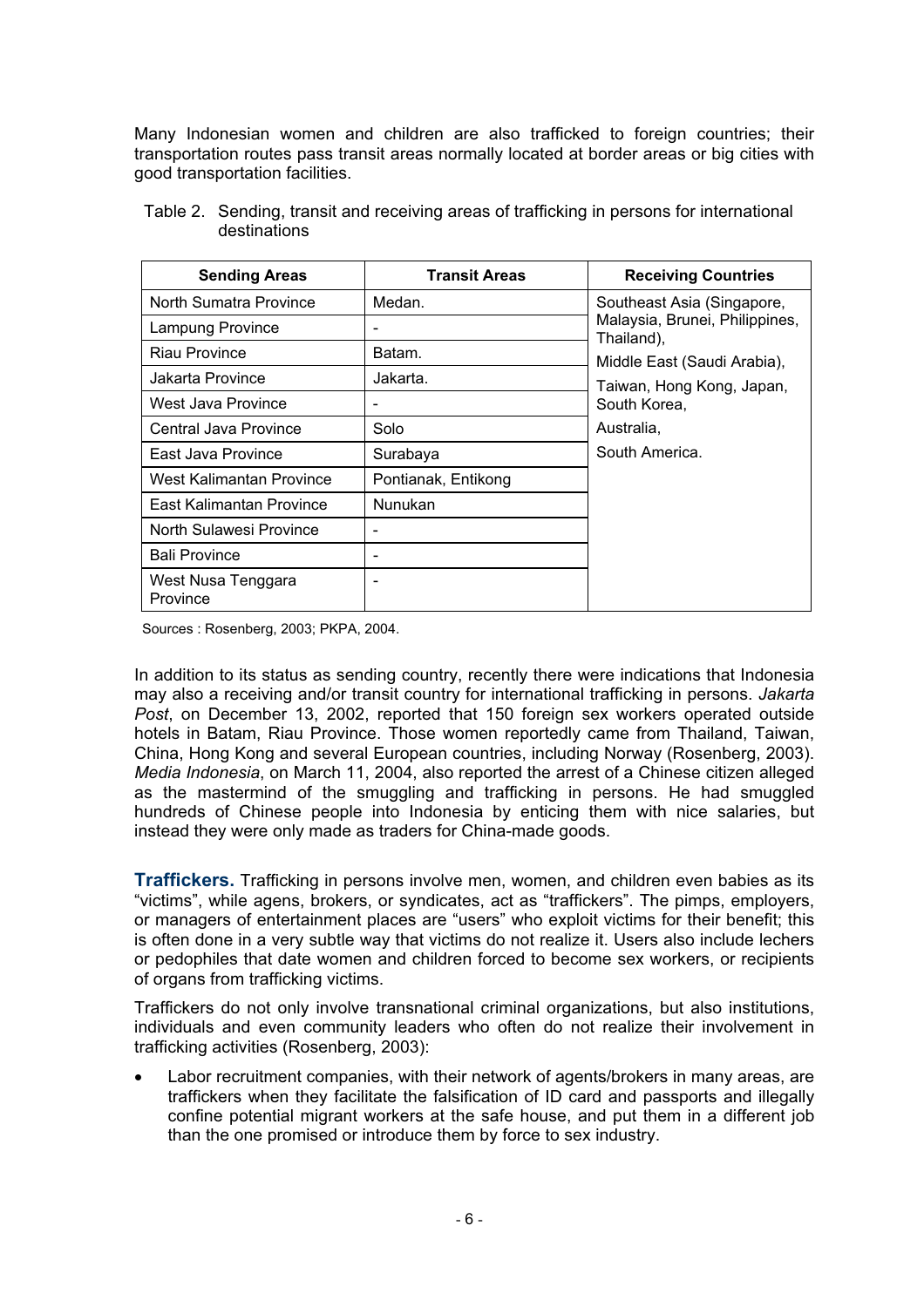Many Indonesian women and children are also trafficked to foreign countries; their transportation routes pass transit areas normally located at border areas or big cities with good transportation facilities.

Table 2. Sending, transit and receiving areas of trafficking in persons for international destinations

| Sending Areas | Transit Areas | Receiving Countries |
|---|---|---|
| North Sumatra Province | Medan. | Southeast Asia (Singapore, Malaysia, Brunei, Philippines, Thailand), Middle East (Saudi Arabia), Taiwan, Hong Kong, Japan, South Korea, Australia, South America. |
| Lampung Province | - | |
| Riau Province | Batam. | |
| Jakarta Province | Jakarta. | |
| West Java Province | - | |
| Central Java Province | Solo | |
| East Java Province | Surabaya | |
| West Kalimantan Province | Pontianak, Entikong | |
| East Kalimantan Province | Nunukan | |
| North Sulawesi Province | - | |
| Bali Province | - | |
| West Nusa Tenggara Province | - | |

Sources : Rosenberg, 2003; PKPA, 2004.

In addition to its status as sending country, recently there were indications that Indonesia may also a receiving and/or transit country for international trafficking in persons. *Jakarta Post*, on December 13, 2002, reported that 150 foreign sex workers operated outside hotels in Batam, Riau Province. Those women reportedly came from Thailand, Taiwan, China, Hong Kong and several European countries, including Norway (Rosenberg, 2003). *Media Indonesia*, on March 11, 2004, also reported the arrest of a Chinese citizen alleged as the mastermind of the smuggling and trafficking in persons. He had smuggled hundreds of Chinese people into Indonesia by enticing them with nice salaries, but instead they were only made as traders for China-made goods.

**Traffickers.** Trafficking in persons involve men, women, and children even babies as its "victims", while agens, brokers, or syndicates, act as "traffickers". The pimps, employers, or managers of entertainment places are "users" who exploit victims for their benefit; this is often done in a very subtle way that victims do not realize it. Users also include lechers or pedophiles that date women and children forced to become sex workers, or recipients of organs from trafficking victims.

Traffickers do not only involve transnational criminal organizations, but also institutions, individuals and even community leaders who often do not realize their involvement in trafficking activities (Rosenberg, 2003):

- Labor recruitment companies, with their network of agents/brokers in many areas, are traffickers when they facilitate the falsification of ID card and passports and illegally confine potential migrant workers at the safe house, and put them in a different job than the one promised or introduce them by force to sex industry.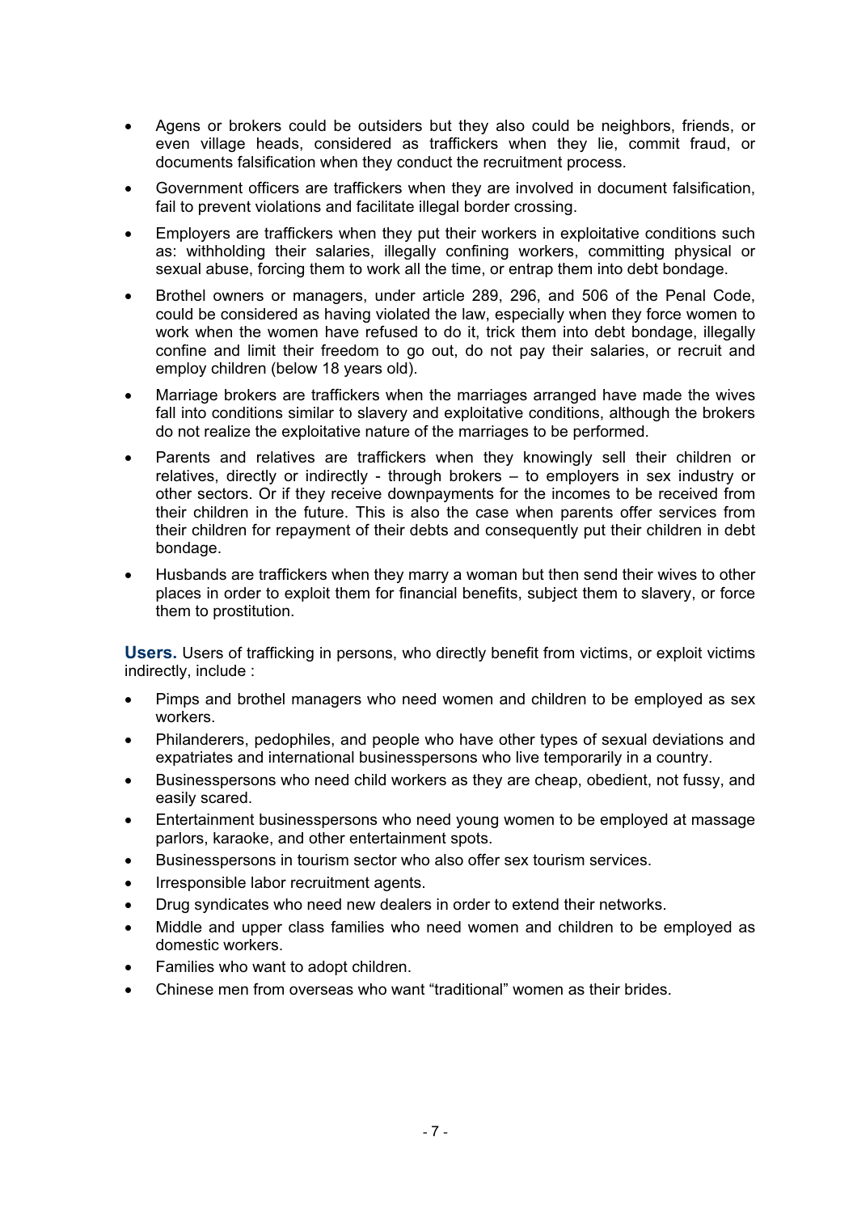- Agens or brokers could be outsiders but they also could be neighbors, friends, or even village heads, considered as traffickers when they lie, commit fraud, or documents falsification when they conduct the recruitment process.
- Government officers are traffickers when they are involved in document falsification, fail to prevent violations and facilitate illegal border crossing.
- Employers are traffickers when they put their workers in exploitative conditions such as: withholding their salaries, illegally confining workers, committing physical or sexual abuse, forcing them to work all the time, or entrap them into debt bondage.
- Brothel owners or managers, under article 289, 296, and 506 of the Penal Code, could be considered as having violated the law, especially when they force women to work when the women have refused to do it, trick them into debt bondage, illegally confine and limit their freedom to go out, do not pay their salaries, or recruit and employ children (below 18 years old).
- Marriage brokers are traffickers when the marriages arranged have made the wives fall into conditions similar to slavery and exploitative conditions, although the brokers do not realize the exploitative nature of the marriages to be performed.
- Parents and relatives are traffickers when they knowingly sell their children or relatives, directly or indirectly - through brokers – to employers in sex industry or other sectors. Or if they receive downpayments for the incomes to be received from their children in the future. This is also the case when parents offer services from their children for repayment of their debts and consequently put their children in debt bondage.
- Husbands are traffickers when they marry a woman but then send their wives to other places in order to exploit them for financial benefits, subject them to slavery, or force them to prostitution.

**Users.** Users of trafficking in persons, who directly benefit from victims, or exploit victims indirectly, include :

- Pimps and brothel managers who need women and children to be employed as sex workers.
- Philanderers, pedophiles, and people who have other types of sexual deviations and expatriates and international businesspersons who live temporarily in a country.
- Businesspersons who need child workers as they are cheap, obedient, not fussy, and easily scared.
- Entertainment businesspersons who need young women to be employed at massage parlors, karaoke, and other entertainment spots.
- Businesspersons in tourism sector who also offer sex tourism services.
- Irresponsible labor recruitment agents.
- Drug syndicates who need new dealers in order to extend their networks.
- Middle and upper class families who need women and children to be employed as domestic workers.
- Families who want to adopt children.
- Chinese men from overseas who want "traditional" women as their brides.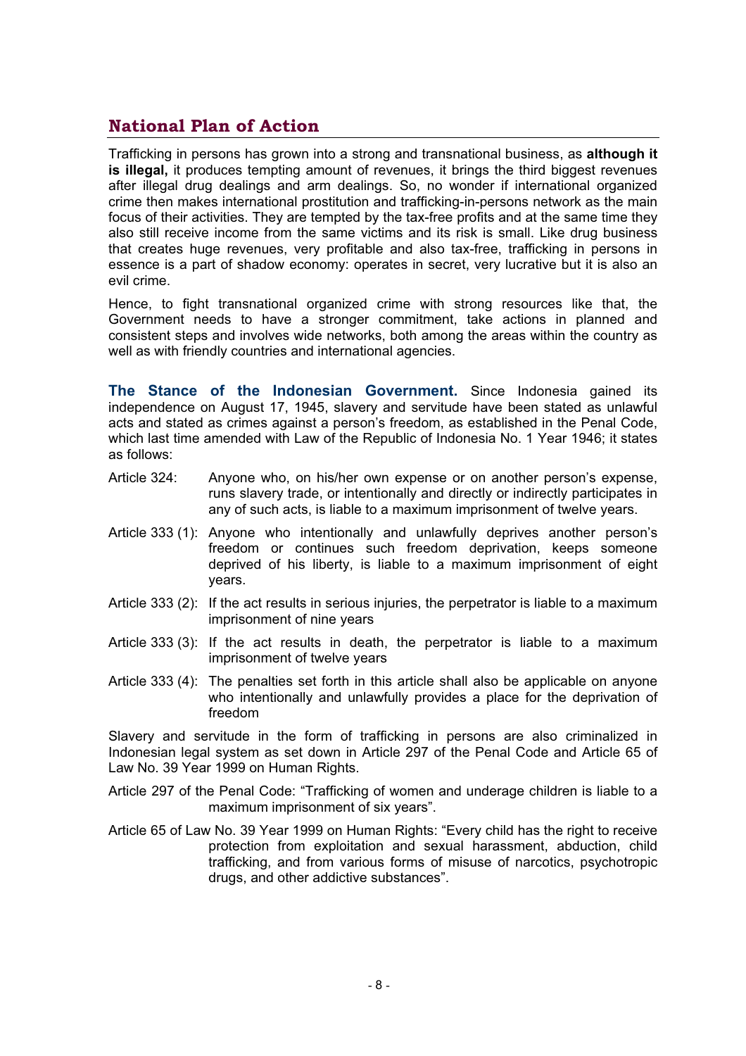## National Plan of Action

Trafficking in persons has grown into a strong and transnational business, as **although it is illegal,** it produces tempting amount of revenues, it brings the third biggest revenues after illegal drug dealings and arm dealings. So, no wonder if international organized crime then makes international prostitution and trafficking-in-persons network as the main focus of their activities. They are tempted by the tax-free profits and at the same time they also still receive income from the same victims and its risk is small. Like drug business that creates huge revenues, very profitable and also tax-free, trafficking in persons in essence is a part of shadow economy: operates in secret, very lucrative but it is also an evil crime.

Hence, to fight transnational organized crime with strong resources like that, the Government needs to have a stronger commitment, take actions in planned and consistent steps and involves wide networks, both among the areas within the country as well as with friendly countries and international agencies.

**The Stance of the Indonesian Government.** Since Indonesia gained its independence on August 17, 1945, slavery and servitude have been stated as unlawful acts and stated as crimes against a person's freedom, as established in the Penal Code, which last time amended with Law of the Republic of Indonesia No. 1 Year 1946; it states as follows:

Article 324: Anyone who, on his/her own expense or on another person's expense, runs slavery trade, or intentionally and directly or indirectly participates in any of such acts, is liable to a maximum imprisonment of twelve years.

Article 333 (1): Anyone who intentionally and unlawfully deprives another person's freedom or continues such freedom deprivation, keeps someone deprived of his liberty, is liable to a maximum imprisonment of eight years.

Article 333 (2): If the act results in serious injuries, the perpetrator is liable to a maximum imprisonment of nine years

Article 333 (3): If the act results in death, the perpetrator is liable to a maximum imprisonment of twelve years

Article 333 (4): The penalties set forth in this article shall also be applicable on anyone who intentionally and unlawfully provides a place for the deprivation of freedom

Slavery and servitude in the form of trafficking in persons are also criminalized in Indonesian legal system as set down in Article 297 of the Penal Code and Article 65 of Law No. 39 Year 1999 on Human Rights.

Article 297 of the Penal Code: "Trafficking of women and underage children is liable to a maximum imprisonment of six years".

Article 65 of Law No. 39 Year 1999 on Human Rights: "Every child has the right to receive protection from exploitation and sexual harassment, abduction, child trafficking, and from various forms of misuse of narcotics, psychotropic drugs, and other addictive substances".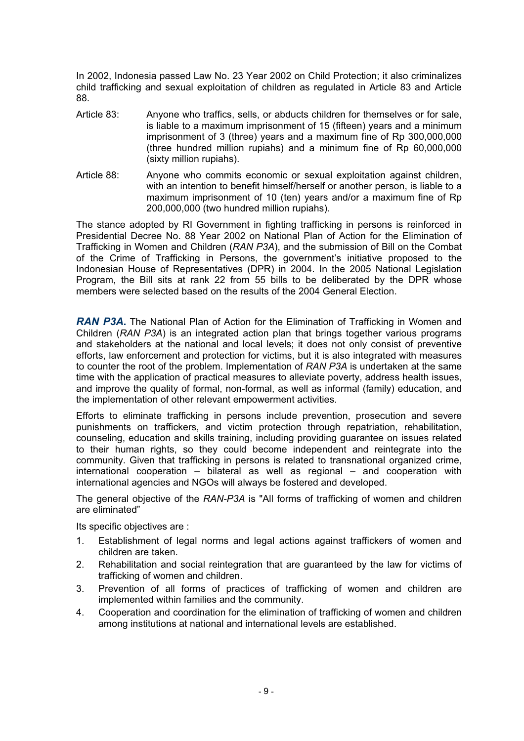In 2002, Indonesia passed Law No. 23 Year 2002 on Child Protection; it also criminalizes child trafficking and sexual exploitation of children as regulated in Article 83 and Article 88.

Article 83: Anyone who traffics, sells, or abducts children for themselves or for sale, is liable to a maximum imprisonment of 15 (fifteen) years and a minimum imprisonment of 3 (three) years and a maximum fine of Rp 300,000,000 (three hundred million rupiahs) and a minimum fine of Rp 60,000,000 (sixty million rupiahs).

Article 88: Anyone who commits economic or sexual exploitation against children, with an intention to benefit himself/herself or another person, is liable to a maximum imprisonment of 10 (ten) years and/or a maximum fine of Rp 200,000,000 (two hundred million rupiahs).

The stance adopted by RI Government in fighting trafficking in persons is reinforced in Presidential Decree No. 88 Year 2002 on National Plan of Action for the Elimination of Trafficking in Women and Children (*RAN P3A*), and the submission of Bill on the Combat of the Crime of Trafficking in Persons, the government's initiative proposed to the Indonesian House of Representatives (DPR) in 2004. In the 2005 National Legislation Program, the Bill sits at rank 22 from 55 bills to be deliberated by the DPR whose members were selected based on the results of the 2004 General Election.

***RAN P3A*.** The National Plan of Action for the Elimination of Trafficking in Women and Children (*RAN P3A*) is an integrated action plan that brings together various programs and stakeholders at the national and local levels; it does not only consist of preventive efforts, law enforcement and protection for victims, but it is also integrated with measures to counter the root of the problem. Implementation of *RAN P3A* is undertaken at the same time with the application of practical measures to alleviate poverty, address health issues, and improve the quality of formal, non-formal, as well as informal (family) education, and the implementation of other relevant empowerment activities.

Efforts to eliminate trafficking in persons include prevention, prosecution and severe punishments on traffickers, and victim protection through repatriation, rehabilitation, counseling, education and skills training, including providing guarantee on issues related to their human rights, so they could become independent and reintegrate into the community. Given that trafficking in persons is related to transnational organized crime, international cooperation – bilateral as well as regional – and cooperation with international agencies and NGOs will always be fostered and developed.

The general objective of the *RAN-P3A* is "All forms of trafficking of women and children are eliminated"

Its specific objectives are :

1. Establishment of legal norms and legal actions against traffickers of women and children are taken.
2. Rehabilitation and social reintegration that are guaranteed by the law for victims of trafficking of women and children.
3. Prevention of all forms of practices of trafficking of women and children are implemented within families and the community.
4. Cooperation and coordination for the elimination of trafficking of women and children among institutions at national and international levels are established.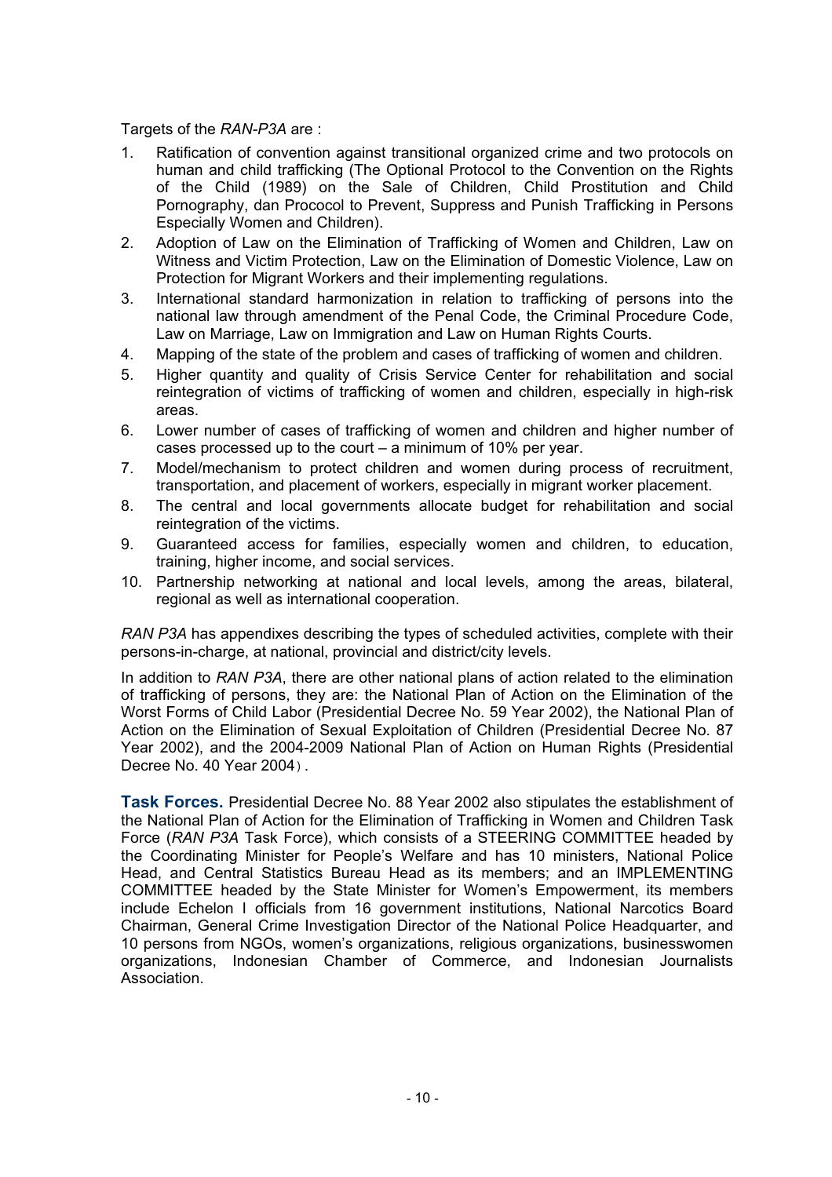Targets of the *RAN-P3A* are :

1. Ratification of convention against transitional organized crime and two protocols on human and child trafficking (The Optional Protocol to the Convention on the Rights of the Child (1989) on the Sale of Children, Child Prostitution and Child Pornography, dan Prococol to Prevent, Suppress and Punish Trafficking in Persons Especially Women and Children).
2. Adoption of Law on the Elimination of Trafficking of Women and Children, Law on Witness and Victim Protection, Law on the Elimination of Domestic Violence, Law on Protection for Migrant Workers and their implementing regulations.
3. International standard harmonization in relation to trafficking of persons into the national law through amendment of the Penal Code, the Criminal Procedure Code, Law on Marriage, Law on Immigration and Law on Human Rights Courts.
4. Mapping of the state of the problem and cases of trafficking of women and children.
5. Higher quantity and quality of Crisis Service Center for rehabilitation and social reintegration of victims of trafficking of women and children, especially in high-risk areas.
6. Lower number of cases of trafficking of women and children and higher number of cases processed up to the court – a minimum of 10% per year.
7. Model/mechanism to protect children and women during process of recruitment, transportation, and placement of workers, especially in migrant worker placement.
8. The central and local governments allocate budget for rehabilitation and social reintegration of the victims.
9. Guaranteed access for families, especially women and children, to education, training, higher income, and social services.
10. Partnership networking at national and local levels, among the areas, bilateral, regional as well as international cooperation.

*RAN P3A* has appendixes describing the types of scheduled activities, complete with their persons-in-charge, at national, provincial and district/city levels.

In addition to *RAN P3A*, there are other national plans of action related to the elimination of trafficking of persons, they are: the National Plan of Action on the Elimination of the Worst Forms of Child Labor (Presidential Decree No. 59 Year 2002), the National Plan of Action on the Elimination of Sexual Exploitation of Children (Presidential Decree No. 87 Year 2002), and the 2004-2009 National Plan of Action on Human Rights (Presidential Decree No. 40 Year 2004）.

**Task Forces.** Presidential Decree No. 88 Year 2002 also stipulates the establishment of the National Plan of Action for the Elimination of Trafficking in Women and Children Task Force (*RAN P3A* Task Force), which consists of a STEERING COMMITTEE headed by the Coordinating Minister for People's Welfare and has 10 ministers, National Police Head, and Central Statistics Bureau Head as its members; and an IMPLEMENTING COMMITTEE headed by the State Minister for Women's Empowerment, its members include Echelon I officials from 16 government institutions, National Narcotics Board Chairman, General Crime Investigation Director of the National Police Headquarter, and 10 persons from NGOs, women's organizations, religious organizations, businesswomen organizations, Indonesian Chamber of Commerce, and Indonesian Journalists Association.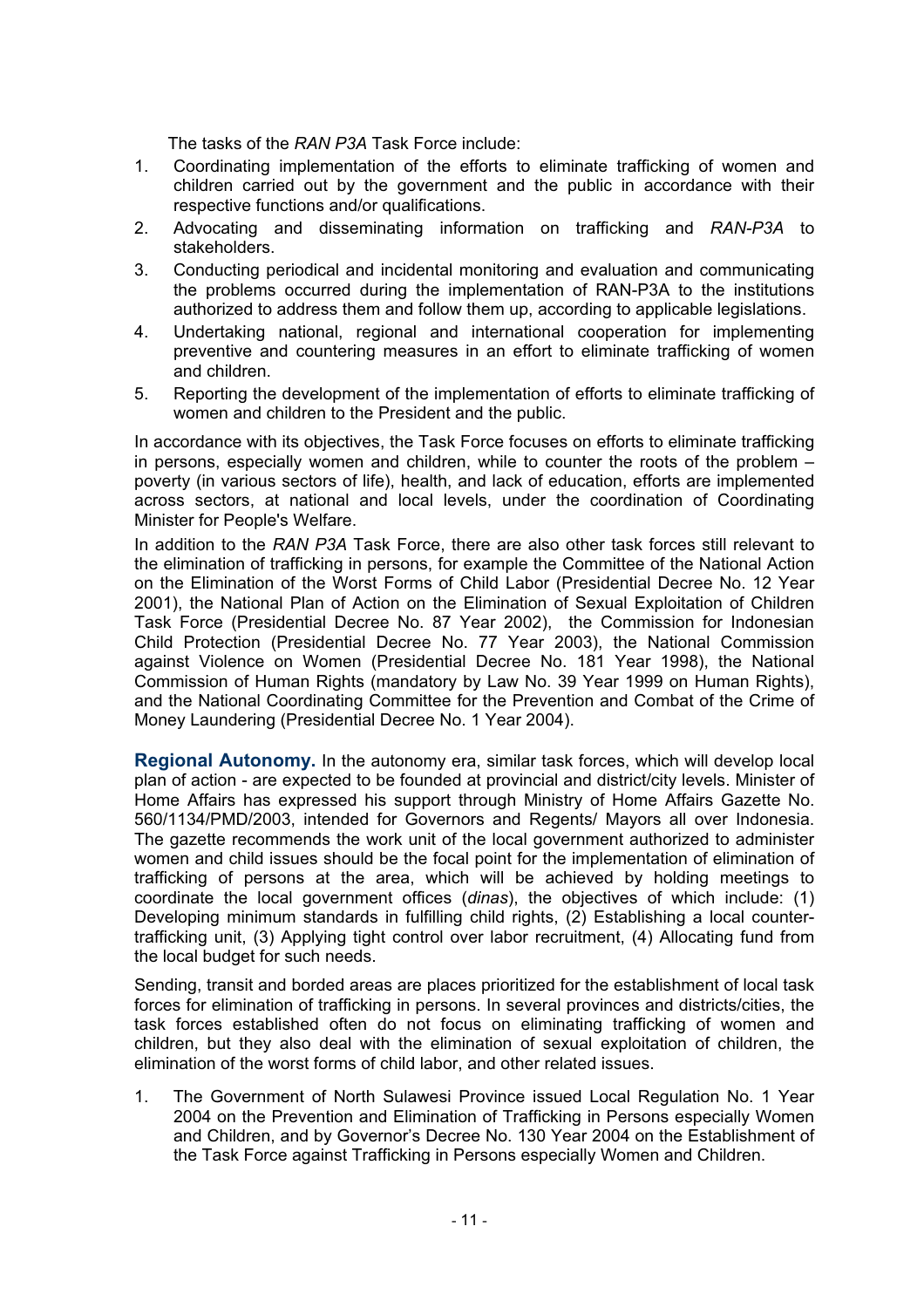The tasks of the *RAN P3A* Task Force include:

1. Coordinating implementation of the efforts to eliminate trafficking of women and children carried out by the government and the public in accordance with their respective functions and/or qualifications.
2. Advocating and disseminating information on trafficking and *RAN-P3A* to stakeholders.
3. Conducting periodical and incidental monitoring and evaluation and communicating the problems occurred during the implementation of RAN-P3A to the institutions authorized to address them and follow them up, according to applicable legislations.
4. Undertaking national, regional and international cooperation for implementing preventive and countering measures in an effort to eliminate trafficking of women and children.
5. Reporting the development of the implementation of efforts to eliminate trafficking of women and children to the President and the public.

In accordance with its objectives, the Task Force focuses on efforts to eliminate trafficking in persons, especially women and children, while to counter the roots of the problem – poverty (in various sectors of life), health, and lack of education, efforts are implemented across sectors, at national and local levels, under the coordination of Coordinating Minister for People's Welfare.

In addition to the *RAN P3A* Task Force, there are also other task forces still relevant to the elimination of trafficking in persons, for example the Committee of the National Action on the Elimination of the Worst Forms of Child Labor (Presidential Decree No. 12 Year 2001), the National Plan of Action on the Elimination of Sexual Exploitation of Children Task Force (Presidential Decree No. 87 Year 2002), the Commission for Indonesian Child Protection (Presidential Decree No. 77 Year 2003), the National Commission against Violence on Women (Presidential Decree No. 181 Year 1998), the National Commission of Human Rights (mandatory by Law No. 39 Year 1999 on Human Rights), and the National Coordinating Committee for the Prevention and Combat of the Crime of Money Laundering (Presidential Decree No. 1 Year 2004).

**Regional Autonomy.** In the autonomy era, similar task forces, which will develop local plan of action - are expected to be founded at provincial and district/city levels. Minister of Home Affairs has expressed his support through Ministry of Home Affairs Gazette No. 560/1134/PMD/2003, intended for Governors and Regents/ Mayors all over Indonesia. The gazette recommends the work unit of the local government authorized to administer women and child issues should be the focal point for the implementation of elimination of trafficking of persons at the area, which will be achieved by holding meetings to coordinate the local government offices (*dinas*), the objectives of which include: (1) Developing minimum standards in fulfilling child rights, (2) Establishing a local counter-trafficking unit, (3) Applying tight control over labor recruitment, (4) Allocating fund from the local budget for such needs.

Sending, transit and borded areas are places prioritized for the establishment of local task forces for elimination of trafficking in persons. In several provinces and districts/cities, the task forces established often do not focus on eliminating trafficking of women and children, but they also deal with the elimination of sexual exploitation of children, the elimination of the worst forms of child labor, and other related issues.

1. The Government of North Sulawesi Province issued Local Regulation No. 1 Year 2004 on the Prevention and Elimination of Trafficking in Persons especially Women and Children, and by Governor's Decree No. 130 Year 2004 on the Establishment of the Task Force against Trafficking in Persons especially Women and Children.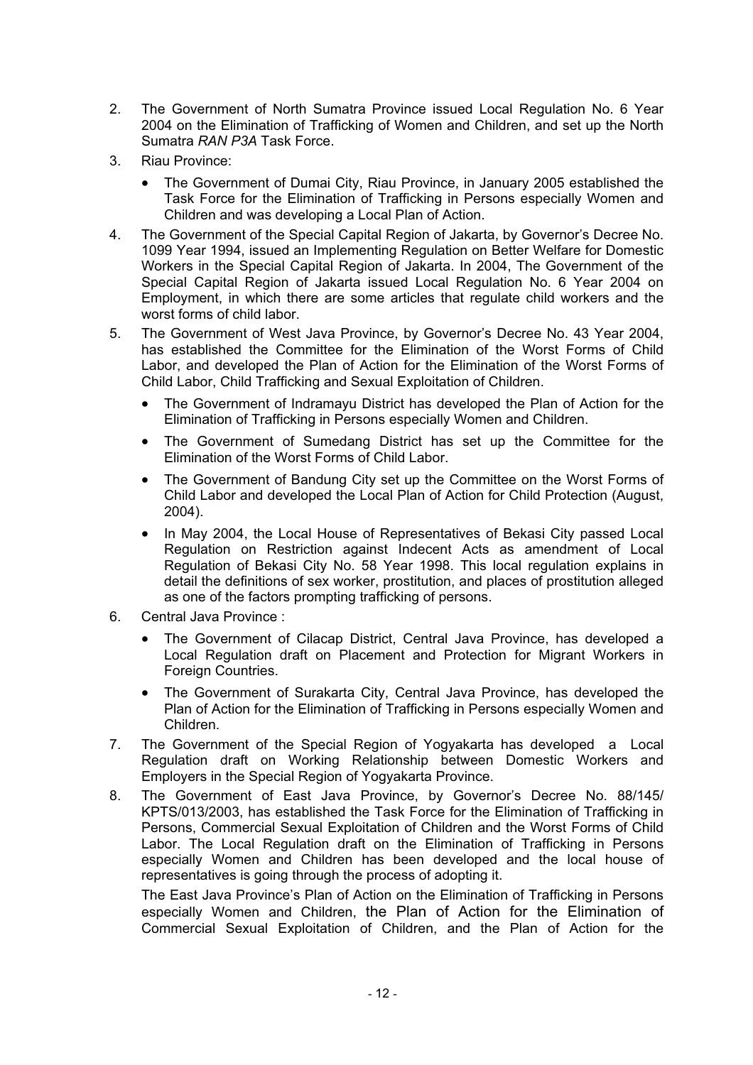2. The Government of North Sumatra Province issued Local Regulation No. 6 Year 2004 on the Elimination of Trafficking of Women and Children, and set up the North Sumatra *RAN P3A* Task Force.
3. Riau Province:
   - The Government of Dumai City, Riau Province, in January 2005 established the Task Force for the Elimination of Trafficking in Persons especially Women and Children and was developing a Local Plan of Action.
4. The Government of the Special Capital Region of Jakarta, by Governor's Decree No. 1099 Year 1994, issued an Implementing Regulation on Better Welfare for Domestic Workers in the Special Capital Region of Jakarta. In 2004, The Government of the Special Capital Region of Jakarta issued Local Regulation No. 6 Year 2004 on Employment, in which there are some articles that regulate child workers and the worst forms of child labor.
5. The Government of West Java Province, by Governor's Decree No. 43 Year 2004, has established the Committee for the Elimination of the Worst Forms of Child Labor, and developed the Plan of Action for the Elimination of the Worst Forms of Child Labor, Child Trafficking and Sexual Exploitation of Children.
   - The Government of Indramayu District has developed the Plan of Action for the Elimination of Trafficking in Persons especially Women and Children.
   - The Government of Sumedang District has set up the Committee for the Elimination of the Worst Forms of Child Labor.
   - The Government of Bandung City set up the Committee on the Worst Forms of Child Labor and developed the Local Plan of Action for Child Protection (August, 2004).
   - In May 2004, the Local House of Representatives of Bekasi City passed Local Regulation on Restriction against Indecent Acts as amendment of Local Regulation of Bekasi City No. 58 Year 1998. This local regulation explains in detail the definitions of sex worker, prostitution, and places of prostitution alleged as one of the factors prompting trafficking of persons.
6. Central Java Province :
   - The Government of Cilacap District, Central Java Province, has developed a Local Regulation draft on Placement and Protection for Migrant Workers in Foreign Countries.
   - The Government of Surakarta City, Central Java Province, has developed the Plan of Action for the Elimination of Trafficking in Persons especially Women and Children.
7. The Government of the Special Region of Yogyakarta has developed a Local Regulation draft on Working Relationship between Domestic Workers and Employers in the Special Region of Yogyakarta Province.
8. The Government of East Java Province, by Governor's Decree No. 88/145/ KPTS/013/2003, has established the Task Force for the Elimination of Trafficking in Persons, Commercial Sexual Exploitation of Children and the Worst Forms of Child Labor. The Local Regulation draft on the Elimination of Trafficking in Persons especially Women and Children has been developed and the local house of representatives is going through the process of adopting it.

   The East Java Province's Plan of Action on the Elimination of Trafficking in Persons especially Women and Children, the Plan of Action for the Elimination of Commercial Sexual Exploitation of Children, and the Plan of Action for the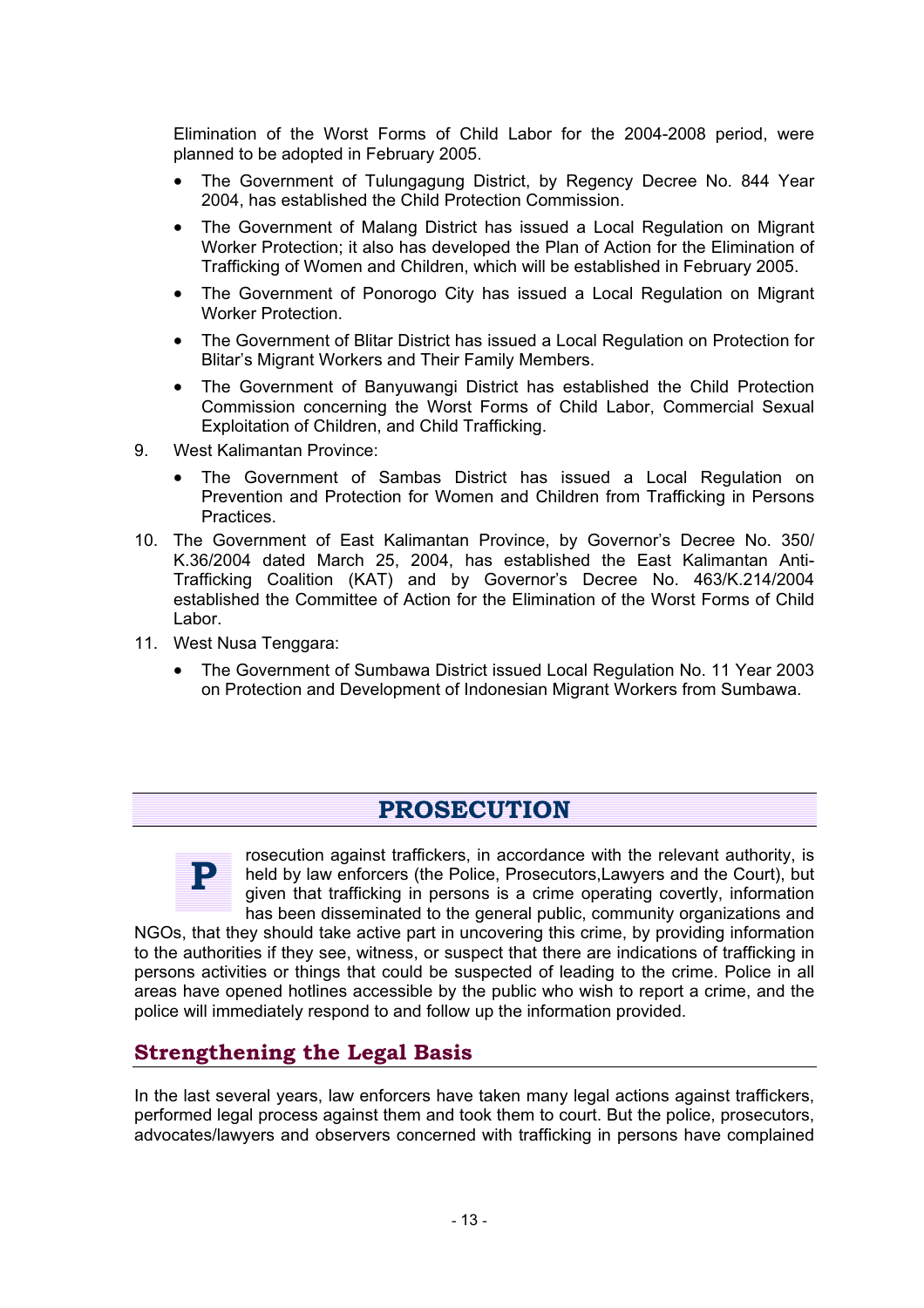Elimination of the Worst Forms of Child Labor for the 2004-2008 period, were planned to be adopted in February 2005.

- The Government of Tulungagung District, by Regency Decree No. 844 Year 2004, has established the Child Protection Commission.
- The Government of Malang District has issued a Local Regulation on Migrant Worker Protection; it also has developed the Plan of Action for the Elimination of Trafficking of Women and Children, which will be established in February 2005.
- The Government of Ponorogo City has issued a Local Regulation on Migrant Worker Protection.
- The Government of Blitar District has issued a Local Regulation on Protection for Blitar's Migrant Workers and Their Family Members.
- The Government of Banyuwangi District has established the Child Protection Commission concerning the Worst Forms of Child Labor, Commercial Sexual Exploitation of Children, and Child Trafficking.

9. West Kalimantan Province:
    - The Government of Sambas District has issued a Local Regulation on Prevention and Protection for Women and Children from Trafficking in Persons Practices.
10. The Government of East Kalimantan Province, by Governor's Decree No. 350/ K.36/2004 dated March 25, 2004, has established the East Kalimantan Anti-Trafficking Coalition (KAT) and by Governor's Decree No. 463/K.214/2004 established the Committee of Action for the Elimination of the Worst Forms of Child Labor.
11. West Nusa Tenggara:
    - The Government of Sumbawa District issued Local Regulation No. 11 Year 2003 on Protection and Development of Indonesian Migrant Workers from Sumbawa.

## PROSECUTION

Prosecution against traffickers, in accordance with the relevant authority, is held by law enforcers (the Police, Prosecutors,Lawyers and the Court), but given that trafficking in persons is a crime operating covertly, information has been disseminated to the general public, community organizations and NGOs, that they should take active part in uncovering this crime, by providing information to the authorities if they see, witness, or suspect that there are indications of trafficking in persons activities or things that could be suspected of leading to the crime. Police in all areas have opened hotlines accessible by the public who wish to report a crime, and the police will immediately respond to and follow up the information provided.

### Strengthening the Legal Basis

In the last several years, law enforcers have taken many legal actions against traffickers, performed legal process against them and took them to court. But the police, prosecutors, advocates/lawyers and observers concerned with trafficking in persons have complained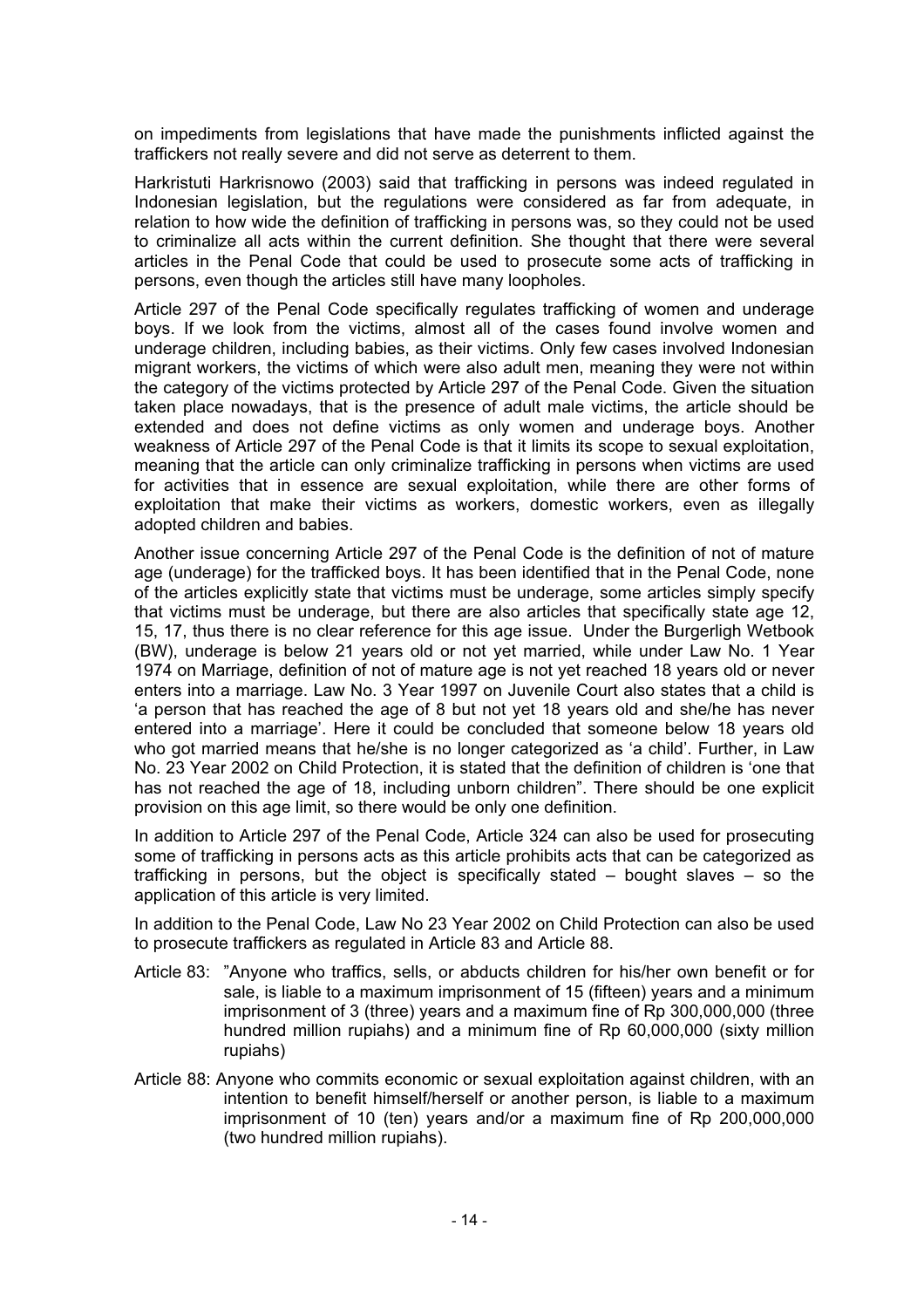on impediments from legislations that have made the punishments inflicted against the traffickers not really severe and did not serve as deterrent to them.

Harkristuti Harkrisnowo (2003) said that trafficking in persons was indeed regulated in Indonesian legislation, but the regulations were considered as far from adequate, in relation to how wide the definition of trafficking in persons was, so they could not be used to criminalize all acts within the current definition. She thought that there were several articles in the Penal Code that could be used to prosecute some acts of trafficking in persons, even though the articles still have many loopholes.

Article 297 of the Penal Code specifically regulates trafficking of women and underage boys. If we look from the victims, almost all of the cases found involve women and underage children, including babies, as their victims. Only few cases involved Indonesian migrant workers, the victims of which were also adult men, meaning they were not within the category of the victims protected by Article 297 of the Penal Code. Given the situation taken place nowadays, that is the presence of adult male victims, the article should be extended and does not define victims as only women and underage boys. Another weakness of Article 297 of the Penal Code is that it limits its scope to sexual exploitation, meaning that the article can only criminalize trafficking in persons when victims are used for activities that in essence are sexual exploitation, while there are other forms of exploitation that make their victims as workers, domestic workers, even as illegally adopted children and babies.

Another issue concerning Article 297 of the Penal Code is the definition of not of mature age (underage) for the trafficked boys. It has been identified that in the Penal Code, none of the articles explicitly state that victims must be underage, some articles simply specify that victims must be underage, but there are also articles that specifically state age 12, 15, 17, thus there is no clear reference for this age issue. Under the Burgerligh Wetbook (BW), underage is below 21 years old or not yet married, while under Law No. 1 Year 1974 on Marriage, definition of not of mature age is not yet reached 18 years old or never enters into a marriage. Law No. 3 Year 1997 on Juvenile Court also states that a child is 'a person that has reached the age of 8 but not yet 18 years old and she/he has never entered into a marriage'. Here it could be concluded that someone below 18 years old who got married means that he/she is no longer categorized as 'a child'. Further, in Law No. 23 Year 2002 on Child Protection, it is stated that the definition of children is 'one that has not reached the age of 18, including unborn children". There should be one explicit provision on this age limit, so there would be only one definition.

In addition to Article 297 of the Penal Code, Article 324 can also be used for prosecuting some of trafficking in persons acts as this article prohibits acts that can be categorized as trafficking in persons, but the object is specifically stated – bought slaves – so the application of this article is very limited.

In addition to the Penal Code, Law No 23 Year 2002 on Child Protection can also be used to prosecute traffickers as regulated in Article 83 and Article 88.

Article 83: "Anyone who traffics, sells, or abducts children for his/her own benefit or for sale, is liable to a maximum imprisonment of 15 (fifteen) years and a minimum imprisonment of 3 (three) years and a maximum fine of Rp 300,000,000 (three hundred million rupiahs) and a minimum fine of Rp 60,000,000 (sixty million rupiahs)

Article 88: Anyone who commits economic or sexual exploitation against children, with an intention to benefit himself/herself or another person, is liable to a maximum imprisonment of 10 (ten) years and/or a maximum fine of Rp 200,000,000 (two hundred million rupiahs).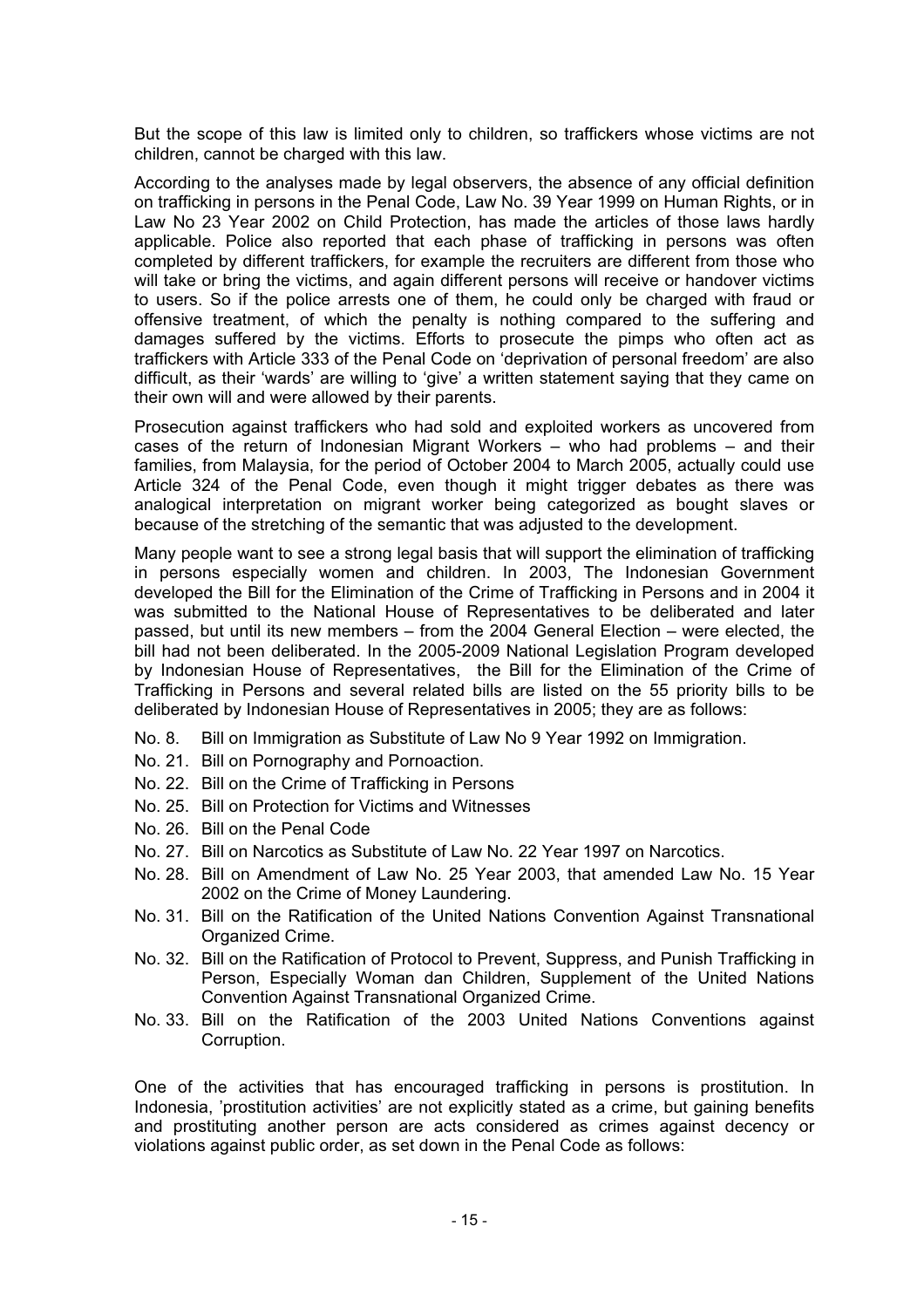But the scope of this law is limited only to children, so traffickers whose victims are not children, cannot be charged with this law.

According to the analyses made by legal observers, the absence of any official definition on trafficking in persons in the Penal Code, Law No. 39 Year 1999 on Human Rights, or in Law No 23 Year 2002 on Child Protection, has made the articles of those laws hardly applicable. Police also reported that each phase of trafficking in persons was often completed by different traffickers, for example the recruiters are different from those who will take or bring the victims, and again different persons will receive or handover victims to users. So if the police arrests one of them, he could only be charged with fraud or offensive treatment, of which the penalty is nothing compared to the suffering and damages suffered by the victims. Efforts to prosecute the pimps who often act as traffickers with Article 333 of the Penal Code on 'deprivation of personal freedom' are also difficult, as their 'wards' are willing to 'give' a written statement saying that they came on their own will and were allowed by their parents.

Prosecution against traffickers who had sold and exploited workers as uncovered from cases of the return of Indonesian Migrant Workers – who had problems – and their families, from Malaysia, for the period of October 2004 to March 2005, actually could use Article 324 of the Penal Code, even though it might trigger debates as there was analogical interpretation on migrant worker being categorized as bought slaves or because of the stretching of the semantic that was adjusted to the development.

Many people want to see a strong legal basis that will support the elimination of trafficking in persons especially women and children. In 2003, The Indonesian Government developed the Bill for the Elimination of the Crime of Trafficking in Persons and in 2004 it was submitted to the National House of Representatives to be deliberated and later passed, but until its new members – from the 2004 General Election – were elected, the bill had not been deliberated. In the 2005-2009 National Legislation Program developed by Indonesian House of Representatives, the Bill for the Elimination of the Crime of Trafficking in Persons and several related bills are listed on the 55 priority bills to be deliberated by Indonesian House of Representatives in 2005; they are as follows:

- No. 8. Bill on Immigration as Substitute of Law No 9 Year 1992 on Immigration.
- No. 21. Bill on Pornography and Pornoaction.
- No. 22. Bill on the Crime of Trafficking in Persons
- No. 25. Bill on Protection for Victims and Witnesses
- No. 26. Bill on the Penal Code
- No. 27. Bill on Narcotics as Substitute of Law No. 22 Year 1997 on Narcotics.
- No. 28. Bill on Amendment of Law No. 25 Year 2003, that amended Law No. 15 Year 2002 on the Crime of Money Laundering.
- No. 31. Bill on the Ratification of the United Nations Convention Against Transnational Organized Crime.
- No. 32. Bill on the Ratification of Protocol to Prevent, Suppress, and Punish Trafficking in Person, Especially Woman dan Children, Supplement of the United Nations Convention Against Transnational Organized Crime.
- No. 33. Bill on the Ratification of the 2003 United Nations Conventions against Corruption.

One of the activities that has encouraged trafficking in persons is prostitution. In Indonesia, 'prostitution activities' are not explicitly stated as a crime, but gaining benefits and prostituting another person are acts considered as crimes against decency or violations against public order, as set down in the Penal Code as follows: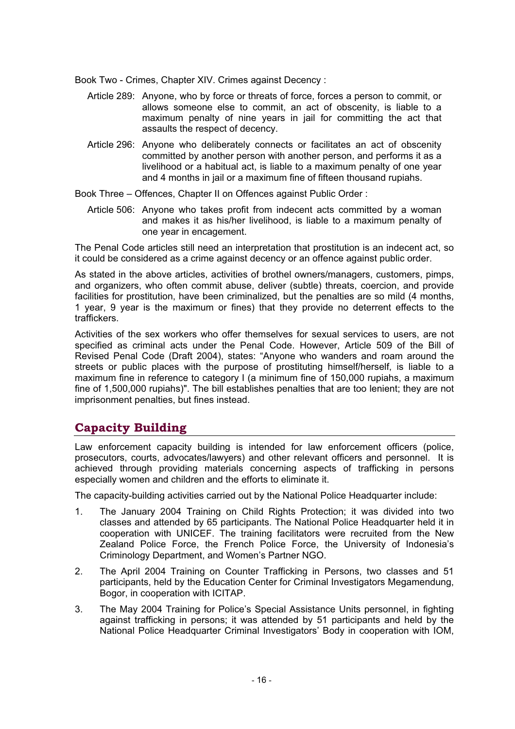Book Two - Crimes, Chapter XIV. Crimes against Decency :

Article 289: Anyone, who by force or threats of force, forces a person to commit, or allows someone else to commit, an act of obscenity, is liable to a maximum penalty of nine years in jail for committing the act that assaults the respect of decency.

Article 296: Anyone who deliberately connects or facilitates an act of obscenity committed by another person with another person, and performs it as a livelihood or a habitual act, is liable to a maximum penalty of one year and 4 months in jail or a maximum fine of fifteen thousand rupiahs.

Book Three – Offences, Chapter II on Offences against Public Order :

Article 506: Anyone who takes profit from indecent acts committed by a woman and makes it as his/her livelihood, is liable to a maximum penalty of one year in encagement.

The Penal Code articles still need an interpretation that prostitution is an indecent act, so it could be considered as a crime against decency or an offence against public order.

As stated in the above articles, activities of brothel owners/managers, customers, pimps, and organizers, who often commit abuse, deliver (subtle) threats, coercion, and provide facilities for prostitution, have been criminalized, but the penalties are so mild (4 months, 1 year, 9 year is the maximum or fines) that they provide no deterrent effects to the traffickers.

Activities of the sex workers who offer themselves for sexual services to users, are not specified as criminal acts under the Penal Code. However, Article 509 of the Bill of Revised Penal Code (Draft 2004), states: "Anyone who wanders and roam around the streets or public places with the purpose of prostituting himself/herself, is liable to a maximum fine in reference to category I (a minimum fine of 150,000 rupiahs, a maximum fine of 1,500,000 rupiahs)". The bill establishes penalties that are too lenient; they are not imprisonment penalties, but fines instead.

## Capacity Building

Law enforcement capacity building is intended for law enforcement officers (police, prosecutors, courts, advocates/lawyers) and other relevant officers and personnel. It is achieved through providing materials concerning aspects of trafficking in persons especially women and children and the efforts to eliminate it.

The capacity-building activities carried out by the National Police Headquarter include:

1. The January 2004 Training on Child Rights Protection; it was divided into two classes and attended by 65 participants. The National Police Headquarter held it in cooperation with UNICEF. The training facilitators were recruited from the New Zealand Police Force, the French Police Force, the University of Indonesia's Criminology Department, and Women's Partner NGO.
2. The April 2004 Training on Counter Trafficking in Persons, two classes and 51 participants, held by the Education Center for Criminal Investigators Megamendung, Bogor, in cooperation with ICITAP.
3. The May 2004 Training for Police's Special Assistance Units personnel, in fighting against trafficking in persons; it was attended by 51 participants and held by the National Police Headquarter Criminal Investigators' Body in cooperation with IOM,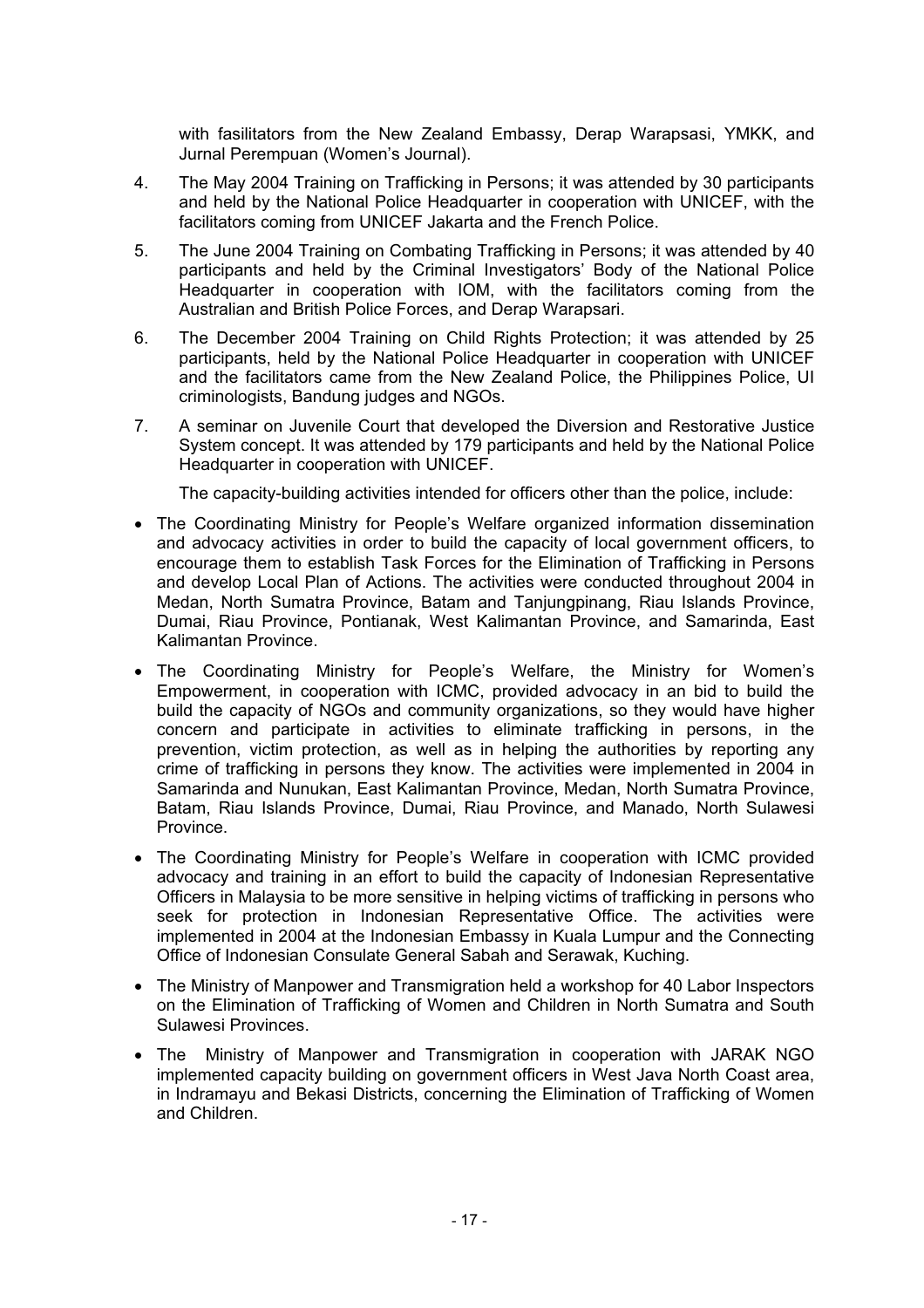with fasilitators from the New Zealand Embassy, Derap Warapsasi, YMKK, and Jurnal Perempuan (Women's Journal).

4. The May 2004 Training on Trafficking in Persons; it was attended by 30 participants and held by the National Police Headquarter in cooperation with UNICEF, with the facilitators coming from UNICEF Jakarta and the French Police.

5. The June 2004 Training on Combating Trafficking in Persons; it was attended by 40 participants and held by the Criminal Investigators' Body of the National Police Headquarter in cooperation with IOM, with the facilitators coming from the Australian and British Police Forces, and Derap Warapsari.

6. The December 2004 Training on Child Rights Protection; it was attended by 25 participants, held by the National Police Headquarter in cooperation with UNICEF and the facilitators came from the New Zealand Police, the Philippines Police, UI criminologists, Bandung judges and NGOs.

7. A seminar on Juvenile Court that developed the Diversion and Restorative Justice System concept. It was attended by 179 participants and held by the National Police Headquarter in cooperation with UNICEF.

The capacity-building activities intended for officers other than the police, include:

- The Coordinating Ministry for People's Welfare organized information dissemination and advocacy activities in order to build the capacity of local government officers, to encourage them to establish Task Forces for the Elimination of Trafficking in Persons and develop Local Plan of Actions. The activities were conducted throughout 2004 in Medan, North Sumatra Province, Batam and Tanjungpinang, Riau Islands Province, Dumai, Riau Province, Pontianak, West Kalimantan Province, and Samarinda, East Kalimantan Province.
- The Coordinating Ministry for People's Welfare, the Ministry for Women's Empowerment, in cooperation with ICMC, provided advocacy in an bid to build the build the capacity of NGOs and community organizations, so they would have higher concern and participate in activities to eliminate trafficking in persons, in the prevention, victim protection, as well as in helping the authorities by reporting any crime of trafficking in persons they know. The activities were implemented in 2004 in Samarinda and Nunukan, East Kalimantan Province, Medan, North Sumatra Province, Batam, Riau Islands Province, Dumai, Riau Province, and Manado, North Sulawesi Province.
- The Coordinating Ministry for People's Welfare in cooperation with ICMC provided advocacy and training in an effort to build the capacity of Indonesian Representative Officers in Malaysia to be more sensitive in helping victims of trafficking in persons who seek for protection in Indonesian Representative Office. The activities were implemented in 2004 at the Indonesian Embassy in Kuala Lumpur and the Connecting Office of Indonesian Consulate General Sabah and Serawak, Kuching.
- The Ministry of Manpower and Transmigration held a workshop for 40 Labor Inspectors on the Elimination of Trafficking of Women and Children in North Sumatra and South Sulawesi Provinces.
- The Ministry of Manpower and Transmigration in cooperation with JARAK NGO implemented capacity building on government officers in West Java North Coast area, in Indramayu and Bekasi Districts, concerning the Elimination of Trafficking of Women and Children.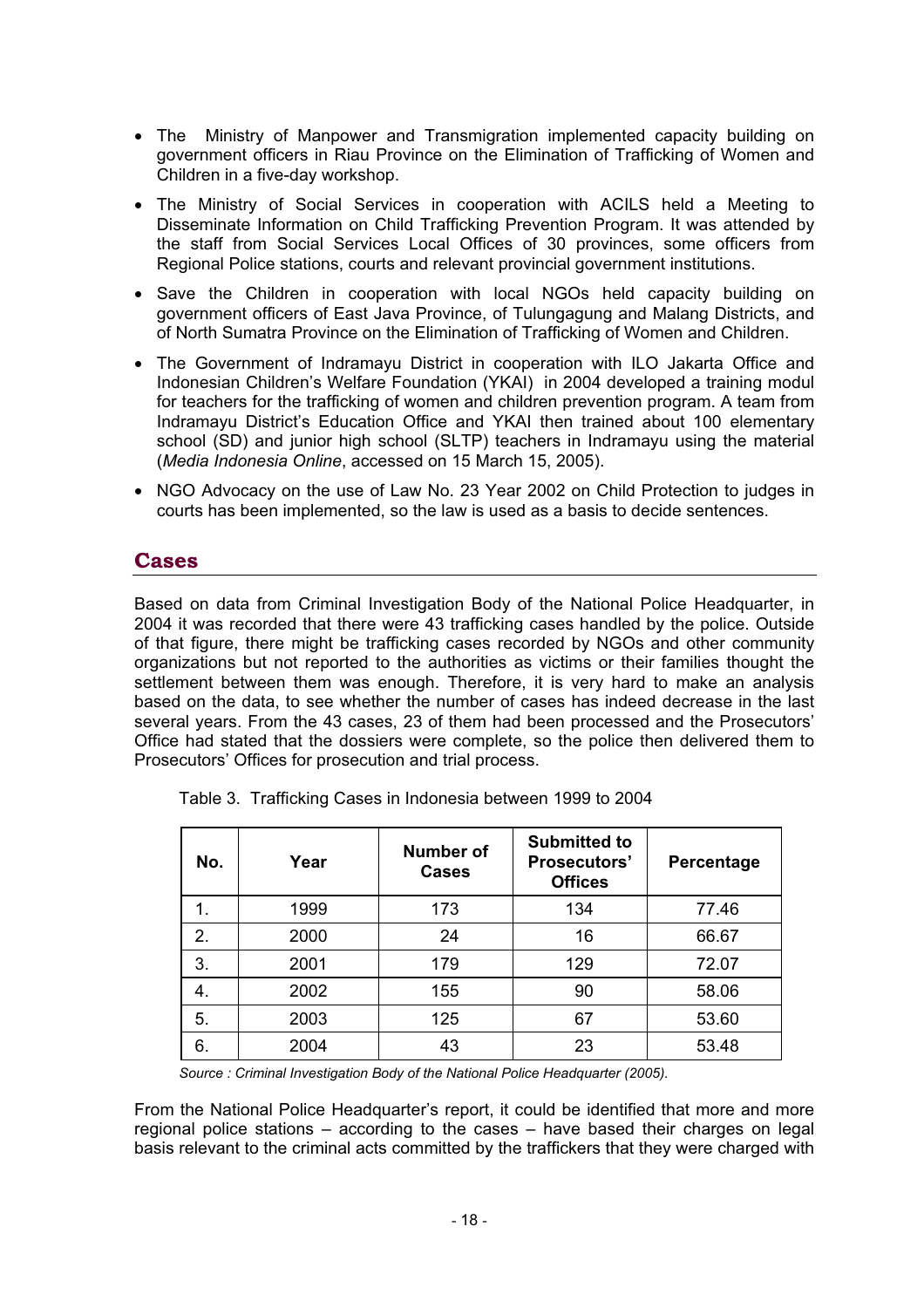- The Ministry of Manpower and Transmigration implemented capacity building on government officers in Riau Province on the Elimination of Trafficking of Women and Children in a five-day workshop.
- The Ministry of Social Services in cooperation with ACILS held a Meeting to Disseminate Information on Child Trafficking Prevention Program. It was attended by the staff from Social Services Local Offices of 30 provinces, some officers from Regional Police stations, courts and relevant provincial government institutions.
- Save the Children in cooperation with local NGOs held capacity building on government officers of East Java Province, of Tulungagung and Malang Districts, and of North Sumatra Province on the Elimination of Trafficking of Women and Children.
- The Government of Indramayu District in cooperation with ILO Jakarta Office and Indonesian Children's Welfare Foundation (YKAI) in 2004 developed a training modul for teachers for the trafficking of women and children prevention program. A team from Indramayu District's Education Office and YKAI then trained about 100 elementary school (SD) and junior high school (SLTP) teachers in Indramayu using the material (*Media Indonesia Online*, accessed on 15 March 15, 2005).
- NGO Advocacy on the use of Law No. 23 Year 2002 on Child Protection to judges in courts has been implemented, so the law is used as a basis to decide sentences.

## Cases

Based on data from Criminal Investigation Body of the National Police Headquarter, in 2004 it was recorded that there were 43 trafficking cases handled by the police. Outside of that figure, there might be trafficking cases recorded by NGOs and other community organizations but not reported to the authorities as victims or their families thought the settlement between them was enough. Therefore, it is very hard to make an analysis based on the data, to see whether the number of cases has indeed decrease in the last several years. From the 43 cases, 23 of them had been processed and the Prosecutors' Office had stated that the dossiers were complete, so the police then delivered them to Prosecutors' Offices for prosecution and trial process.

Table 3. Trafficking Cases in Indonesia between 1999 to 2004

| No. | Year | Number of Cases | Submitted to Prosecutors' Offices | Percentage |
|---|---|---|---|---|
| 1. | 1999 | 173 | 134 | 77.46 |
| 2. | 2000 | 24 | 16 | 66.67 |
| 3. | 2001 | 179 | 129 | 72.07 |
| 4. | 2002 | 155 | 90 | 58.06 |
| 5. | 2003 | 125 | 67 | 53.60 |
| 6. | 2004 | 43 | 23 | 53.48 |

*Source : Criminal Investigation Body of the National Police Headquarter (2005).*

From the National Police Headquarter's report, it could be identified that more and more regional police stations – according to the cases – have based their charges on legal basis relevant to the criminal acts committed by the traffickers that they were charged with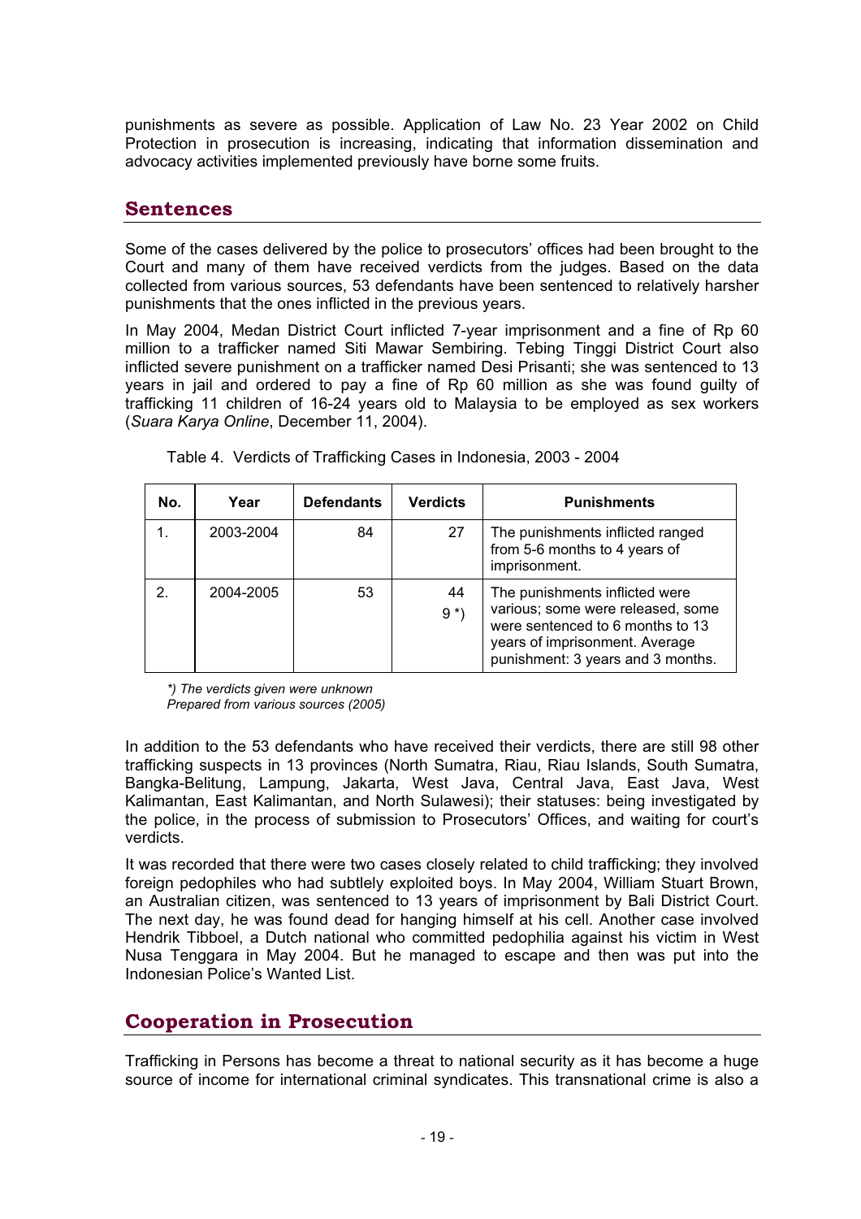punishments as severe as possible. Application of Law No. 23 Year 2002 on Child Protection in prosecution is increasing, indicating that information dissemination and advocacy activities implemented previously have borne some fruits.

## Sentences

Some of the cases delivered by the police to prosecutors' offices had been brought to the Court and many of them have received verdicts from the judges. Based on the data collected from various sources, 53 defendants have been sentenced to relatively harsher punishments that the ones inflicted in the previous years.

In May 2004, Medan District Court inflicted 7-year imprisonment and a fine of Rp 60 million to a trafficker named Siti Mawar Sembiring. Tebing Tinggi District Court also inflicted severe punishment on a trafficker named Desi Prisanti; she was sentenced to 13 years in jail and ordered to pay a fine of Rp 60 million as she was found guilty of trafficking 11 children of 16-24 years old to Malaysia to be employed as sex workers (*Suara Karya Online*, December 11, 2004).

Table 4. Verdicts of Trafficking Cases in Indonesia, 2003 - 2004

| No. | Year | Defendants | Verdicts | Punishments |
|---|---|---|---|---|
| 1. | 2003-2004 | 84 | 27 | The punishments inflicted ranged from 5-6 months to 4 years of imprisonment. |
| 2. | 2004-2005 | 53 | 44<br>9 *) | The punishments inflicted were various; some were released, some were sentenced to 6 months to 13 years of imprisonment. Average punishment: 3 years and 3 months. |

*\*) The verdicts given were unknown*
*Prepared from various sources (2005)*

In addition to the 53 defendants who have received their verdicts, there are still 98 other trafficking suspects in 13 provinces (North Sumatra, Riau, Riau Islands, South Sumatra, Bangka-Belitung, Lampung, Jakarta, West Java, Central Java, East Java, West Kalimantan, East Kalimantan, and North Sulawesi); their statuses: being investigated by the police, in the process of submission to Prosecutors' Offices, and waiting for court's verdicts.

It was recorded that there were two cases closely related to child trafficking; they involved foreign pedophiles who had subtlely exploited boys. In May 2004, William Stuart Brown, an Australian citizen, was sentenced to 13 years of imprisonment by Bali District Court. The next day, he was found dead for hanging himself at his cell. Another case involved Hendrik Tibboel, a Dutch national who committed pedophilia against his victim in West Nusa Tenggara in May 2004. But he managed to escape and then was put into the Indonesian Police's Wanted List.

## Cooperation in Prosecution

Trafficking in Persons has become a threat to national security as it has become a huge source of income for international criminal syndicates. This transnational crime is also a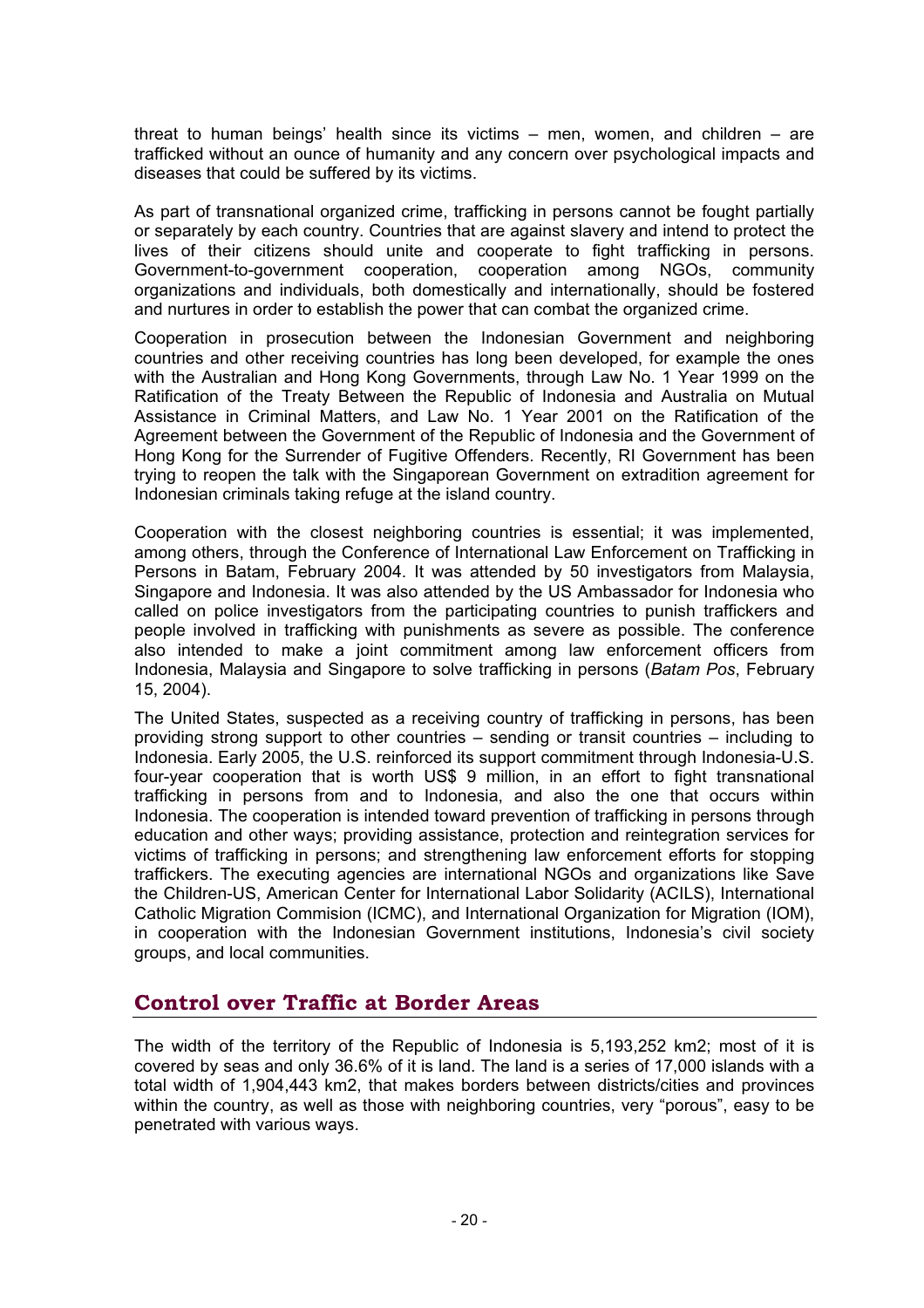threat to human beings' health since its victims – men, women, and children – are trafficked without an ounce of humanity and any concern over psychological impacts and diseases that could be suffered by its victims.

As part of transnational organized crime, trafficking in persons cannot be fought partially or separately by each country. Countries that are against slavery and intend to protect the lives of their citizens should unite and cooperate to fight trafficking in persons. Government-to-government cooperation, cooperation among NGOs, community organizations and individuals, both domestically and internationally, should be fostered and nurtures in order to establish the power that can combat the organized crime.

Cooperation in prosecution between the Indonesian Government and neighboring countries and other receiving countries has long been developed, for example the ones with the Australian and Hong Kong Governments, through Law No. 1 Year 1999 on the Ratification of the Treaty Between the Republic of Indonesia and Australia on Mutual Assistance in Criminal Matters, and Law No. 1 Year 2001 on the Ratification of the Agreement between the Government of the Republic of Indonesia and the Government of Hong Kong for the Surrender of Fugitive Offenders. Recently, RI Government has been trying to reopen the talk with the Singaporean Government on extradition agreement for Indonesian criminals taking refuge at the island country.

Cooperation with the closest neighboring countries is essential; it was implemented, among others, through the Conference of International Law Enforcement on Trafficking in Persons in Batam, February 2004. It was attended by 50 investigators from Malaysia, Singapore and Indonesia. It was also attended by the US Ambassador for Indonesia who called on police investigators from the participating countries to punish traffickers and people involved in trafficking with punishments as severe as possible. The conference also intended to make a joint commitment among law enforcement officers from Indonesia, Malaysia and Singapore to solve trafficking in persons (*Batam Pos*, February 15, 2004).

The United States, suspected as a receiving country of trafficking in persons, has been providing strong support to other countries – sending or transit countries – including to Indonesia. Early 2005, the U.S. reinforced its support commitment through Indonesia-U.S. four-year cooperation that is worth US$ 9 million, in an effort to fight transnational trafficking in persons from and to Indonesia, and also the one that occurs within Indonesia. The cooperation is intended toward prevention of trafficking in persons through education and other ways; providing assistance, protection and reintegration services for victims of trafficking in persons; and strengthening law enforcement efforts for stopping traffickers. The executing agencies are international NGOs and organizations like Save the Children-US, American Center for International Labor Solidarity (ACILS), International Catholic Migration Commision (ICMC), and International Organization for Migration (IOM), in cooperation with the Indonesian Government institutions, Indonesia's civil society groups, and local communities.

## Control over Traffic at Border Areas

The width of the territory of the Republic of Indonesia is 5,193,252 km2; most of it is covered by seas and only 36.6% of it is land. The land is a series of 17,000 islands with a total width of 1,904,443 km2, that makes borders between districts/cities and provinces within the country, as well as those with neighboring countries, very "porous", easy to be penetrated with various ways.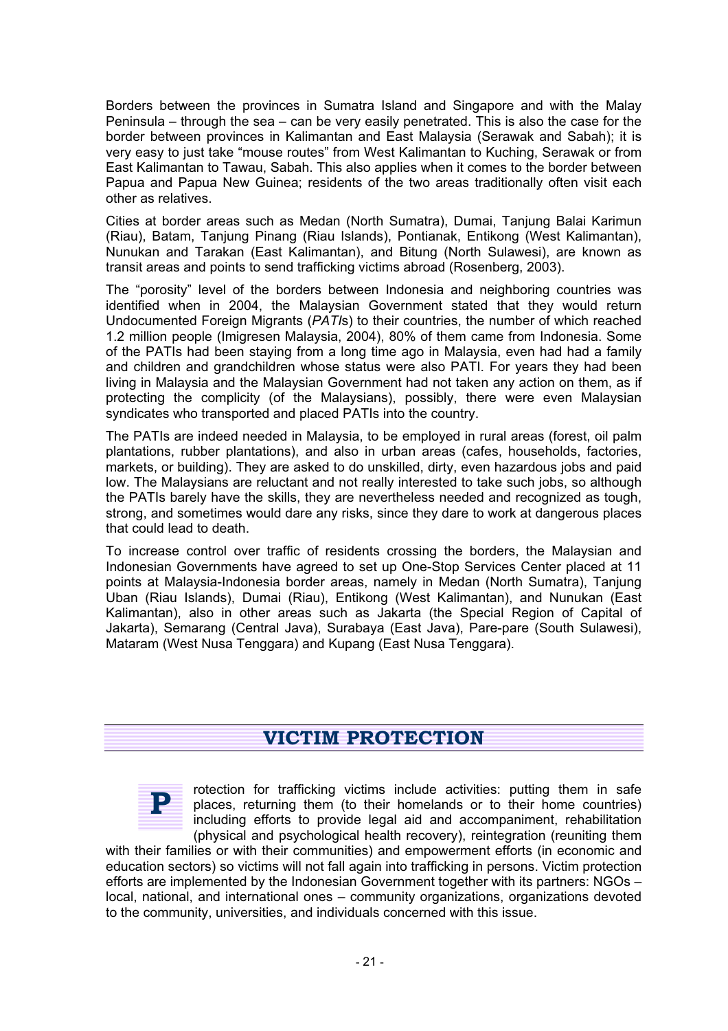Borders between the provinces in Sumatra Island and Singapore and with the Malay Peninsula – through the sea – can be very easily penetrated. This is also the case for the border between provinces in Kalimantan and East Malaysia (Serawak and Sabah); it is very easy to just take "mouse routes" from West Kalimantan to Kuching, Serawak or from East Kalimantan to Tawau, Sabah. This also applies when it comes to the border between Papua and Papua New Guinea; residents of the two areas traditionally often visit each other as relatives.

Cities at border areas such as Medan (North Sumatra), Dumai, Tanjung Balai Karimun (Riau), Batam, Tanjung Pinang (Riau Islands), Pontianak, Entikong (West Kalimantan), Nunukan and Tarakan (East Kalimantan), and Bitung (North Sulawesi), are known as transit areas and points to send trafficking victims abroad (Rosenberg, 2003).

The "porosity" level of the borders between Indonesia and neighboring countries was identified when in 2004, the Malaysian Government stated that they would return Undocumented Foreign Migrants (*PATI*s) to their countries, the number of which reached 1.2 million people (Imigresen Malaysia, 2004), 80% of them came from Indonesia. Some of the PATIs had been staying from a long time ago in Malaysia, even had had a family and children and grandchildren whose status were also PATI. For years they had been living in Malaysia and the Malaysian Government had not taken any action on them, as if protecting the complicity (of the Malaysians), possibly, there were even Malaysian syndicates who transported and placed PATIs into the country.

The PATIs are indeed needed in Malaysia, to be employed in rural areas (forest, oil palm plantations, rubber plantations), and also in urban areas (cafes, households, factories, markets, or building). They are asked to do unskilled, dirty, even hazardous jobs and paid low. The Malaysians are reluctant and not really interested to take such jobs, so although the PATIs barely have the skills, they are nevertheless needed and recognized as tough, strong, and sometimes would dare any risks, since they dare to work at dangerous places that could lead to death.

To increase control over traffic of residents crossing the borders, the Malaysian and Indonesian Governments have agreed to set up One-Stop Services Center placed at 11 points at Malaysia-Indonesia border areas, namely in Medan (North Sumatra), Tanjung Uban (Riau Islands), Dumai (Riau), Entikong (West Kalimantan), and Nunukan (East Kalimantan), also in other areas such as Jakarta (the Special Region of Capital of Jakarta), Semarang (Central Java), Surabaya (East Java), Pare-pare (South Sulawesi), Mataram (West Nusa Tenggara) and Kupang (East Nusa Tenggara).

## VICTIM PROTECTION

Protection for trafficking victims include activities: putting them in safe places, returning them (to their homelands or to their home countries) including efforts to provide legal aid and accompaniment, rehabilitation (physical and psychological health recovery), reintegration (reuniting them with their families or with their communities) and empowerment efforts (in economic and education sectors) so victims will not fall again into trafficking in persons. Victim protection efforts are implemented by the Indonesian Government together with its partners: NGOs – local, national, and international ones – community organizations, organizations devoted to the community, universities, and individuals concerned with this issue.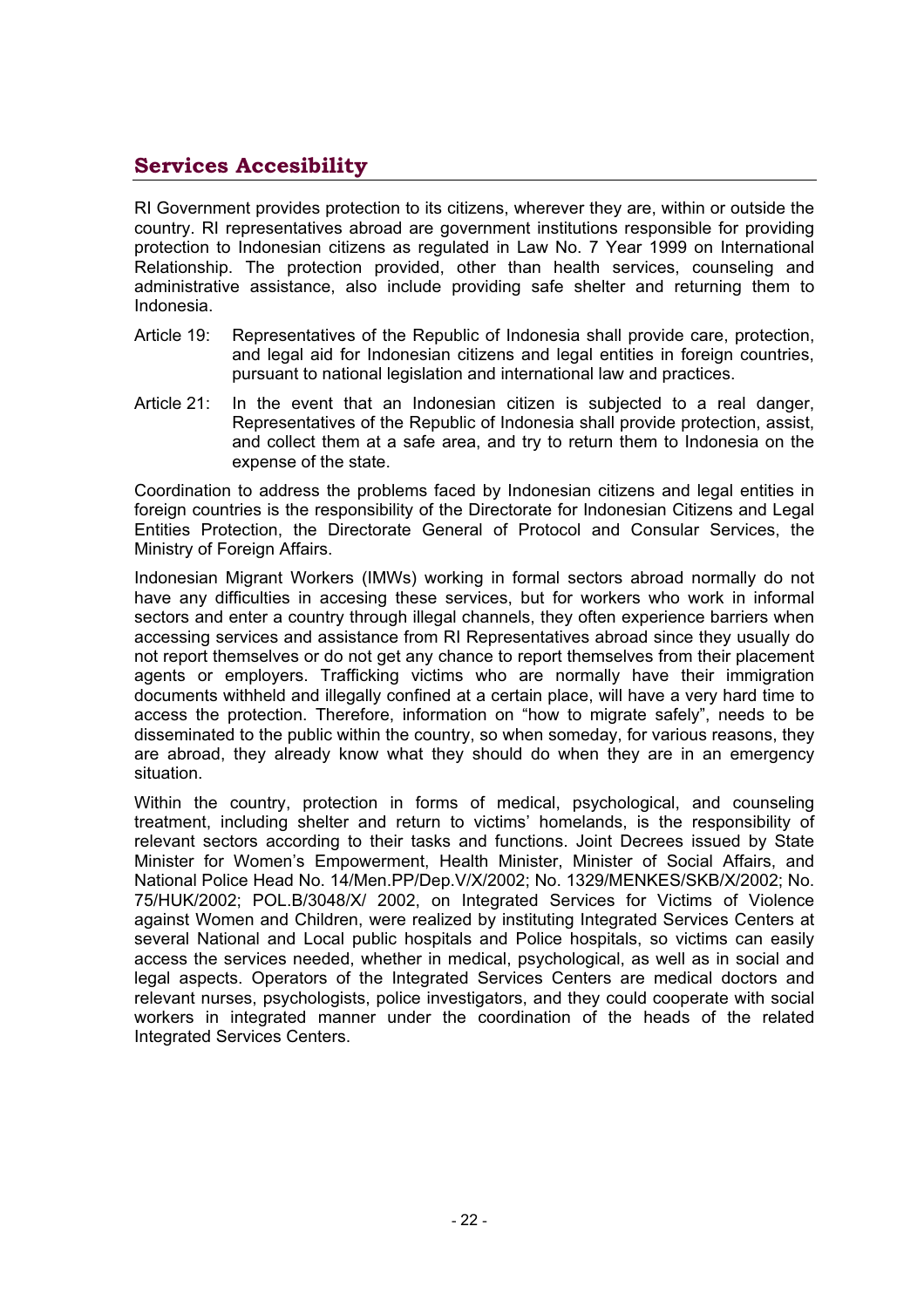## Services Accesibility

RI Government provides protection to its citizens, wherever they are, within or outside the country. RI representatives abroad are government institutions responsible for providing protection to Indonesian citizens as regulated in Law No. 7 Year 1999 on International Relationship. The protection provided, other than health services, counseling and administrative assistance, also include providing safe shelter and returning them to Indonesia.

Article 19: Representatives of the Republic of Indonesia shall provide care, protection, and legal aid for Indonesian citizens and legal entities in foreign countries, pursuant to national legislation and international law and practices.

Article 21: In the event that an Indonesian citizen is subjected to a real danger, Representatives of the Republic of Indonesia shall provide protection, assist, and collect them at a safe area, and try to return them to Indonesia on the expense of the state.

Coordination to address the problems faced by Indonesian citizens and legal entities in foreign countries is the responsibility of the Directorate for Indonesian Citizens and Legal Entities Protection, the Directorate General of Protocol and Consular Services, the Ministry of Foreign Affairs.

Indonesian Migrant Workers (IMWs) working in formal sectors abroad normally do not have any difficulties in accesing these services, but for workers who work in informal sectors and enter a country through illegal channels, they often experience barriers when accessing services and assistance from RI Representatives abroad since they usually do not report themselves or do not get any chance to report themselves from their placement agents or employers. Trafficking victims who are normally have their immigration documents withheld and illegally confined at a certain place, will have a very hard time to access the protection. Therefore, information on "how to migrate safely", needs to be disseminated to the public within the country, so when someday, for various reasons, they are abroad, they already know what they should do when they are in an emergency situation.

Within the country, protection in forms of medical, psychological, and counseling treatment, including shelter and return to victims' homelands, is the responsibility of relevant sectors according to their tasks and functions. Joint Decrees issued by State Minister for Women's Empowerment, Health Minister, Minister of Social Affairs, and National Police Head No. 14/Men.PP/Dep.V/X/2002; No. 1329/MENKES/SKB/X/2002; No. 75/HUK/2002; POL.B/3048/X/ 2002, on Integrated Services for Victims of Violence against Women and Children, were realized by instituting Integrated Services Centers at several National and Local public hospitals and Police hospitals, so victims can easily access the services needed, whether in medical, psychological, as well as in social and legal aspects. Operators of the Integrated Services Centers are medical doctors and relevant nurses, psychologists, police investigators, and they could cooperate with social workers in integrated manner under the coordination of the heads of the related Integrated Services Centers.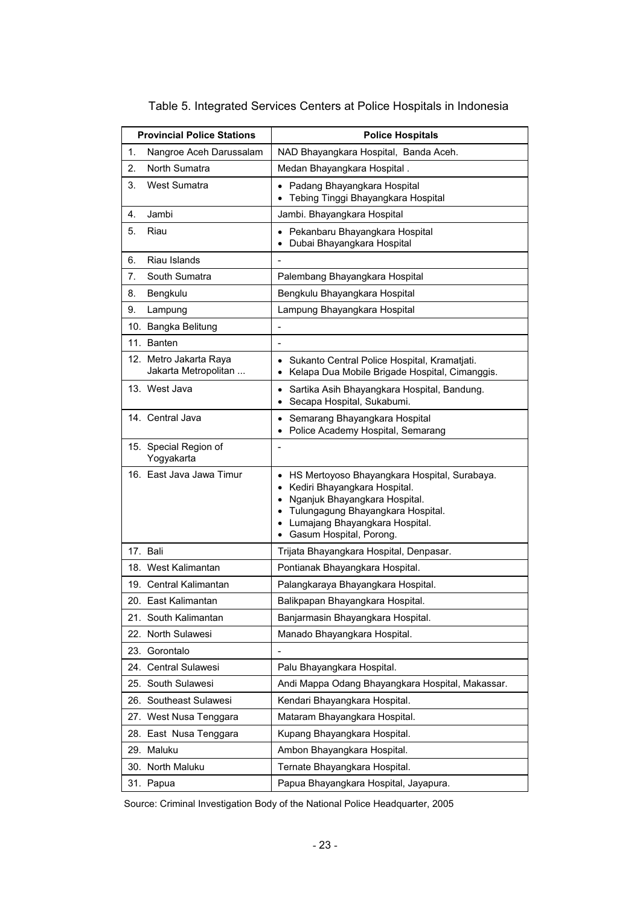Table 5. Integrated Services Centers at Police Hospitals in Indonesia

| Provincial Police Stations | Police Hospitals |
|---|---|
| 1. Nangroe Aceh Darussalam | NAD Bhayangkara Hospital, Banda Aceh. |
| 2. North Sumatra | Medan Bhayangkara Hospital . |
| 3. West Sumatra | • Padang Bhayangkara Hospital<br>• Tebing Tinggi Bhayangkara Hospital |
| 4. Jambi | Jambi. Bhayangkara Hospital |
| 5. Riau | • Pekanbaru Bhayangkara Hospital<br>• Dubai Bhayangkara Hospital |
| 6. Riau Islands | - |
| 7. South Sumatra | Palembang Bhayangkara Hospital |
| 8. Bengkulu | Bengkulu Bhayangkara Hospital |
| 9. Lampung | Lampung Bhayangkara Hospital |
| 10. Bangka Belitung | - |
| 11. Banten | - |
| 12. Metro Jakarta Raya Jakarta Metropolitan ... | • Sukanto Central Police Hospital, Kramatjati.<br>• Kelapa Dua Mobile Brigade Hospital, Cimanggis. |
| 13. West Java | • Sartika Asih Bhayangkara Hospital, Bandung.<br>• Secapa Hospital, Sukabumi. |
| 14. Central Java | • Semarang Bhayangkara Hospital<br>• Police Academy Hospital, Semarang |
| 15. Special Region of Yogyakarta | - |
| 16. East Java Jawa Timur | • HS Mertoyoso Bhayangkara Hospital, Surabaya.<br>• Kediri Bhayangkara Hospital.<br>• Nganjuk Bhayangkara Hospital.<br>• Tulungagung Bhayangkara Hospital.<br>• Lumajang Bhayangkara Hospital.<br>• Gasum Hospital, Porong. |
| 17. Bali | Trijata Bhayangkara Hospital, Denpasar. |
| 18. West Kalimantan | Pontianak Bhayangkara Hospital. |
| 19. Central Kalimantan | Palangkaraya Bhayangkara Hospital. |
| 20. East Kalimantan | Balikpapan Bhayangkara Hospital. |
| 21. South Kalimantan | Banjarmasin Bhayangkara Hospital. |
| 22. North Sulawesi | Manado Bhayangkara Hospital. |
| 23. Gorontalo | - |
| 24. Central Sulawesi | Palu Bhayangkara Hospital. |
| 25. South Sulawesi | Andi Mappa Odang Bhayangkara Hospital, Makassar. |
| 26. Southeast Sulawesi | Kendari Bhayangkara Hospital. |
| 27. West Nusa Tenggara | Mataram Bhayangkara Hospital. |
| 28. East Nusa Tenggara | Kupang Bhayangkara Hospital. |
| 29. Maluku | Ambon Bhayangkara Hospital. |
| 30. North Maluku | Ternate Bhayangkara Hospital. |
| 31. Papua | Papua Bhayangkara Hospital, Jayapura. |

Source: Criminal Investigation Body of the National Police Headquarter, 2005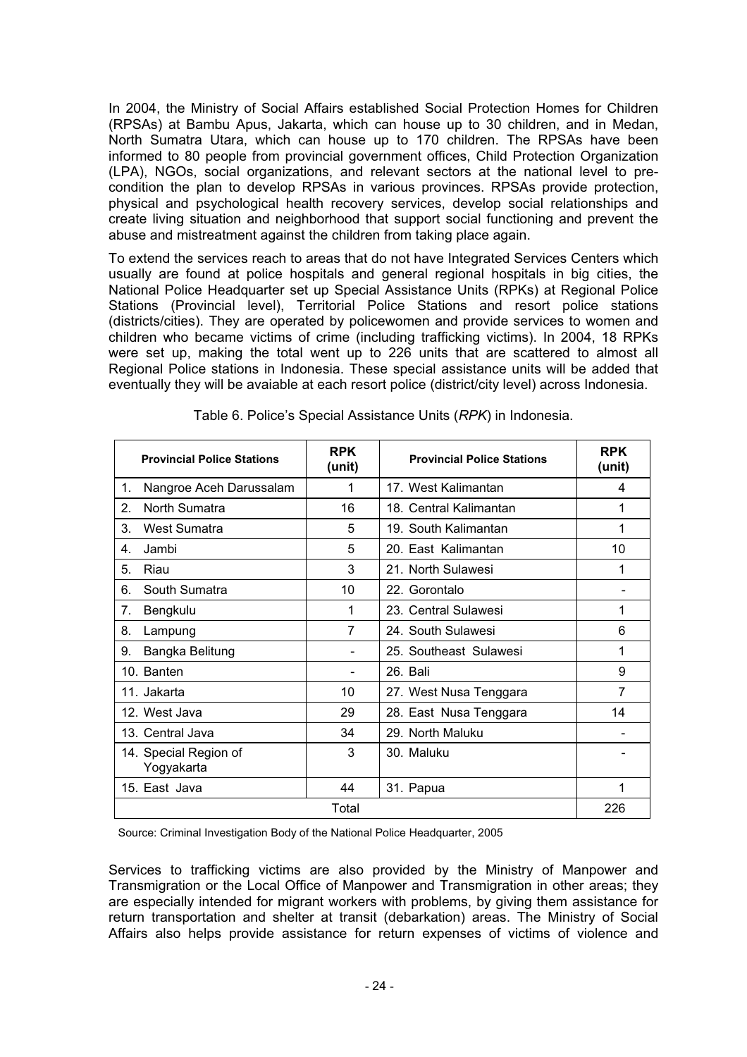In 2004, the Ministry of Social Affairs established Social Protection Homes for Children (RPSAs) at Bambu Apus, Jakarta, which can house up to 30 children, and in Medan, North Sumatra Utara, which can house up to 170 children. The RPSAs have been informed to 80 people from provincial government offices, Child Protection Organization (LPA), NGOs, social organizations, and relevant sectors at the national level to pre-condition the plan to develop RPSAs in various provinces. RPSAs provide protection, physical and psychological health recovery services, develop social relationships and create living situation and neighborhood that support social functioning and prevent the abuse and mistreatment against the children from taking place again.

To extend the services reach to areas that do not have Integrated Services Centers which usually are found at police hospitals and general regional hospitals in big cities, the National Police Headquarter set up Special Assistance Units (RPKs) at Regional Police Stations (Provincial level), Territorial Police Stations and resort police stations (districts/cities). They are operated by policewomen and provide services to women and children who became victims of crime (including trafficking victims). In 2004, 18 RPKs were set up, making the total went up to 226 units that are scattered to almost all Regional Police stations in Indonesia. These special assistance units will be added that eventually they will be avaiable at each resort police (district/city level) across Indonesia.

Table 6. Police's Special Assistance Units (*RPK*) in Indonesia.

| Provincial Police Stations | RPK (unit) | Provincial Police Stations | RPK (unit) |
|---|---|---|---|
| 1. Nangroe Aceh Darussalam | 1 | 17. West Kalimantan | 4 |
| 2. North Sumatra | 16 | 18. Central Kalimantan | 1 |
| 3. West Sumatra | 5 | 19. South Kalimantan | 1 |
| 4. Jambi | 5 | 20. East Kalimantan | 10 |
| 5. Riau | 3 | 21. North Sulawesi | 1 |
| 6. South Sumatra | 10 | 22. Gorontalo | - |
| 7. Bengkulu | 1 | 23. Central Sulawesi | 1 |
| 8. Lampung | 7 | 24. South Sulawesi | 6 |
| 9. Bangka Belitung | - | 25. Southeast Sulawesi | 1 |
| 10. Banten | - | 26. Bali | 9 |
| 11. Jakarta | 10 | 27. West Nusa Tenggara | 7 |
| 12. West Java | 29 | 28. East Nusa Tenggara | 14 |
| 13. Central Java | 34 | 29. North Maluku | - |
| 14. Special Region of Yogyakarta | 3 | 30. Maluku | - |
| 15. East Java | 44 | 31. Papua | 1 |
| Total | | | 226 |

Source: Criminal Investigation Body of the National Police Headquarter, 2005

Services to trafficking victims are also provided by the Ministry of Manpower and Transmigration or the Local Office of Manpower and Transmigration in other areas; they are especially intended for migrant workers with problems, by giving them assistance for return transportation and shelter at transit (debarkation) areas. The Ministry of Social Affairs also helps provide assistance for return expenses of victims of violence and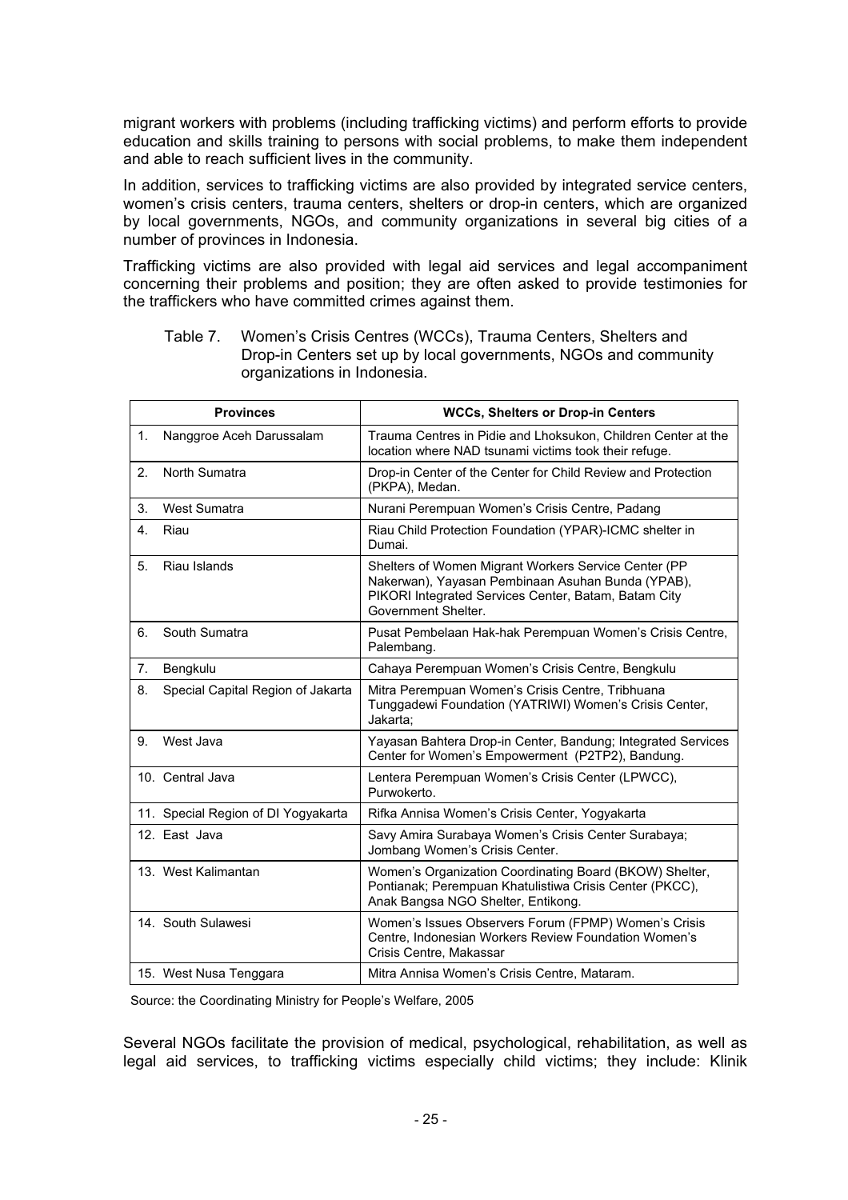migrant workers with problems (including trafficking victims) and perform efforts to provide education and skills training to persons with social problems, to make them independent and able to reach sufficient lives in the community.

In addition, services to trafficking victims are also provided by integrated service centers, women's crisis centers, trauma centers, shelters or drop-in centers, which are organized by local governments, NGOs, and community organizations in several big cities of a number of provinces in Indonesia.

Trafficking victims are also provided with legal aid services and legal accompaniment concerning their problems and position; they are often asked to provide testimonies for the traffickers who have committed crimes against them.

Table 7. Women's Crisis Centres (WCCs), Trauma Centers, Shelters and Drop-in Centers set up by local governments, NGOs and community organizations in Indonesia.

| Provinces | WCCs, Shelters or Drop-in Centers |
|---|---|
| 1. Nanggroe Aceh Darussalam | Trauma Centres in Pidie and Lhoksukon, Children Center at the location where NAD tsunami victims took their refuge. |
| 2. North Sumatra | Drop-in Center of the Center for Child Review and Protection (PKPA), Medan. |
| 3. West Sumatra | Nurani Perempuan Women's Crisis Centre, Padang |
| 4. Riau | Riau Child Protection Foundation (YPAR)-ICMC shelter in Dumai. |
| 5. Riau Islands | Shelters of Women Migrant Workers Service Center (PP Nakerwan), Yayasan Pembinaan Asuhan Bunda (YPAB), PIKORI Integrated Services Center, Batam, Batam City Government Shelter. |
| 6. South Sumatra | Pusat Pembelaan Hak-hak Perempuan Women's Crisis Centre, Palembang. |
| 7. Bengkulu | Cahaya Perempuan Women's Crisis Centre, Bengkulu |
| 8. Special Capital Region of Jakarta | Mitra Perempuan Women's Crisis Centre, Tribhuana Tunggadewi Foundation (YATRIWI) Women's Crisis Center, Jakarta; |
| 9. West Java | Yayasan Bahtera Drop-in Center, Bandung; Integrated Services Center for Women's Empowerment (P2TP2), Bandung. |
| 10. Central Java | Lentera Perempuan Women's Crisis Center (LPWCC), Purwokerto. |
| 11. Special Region of DI Yogyakarta | Rifka Annisa Women's Crisis Center, Yogyakarta |
| 12. East Java | Savy Amira Surabaya Women's Crisis Center Surabaya; Jombang Women's Crisis Center. |
| 13. West Kalimantan | Women's Organization Coordinating Board (BKOW) Shelter, Pontianak; Perempuan Khatulistiwa Crisis Center (PKCC), Anak Bangsa NGO Shelter, Entikong. |
| 14. South Sulawesi | Women's Issues Observers Forum (FPMP) Women's Crisis Centre, Indonesian Workers Review Foundation Women's Crisis Centre, Makassar |
| 15. West Nusa Tenggara | Mitra Annisa Women's Crisis Centre, Mataram. |

Source: the Coordinating Ministry for People's Welfare, 2005

Several NGOs facilitate the provision of medical, psychological, rehabilitation, as well as legal aid services, to trafficking victims especially child victims; they include: Klinik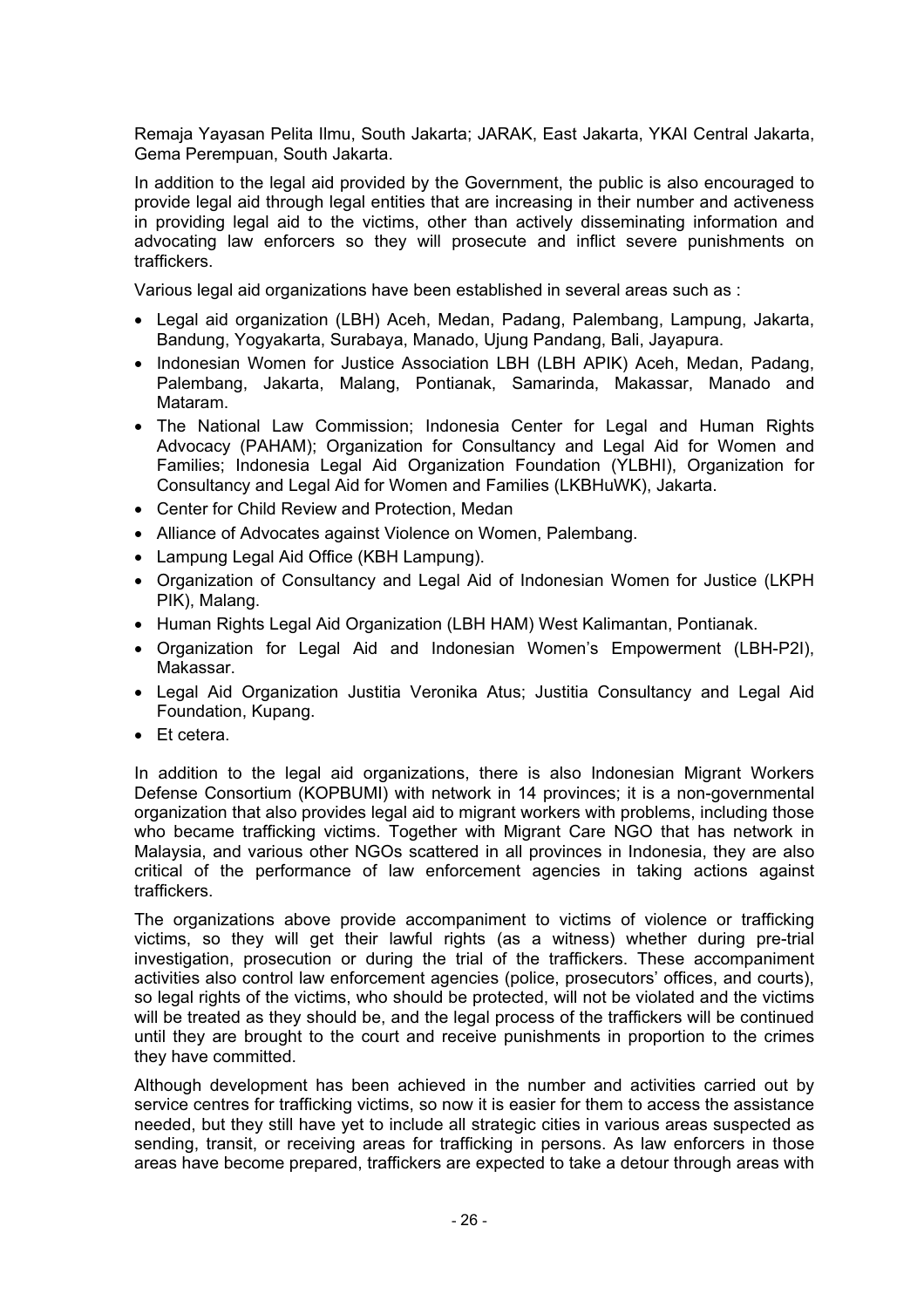Remaja Yayasan Pelita Ilmu, South Jakarta; JARAK, East Jakarta, YKAI Central Jakarta, Gema Perempuan, South Jakarta.

In addition to the legal aid provided by the Government, the public is also encouraged to provide legal aid through legal entities that are increasing in their number and activeness in providing legal aid to the victims, other than actively disseminating information and advocating law enforcers so they will prosecute and inflict severe punishments on traffickers.

Various legal aid organizations have been established in several areas such as :

- Legal aid organization (LBH) Aceh, Medan, Padang, Palembang, Lampung, Jakarta, Bandung, Yogyakarta, Surabaya, Manado, Ujung Pandang, Bali, Jayapura.
- Indonesian Women for Justice Association LBH (LBH APIK) Aceh, Medan, Padang, Palembang, Jakarta, Malang, Pontianak, Samarinda, Makassar, Manado and Mataram.
- The National Law Commission; Indonesia Center for Legal and Human Rights Advocacy (PAHAM); Organization for Consultancy and Legal Aid for Women and Families; Indonesia Legal Aid Organization Foundation (YLBHI), Organization for Consultancy and Legal Aid for Women and Families (LKBHuWK), Jakarta.
- Center for Child Review and Protection, Medan
- Alliance of Advocates against Violence on Women, Palembang.
- Lampung Legal Aid Office (KBH Lampung).
- Organization of Consultancy and Legal Aid of Indonesian Women for Justice (LKPH PIK), Malang.
- Human Rights Legal Aid Organization (LBH HAM) West Kalimantan, Pontianak.
- Organization for Legal Aid and Indonesian Women's Empowerment (LBH-P2I), Makassar.
- Legal Aid Organization Justitia Veronika Atus; Justitia Consultancy and Legal Aid Foundation, Kupang.
- Et cetera.

In addition to the legal aid organizations, there is also Indonesian Migrant Workers Defense Consortium (KOPBUMI) with network in 14 provinces; it is a non-governmental organization that also provides legal aid to migrant workers with problems, including those who became trafficking victims. Together with Migrant Care NGO that has network in Malaysia, and various other NGOs scattered in all provinces in Indonesia, they are also critical of the performance of law enforcement agencies in taking actions against traffickers.

The organizations above provide accompaniment to victims of violence or trafficking victims, so they will get their lawful rights (as a witness) whether during pre-trial investigation, prosecution or during the trial of the traffickers. These accompaniment activities also control law enforcement agencies (police, prosecutors' offices, and courts), so legal rights of the victims, who should be protected, will not be violated and the victims will be treated as they should be, and the legal process of the traffickers will be continued until they are brought to the court and receive punishments in proportion to the crimes they have committed.

Although development has been achieved in the number and activities carried out by service centres for trafficking victims, so now it is easier for them to access the assistance needed, but they still have yet to include all strategic cities in various areas suspected as sending, transit, or receiving areas for trafficking in persons. As law enforcers in those areas have become prepared, traffickers are expected to take a detour through areas with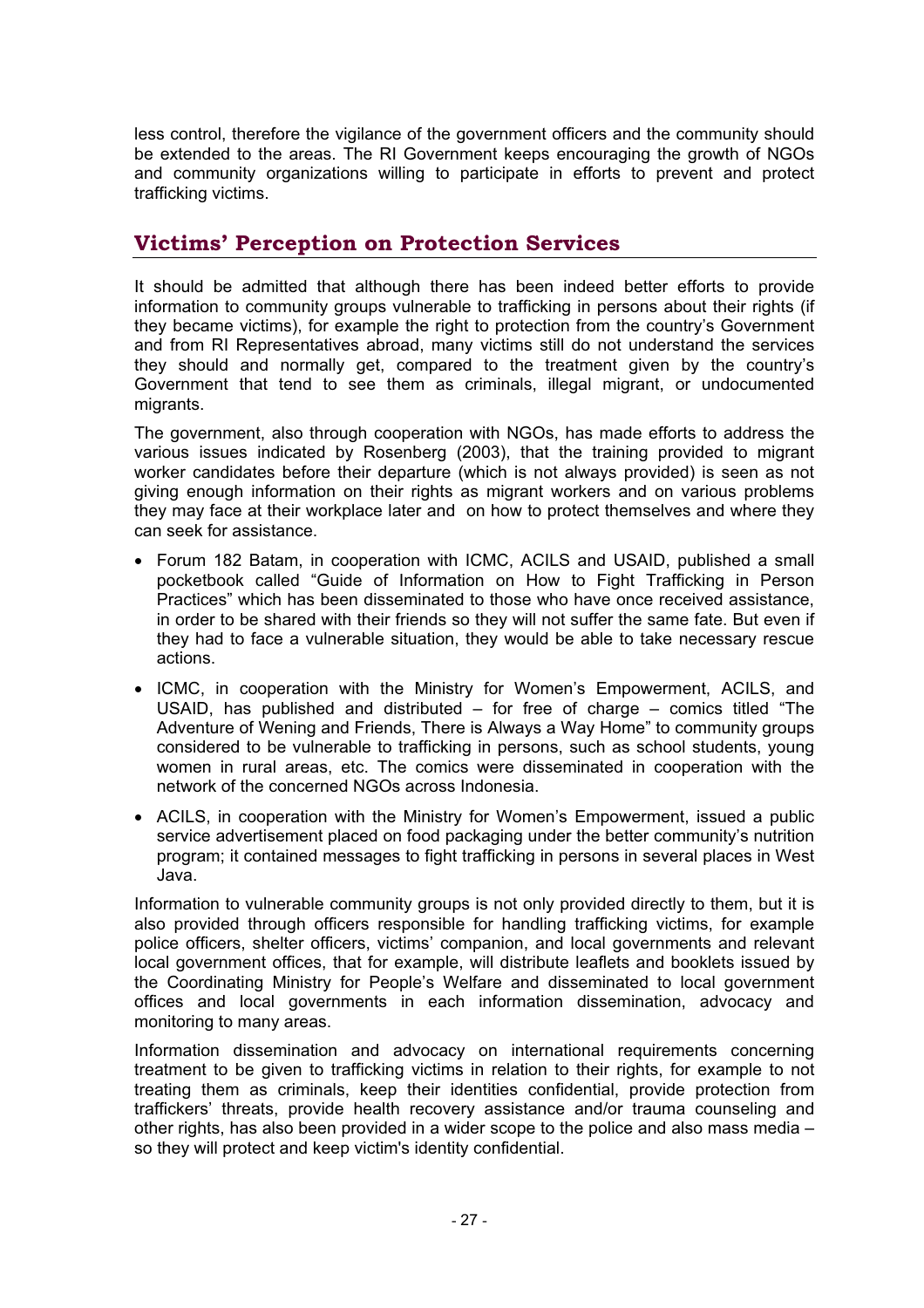less control, therefore the vigilance of the government officers and the community should be extended to the areas. The RI Government keeps encouraging the growth of NGOs and community organizations willing to participate in efforts to prevent and protect trafficking victims.

## Victims' Perception on Protection Services

It should be admitted that although there has been indeed better efforts to provide information to community groups vulnerable to trafficking in persons about their rights (if they became victims), for example the right to protection from the country's Government and from RI Representatives abroad, many victims still do not understand the services they should and normally get, compared to the treatment given by the country's Government that tend to see them as criminals, illegal migrant, or undocumented migrants.

The government, also through cooperation with NGOs, has made efforts to address the various issues indicated by Rosenberg (2003), that the training provided to migrant worker candidates before their departure (which is not always provided) is seen as not giving enough information on their rights as migrant workers and on various problems they may face at their workplace later and on how to protect themselves and where they can seek for assistance.

- Forum 182 Batam, in cooperation with ICMC, ACILS and USAID, published a small pocketbook called "Guide of Information on How to Fight Trafficking in Person Practices" which has been disseminated to those who have once received assistance, in order to be shared with their friends so they will not suffer the same fate. But even if they had to face a vulnerable situation, they would be able to take necessary rescue actions.
- ICMC, in cooperation with the Ministry for Women's Empowerment, ACILS, and USAID, has published and distributed – for free of charge – comics titled "The Adventure of Wening and Friends, There is Always a Way Home" to community groups considered to be vulnerable to trafficking in persons, such as school students, young women in rural areas, etc. The comics were disseminated in cooperation with the network of the concerned NGOs across Indonesia.
- ACILS, in cooperation with the Ministry for Women's Empowerment, issued a public service advertisement placed on food packaging under the better community's nutrition program; it contained messages to fight trafficking in persons in several places in West Java.

Information to vulnerable community groups is not only provided directly to them, but it is also provided through officers responsible for handling trafficking victims, for example police officers, shelter officers, victims' companion, and local governments and relevant local government offices, that for example, will distribute leaflets and booklets issued by the Coordinating Ministry for People's Welfare and disseminated to local government offices and local governments in each information dissemination, advocacy and monitoring to many areas.

Information dissemination and advocacy on international requirements concerning treatment to be given to trafficking victims in relation to their rights, for example to not treating them as criminals, keep their identities confidential, provide protection from traffickers' threats, provide health recovery assistance and/or trauma counseling and other rights, has also been provided in a wider scope to the police and also mass media – so they will protect and keep victim's identity confidential.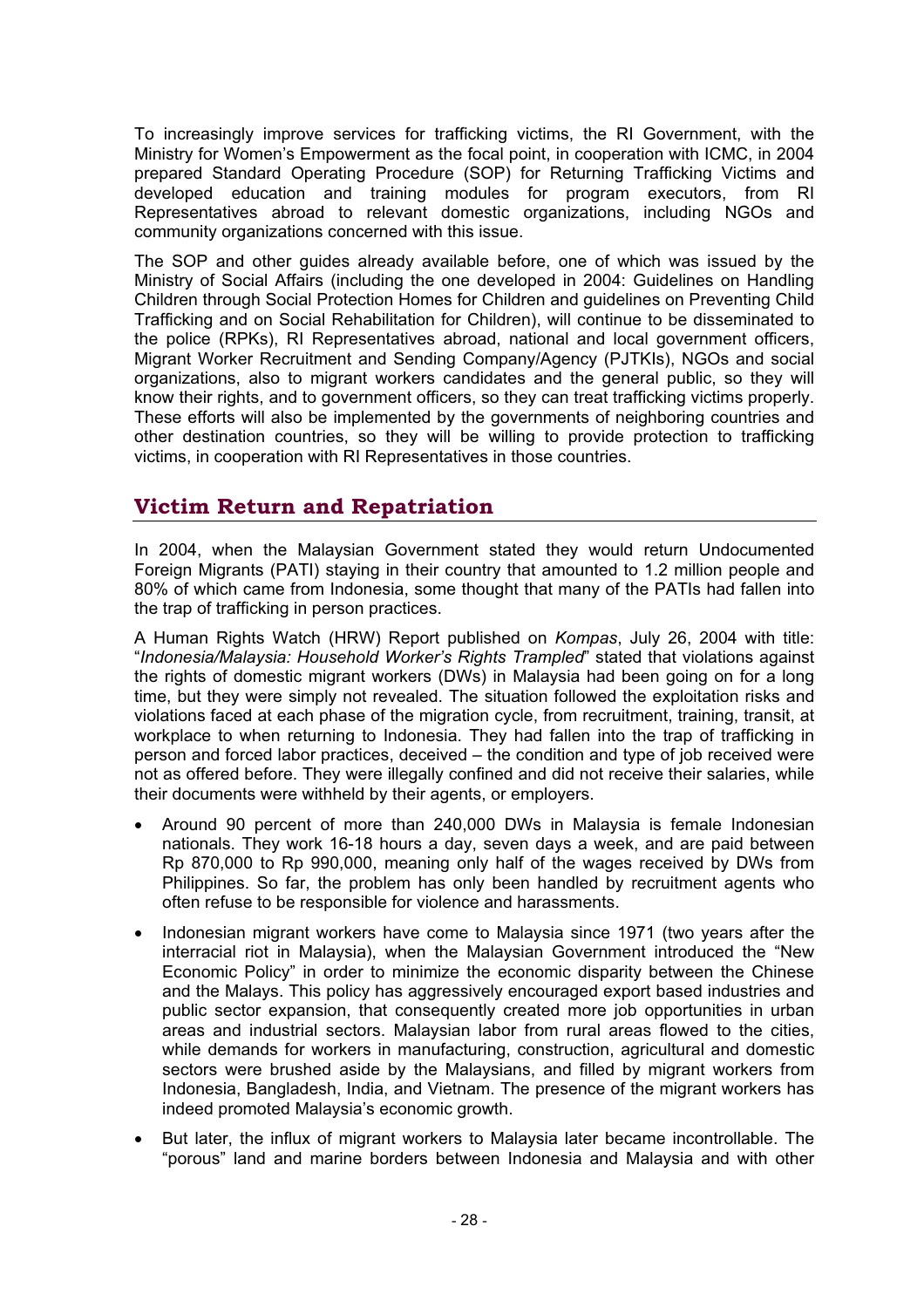To increasingly improve services for trafficking victims, the RI Government, with the Ministry for Women's Empowerment as the focal point, in cooperation with ICMC, in 2004 prepared Standard Operating Procedure (SOP) for Returning Trafficking Victims and developed education and training modules for program executors, from RI Representatives abroad to relevant domestic organizations, including NGOs and community organizations concerned with this issue.

The SOP and other guides already available before, one of which was issued by the Ministry of Social Affairs (including the one developed in 2004: Guidelines on Handling Children through Social Protection Homes for Children and guidelines on Preventing Child Trafficking and on Social Rehabilitation for Children), will continue to be disseminated to the police (RPKs), RI Representatives abroad, national and local government officers, Migrant Worker Recruitment and Sending Company/Agency (PJTKIs), NGOs and social organizations, also to migrant workers candidates and the general public, so they will know their rights, and to government officers, so they can treat trafficking victims properly. These efforts will also be implemented by the governments of neighboring countries and other destination countries, so they will be willing to provide protection to trafficking victims, in cooperation with RI Representatives in those countries.

## Victim Return and Repatriation

In 2004, when the Malaysian Government stated they would return Undocumented Foreign Migrants (PATI) staying in their country that amounted to 1.2 million people and 80% of which came from Indonesia, some thought that many of the PATIs had fallen into the trap of trafficking in person practices.

A Human Rights Watch (HRW) Report published on *Kompas*, July 26, 2004 with title: "*Indonesia/Malaysia: Household Worker's Rights Trampled*" stated that violations against the rights of domestic migrant workers (DWs) in Malaysia had been going on for a long time, but they were simply not revealed. The situation followed the exploitation risks and violations faced at each phase of the migration cycle, from recruitment, training, transit, at workplace to when returning to Indonesia. They had fallen into the trap of trafficking in person and forced labor practices, deceived – the condition and type of job received were not as offered before. They were illegally confined and did not receive their salaries, while their documents were withheld by their agents, or employers.

- Around 90 percent of more than 240,000 DWs in Malaysia is female Indonesian nationals. They work 16-18 hours a day, seven days a week, and are paid between Rp 870,000 to Rp 990,000, meaning only half of the wages received by DWs from Philippines. So far, the problem has only been handled by recruitment agents who often refuse to be responsible for violence and harassments.
- Indonesian migrant workers have come to Malaysia since 1971 (two years after the interracial riot in Malaysia), when the Malaysian Government introduced the "New Economic Policy" in order to minimize the economic disparity between the Chinese and the Malays. This policy has aggressively encouraged export based industries and public sector expansion, that consequently created more job opportunities in urban areas and industrial sectors. Malaysian labor from rural areas flowed to the cities, while demands for workers in manufacturing, construction, agricultural and domestic sectors were brushed aside by the Malaysians, and filled by migrant workers from Indonesia, Bangladesh, India, and Vietnam. The presence of the migrant workers has indeed promoted Malaysia's economic growth.
- But later, the influx of migrant workers to Malaysia later became incontrollable. The "porous" land and marine borders between Indonesia and Malaysia and with other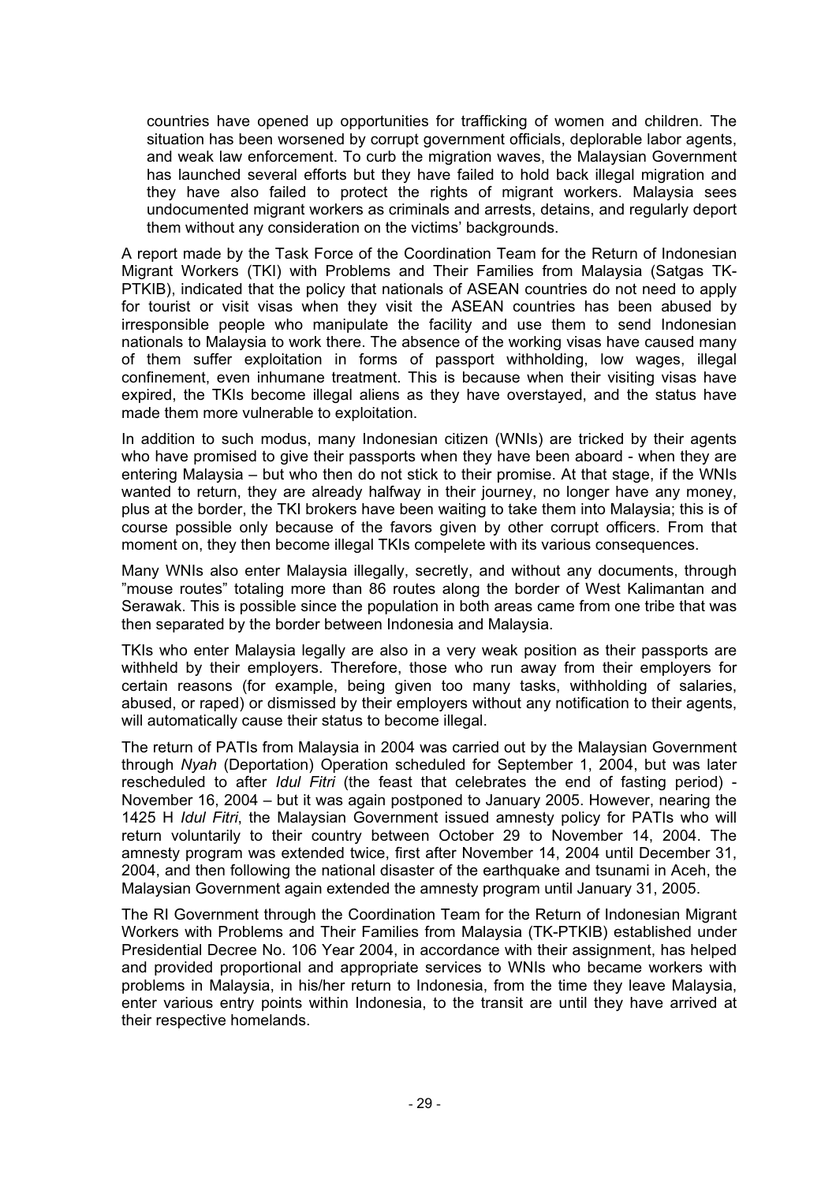countries have opened up opportunities for trafficking of women and children. The situation has been worsened by corrupt government officials, deplorable labor agents, and weak law enforcement. To curb the migration waves, the Malaysian Government has launched several efforts but they have failed to hold back illegal migration and they have also failed to protect the rights of migrant workers. Malaysia sees undocumented migrant workers as criminals and arrests, detains, and regularly deport them without any consideration on the victims' backgrounds.

A report made by the Task Force of the Coordination Team for the Return of Indonesian Migrant Workers (TKI) with Problems and Their Families from Malaysia (Satgas TK-PTKIB), indicated that the policy that nationals of ASEAN countries do not need to apply for tourist or visit visas when they visit the ASEAN countries has been abused by irresponsible people who manipulate the facility and use them to send Indonesian nationals to Malaysia to work there. The absence of the working visas have caused many of them suffer exploitation in forms of passport withholding, low wages, illegal confinement, even inhumane treatment. This is because when their visiting visas have expired, the TKIs become illegal aliens as they have overstayed, and the status have made them more vulnerable to exploitation.

In addition to such modus, many Indonesian citizen (WNIs) are tricked by their agents who have promised to give their passports when they have been aboard - when they are entering Malaysia – but who then do not stick to their promise. At that stage, if the WNIs wanted to return, they are already halfway in their journey, no longer have any money, plus at the border, the TKI brokers have been waiting to take them into Malaysia; this is of course possible only because of the favors given by other corrupt officers. From that moment on, they then become illegal TKIs compelete with its various consequences.

Many WNIs also enter Malaysia illegally, secretly, and without any documents, through "mouse routes" totaling more than 86 routes along the border of West Kalimantan and Serawak. This is possible since the population in both areas came from one tribe that was then separated by the border between Indonesia and Malaysia.

TKIs who enter Malaysia legally are also in a very weak position as their passports are withheld by their employers. Therefore, those who run away from their employers for certain reasons (for example, being given too many tasks, withholding of salaries, abused, or raped) or dismissed by their employers without any notification to their agents, will automatically cause their status to become illegal.

The return of PATIs from Malaysia in 2004 was carried out by the Malaysian Government through *Nyah* (Deportation) Operation scheduled for September 1, 2004, but was later rescheduled to after *Idul Fitri* (the feast that celebrates the end of fasting period) - November 16, 2004 – but it was again postponed to January 2005. However, nearing the 1425 H *Idul Fitri*, the Malaysian Government issued amnesty policy for PATIs who will return voluntarily to their country between October 29 to November 14, 2004. The amnesty program was extended twice, first after November 14, 2004 until December 31, 2004, and then following the national disaster of the earthquake and tsunami in Aceh, the Malaysian Government again extended the amnesty program until January 31, 2005.

The RI Government through the Coordination Team for the Return of Indonesian Migrant Workers with Problems and Their Families from Malaysia (TK-PTKIB) established under Presidential Decree No. 106 Year 2004, in accordance with their assignment, has helped and provided proportional and appropriate services to WNIs who became workers with problems in Malaysia, in his/her return to Indonesia, from the time they leave Malaysia, enter various entry points within Indonesia, to the transit are until they have arrived at their respective homelands.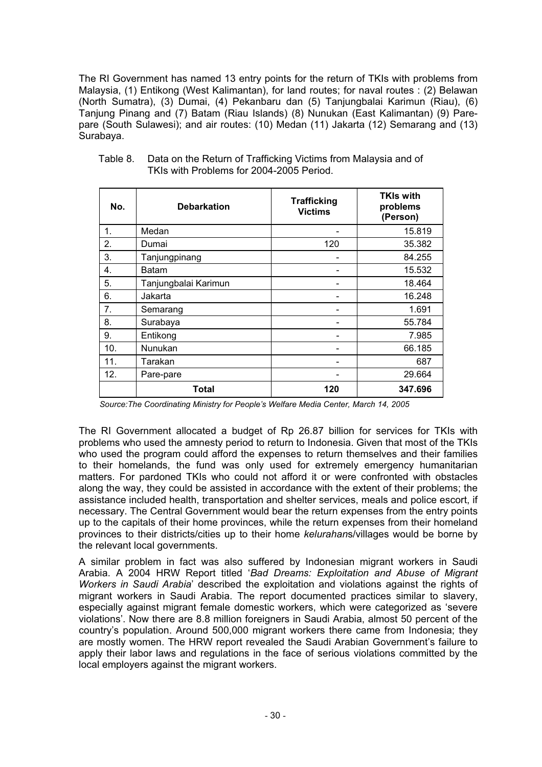The RI Government has named 13 entry points for the return of TKIs with problems from Malaysia, (1) Entikong (West Kalimantan), for land routes; for naval routes : (2) Belawan (North Sumatra), (3) Dumai, (4) Pekanbaru dan (5) Tanjungbalai Karimun (Riau), (6) Tanjung Pinang and (7) Batam (Riau Islands) (8) Nunukan (East Kalimantan) (9) Pare-pare (South Sulawesi); and air routes: (10) Medan (11) Jakarta (12) Semarang and (13) Surabaya.

Table 8. Data on the Return of Trafficking Victims from Malaysia and of TKIs with Problems for 2004-2005 Period.

| No. | Debarkation | Trafficking Victims | TKIs with problems (Person) |
|---|---|---|---|
| 1. | Medan | - | 15.819 |
| 2. | Dumai | 120 | 35.382 |
| 3. | Tanjungpinang | - | 84.255 |
| 4. | Batam | - | 15.532 |
| 5. | Tanjungbalai Karimun | - | 18.464 |
| 6. | Jakarta | - | 16.248 |
| 7. | Semarang | - | 1.691 |
| 8. | Surabaya | - | 55.784 |
| 9. | Entikong | - | 7.985 |
| 10. | Nunukan | - | 66.185 |
| 11. | Tarakan | - | 687 |
| 12. | Pare-pare | - | 29.664 |
| | **Total** | **120** | **347.696** |

*Source:The Coordinating Ministry for People's Welfare Media Center, March 14, 2005*

The RI Government allocated a budget of Rp 26.87 billion for services for TKIs with problems who used the amnesty period to return to Indonesia. Given that most of the TKIs who used the program could afford the expenses to return themselves and their families to their homelands, the fund was only used for extremely emergency humanitarian matters. For pardoned TKIs who could not afford it or were confronted with obstacles along the way, they could be assisted in accordance with the extent of their problems; the assistance included health, transportation and shelter services, meals and police escort, if necessary. The Central Government would bear the return expenses from the entry points up to the capitals of their home provinces, while the return expenses from their homeland provinces to their districts/cities up to their home *kelurahan*s/villages would be borne by the relevant local governments.

A similar problem in fact was also suffered by Indonesian migrant workers in Saudi Arabia. A 2004 HRW Report titled '*Bad Dreams: Exploitation and Abuse of Migrant Workers in Saudi Arabia*' described the exploitation and violations against the rights of migrant workers in Saudi Arabia. The report documented practices similar to slavery, especially against migrant female domestic workers, which were categorized as 'severe violations'. Now there are 8.8 million foreigners in Saudi Arabia, almost 50 percent of the country's population. Around 500,000 migrant workers there came from Indonesia; they are mostly women. The HRW report revealed the Saudi Arabian Government's failure to apply their labor laws and regulations in the face of serious violations committed by the local employers against the migrant workers.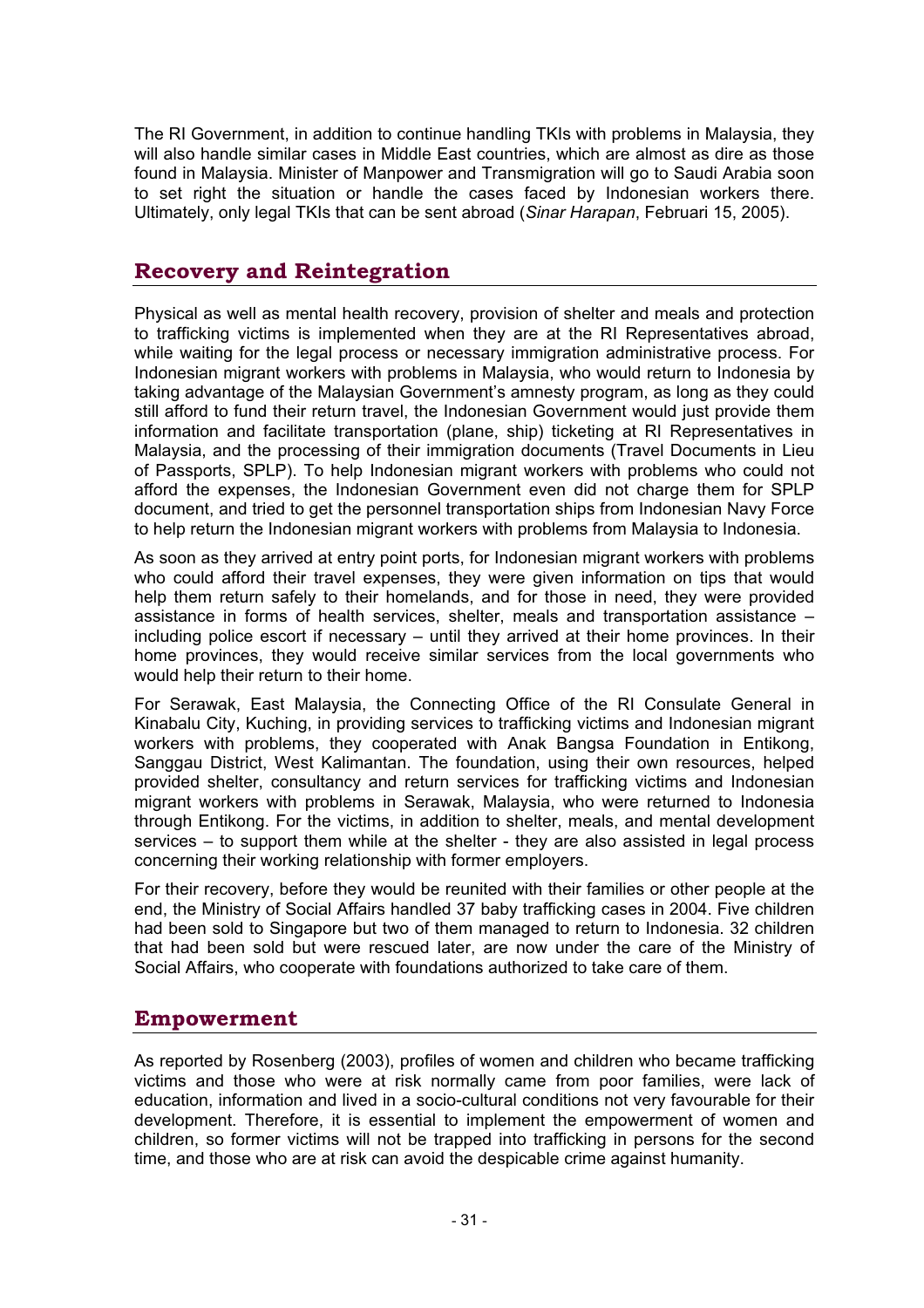The RI Government, in addition to continue handling TKIs with problems in Malaysia, they will also handle similar cases in Middle East countries, which are almost as dire as those found in Malaysia. Minister of Manpower and Transmigration will go to Saudi Arabia soon to set right the situation or handle the cases faced by Indonesian workers there. Ultimately, only legal TKIs that can be sent abroad (*Sinar Harapan*, Februari 15, 2005).

## Recovery and Reintegration

Physical as well as mental health recovery, provision of shelter and meals and protection to trafficking victims is implemented when they are at the RI Representatives abroad, while waiting for the legal process or necessary immigration administrative process. For Indonesian migrant workers with problems in Malaysia, who would return to Indonesia by taking advantage of the Malaysian Government's amnesty program, as long as they could still afford to fund their return travel, the Indonesian Government would just provide them information and facilitate transportation (plane, ship) ticketing at RI Representatives in Malaysia, and the processing of their immigration documents (Travel Documents in Lieu of Passports, SPLP). To help Indonesian migrant workers with problems who could not afford the expenses, the Indonesian Government even did not charge them for SPLP document, and tried to get the personnel transportation ships from Indonesian Navy Force to help return the Indonesian migrant workers with problems from Malaysia to Indonesia.

As soon as they arrived at entry point ports, for Indonesian migrant workers with problems who could afford their travel expenses, they were given information on tips that would help them return safely to their homelands, and for those in need, they were provided assistance in forms of health services, shelter, meals and transportation assistance – including police escort if necessary – until they arrived at their home provinces. In their home provinces, they would receive similar services from the local governments who would help their return to their home.

For Serawak, East Malaysia, the Connecting Office of the RI Consulate General in Kinabalu City, Kuching, in providing services to trafficking victims and Indonesian migrant workers with problems, they cooperated with Anak Bangsa Foundation in Entikong, Sanggau District, West Kalimantan. The foundation, using their own resources, helped provided shelter, consultancy and return services for trafficking victims and Indonesian migrant workers with problems in Serawak, Malaysia, who were returned to Indonesia through Entikong. For the victims, in addition to shelter, meals, and mental development services – to support them while at the shelter - they are also assisted in legal process concerning their working relationship with former employers.

For their recovery, before they would be reunited with their families or other people at the end, the Ministry of Social Affairs handled 37 baby trafficking cases in 2004. Five children had been sold to Singapore but two of them managed to return to Indonesia. 32 children that had been sold but were rescued later, are now under the care of the Ministry of Social Affairs, who cooperate with foundations authorized to take care of them.

## Empowerment

As reported by Rosenberg (2003), profiles of women and children who became trafficking victims and those who were at risk normally came from poor families, were lack of education, information and lived in a socio-cultural conditions not very favourable for their development. Therefore, it is essential to implement the empowerment of women and children, so former victims will not be trapped into trafficking in persons for the second time, and those who are at risk can avoid the despicable crime against humanity.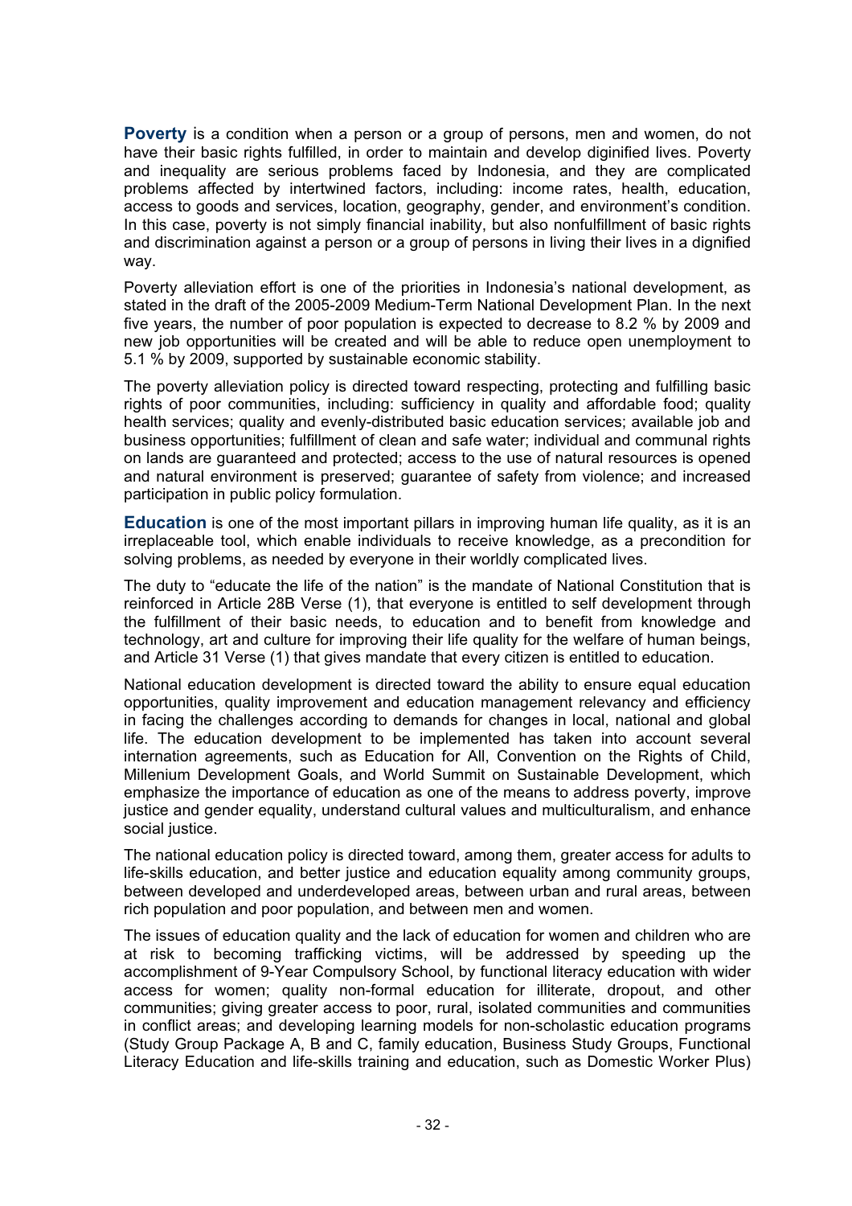**Poverty** is a condition when a person or a group of persons, men and women, do not have their basic rights fulfilled, in order to maintain and develop diginified lives. Poverty and inequality are serious problems faced by Indonesia, and they are complicated problems affected by intertwined factors, including: income rates, health, education, access to goods and services, location, geography, gender, and environment's condition. In this case, poverty is not simply financial inability, but also nonfulfillment of basic rights and discrimination against a person or a group of persons in living their lives in a dignified way.

Poverty alleviation effort is one of the priorities in Indonesia's national development, as stated in the draft of the 2005-2009 Medium-Term National Development Plan. In the next five years, the number of poor population is expected to decrease to 8.2 % by 2009 and new job opportunities will be created and will be able to reduce open unemployment to 5.1 % by 2009, supported by sustainable economic stability.

The poverty alleviation policy is directed toward respecting, protecting and fulfilling basic rights of poor communities, including: sufficiency in quality and affordable food; quality health services; quality and evenly-distributed basic education services; available job and business opportunities; fulfillment of clean and safe water; individual and communal rights on lands are guaranteed and protected; access to the use of natural resources is opened and natural environment is preserved; guarantee of safety from violence; and increased participation in public policy formulation.

**Education** is one of the most important pillars in improving human life quality, as it is an irreplaceable tool, which enable individuals to receive knowledge, as a precondition for solving problems, as needed by everyone in their worldly complicated lives.

The duty to "educate the life of the nation" is the mandate of National Constitution that is reinforced in Article 28B Verse (1), that everyone is entitled to self development through the fulfillment of their basic needs, to education and to benefit from knowledge and technology, art and culture for improving their life quality for the welfare of human beings, and Article 31 Verse (1) that gives mandate that every citizen is entitled to education.

National education development is directed toward the ability to ensure equal education opportunities, quality improvement and education management relevancy and efficiency in facing the challenges according to demands for changes in local, national and global life. The education development to be implemented has taken into account several internation agreements, such as Education for All, Convention on the Rights of Child, Millenium Development Goals, and World Summit on Sustainable Development, which emphasize the importance of education as one of the means to address poverty, improve justice and gender equality, understand cultural values and multiculturalism, and enhance social justice.

The national education policy is directed toward, among them, greater access for adults to life-skills education, and better justice and education equality among community groups, between developed and underdeveloped areas, between urban and rural areas, between rich population and poor population, and between men and women.

The issues of education quality and the lack of education for women and children who are at risk to becoming trafficking victims, will be addressed by speeding up the accomplishment of 9-Year Compulsory School, by functional literacy education with wider access for women; quality non-formal education for illiterate, dropout, and other communities; giving greater access to poor, rural, isolated communities and communities in conflict areas; and developing learning models for non-scholastic education programs (Study Group Package A, B and C, family education, Business Study Groups, Functional Literacy Education and life-skills training and education, such as Domestic Worker Plus)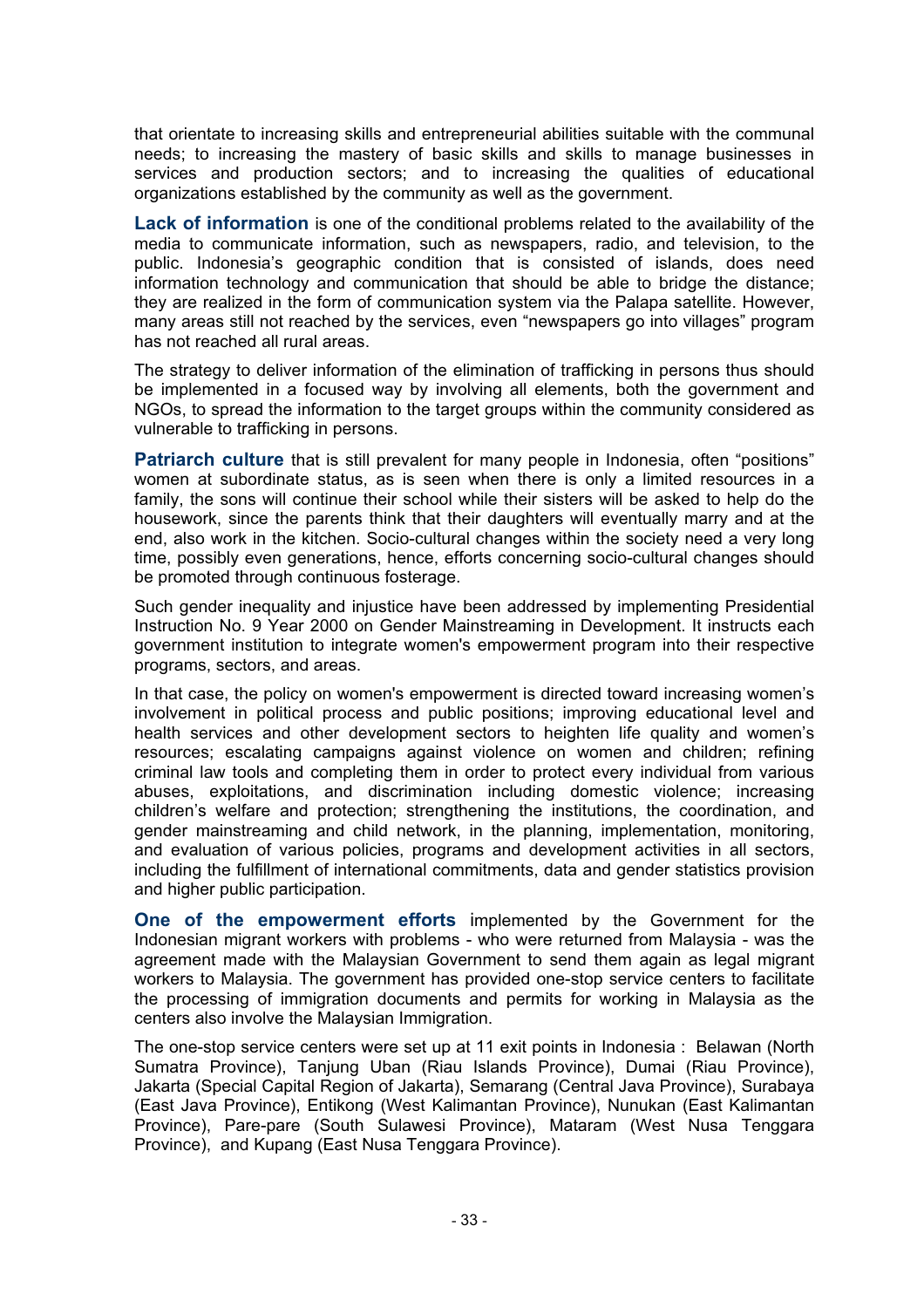that orientate to increasing skills and entrepreneurial abilities suitable with the communal needs; to increasing the mastery of basic skills and skills to manage businesses in services and production sectors; and to increasing the qualities of educational organizations established by the community as well as the government.

**Lack of information** is one of the conditional problems related to the availability of the media to communicate information, such as newspapers, radio, and television, to the public. Indonesia's geographic condition that is consisted of islands, does need information technology and communication that should be able to bridge the distance; they are realized in the form of communication system via the Palapa satellite. However, many areas still not reached by the services, even "newspapers go into villages" program has not reached all rural areas.

The strategy to deliver information of the elimination of trafficking in persons thus should be implemented in a focused way by involving all elements, both the government and NGOs, to spread the information to the target groups within the community considered as vulnerable to trafficking in persons.

**Patriarch culture** that is still prevalent for many people in Indonesia, often "positions" women at subordinate status, as is seen when there is only a limited resources in a family, the sons will continue their school while their sisters will be asked to help do the housework, since the parents think that their daughters will eventually marry and at the end, also work in the kitchen. Socio-cultural changes within the society need a very long time, possibly even generations, hence, efforts concerning socio-cultural changes should be promoted through continuous fosterage.

Such gender inequality and injustice have been addressed by implementing Presidential Instruction No. 9 Year 2000 on Gender Mainstreaming in Development. It instructs each government institution to integrate women's empowerment program into their respective programs, sectors, and areas.

In that case, the policy on women's empowerment is directed toward increasing women's involvement in political process and public positions; improving educational level and health services and other development sectors to heighten life quality and women's resources; escalating campaigns against violence on women and children; refining criminal law tools and completing them in order to protect every individual from various abuses, exploitations, and discrimination including domestic violence; increasing children's welfare and protection; strengthening the institutions, the coordination, and gender mainstreaming and child network, in the planning, implementation, monitoring, and evaluation of various policies, programs and development activities in all sectors, including the fulfillment of international commitments, data and gender statistics provision and higher public participation.

**One of the empowerment efforts** implemented by the Government for the Indonesian migrant workers with problems - who were returned from Malaysia - was the agreement made with the Malaysian Government to send them again as legal migrant workers to Malaysia. The government has provided one-stop service centers to facilitate the processing of immigration documents and permits for working in Malaysia as the centers also involve the Malaysian Immigration.

The one-stop service centers were set up at 11 exit points in Indonesia : Belawan (North Sumatra Province), Tanjung Uban (Riau Islands Province), Dumai (Riau Province), Jakarta (Special Capital Region of Jakarta), Semarang (Central Java Province), Surabaya (East Java Province), Entikong (West Kalimantan Province), Nunukan (East Kalimantan Province), Pare-pare (South Sulawesi Province), Mataram (West Nusa Tenggara Province), and Kupang (East Nusa Tenggara Province).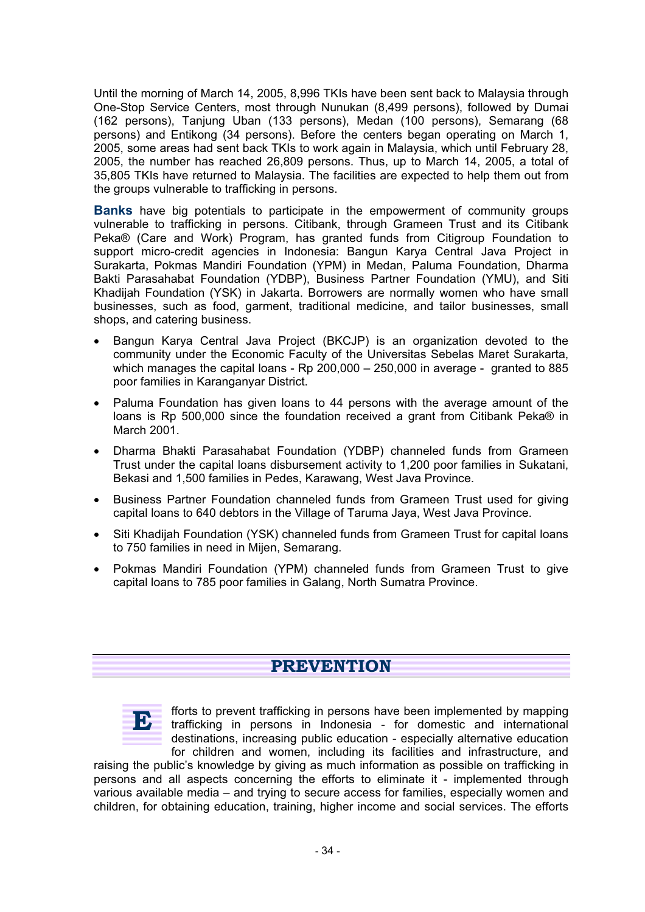Until the morning of March 14, 2005, 8,996 TKIs have been sent back to Malaysia through One-Stop Service Centers, most through Nunukan (8,499 persons), followed by Dumai (162 persons), Tanjung Uban (133 persons), Medan (100 persons), Semarang (68 persons) and Entikong (34 persons). Before the centers began operating on March 1, 2005, some areas had sent back TKIs to work again in Malaysia, which until February 28, 2005, the number has reached 26,809 persons. Thus, up to March 14, 2005, a total of 35,805 TKIs have returned to Malaysia. The facilities are expected to help them out from the groups vulnerable to trafficking in persons.

**Banks** have big potentials to participate in the empowerment of community groups vulnerable to trafficking in persons. Citibank, through Grameen Trust and its Citibank Peka® (Care and Work) Program, has granted funds from Citigroup Foundation to support micro-credit agencies in Indonesia: Bangun Karya Central Java Project in Surakarta, Pokmas Mandiri Foundation (YPM) in Medan, Paluma Foundation, Dharma Bakti Parasahabat Foundation (YDBP), Business Partner Foundation (YMU), and Siti Khadijah Foundation (YSK) in Jakarta. Borrowers are normally women who have small businesses, such as food, garment, traditional medicine, and tailor businesses, small shops, and catering business.

- Bangun Karya Central Java Project (BKCJP) is an organization devoted to the community under the Economic Faculty of the Universitas Sebelas Maret Surakarta, which manages the capital loans - Rp 200,000 – 250,000 in average - granted to 885 poor families in Karanganyar District.
- Paluma Foundation has given loans to 44 persons with the average amount of the loans is Rp 500,000 since the foundation received a grant from Citibank Peka® in March 2001.
- Dharma Bhakti Parasahabat Foundation (YDBP) channeled funds from Grameen Trust under the capital loans disbursement activity to 1,200 poor families in Sukatani, Bekasi and 1,500 families in Pedes, Karawang, West Java Province.
- Business Partner Foundation channeled funds from Grameen Trust used for giving capital loans to 640 debtors in the Village of Taruma Jaya, West Java Province.
- Siti Khadijah Foundation (YSK) channeled funds from Grameen Trust for capital loans to 750 families in need in Mijen, Semarang.
- Pokmas Mandiri Foundation (YPM) channeled funds from Grameen Trust to give capital loans to 785 poor families in Galang, North Sumatra Province.

## PREVENTION

Efforts to prevent trafficking in persons have been implemented by mapping trafficking in persons in Indonesia - for domestic and international destinations, increasing public education - especially alternative education for children and women, including its facilities and infrastructure, and raising the public's knowledge by giving as much information as possible on trafficking in persons and all aspects concerning the efforts to eliminate it - implemented through various available media – and trying to secure access for families, especially women and children, for obtaining education, training, higher income and social services. The efforts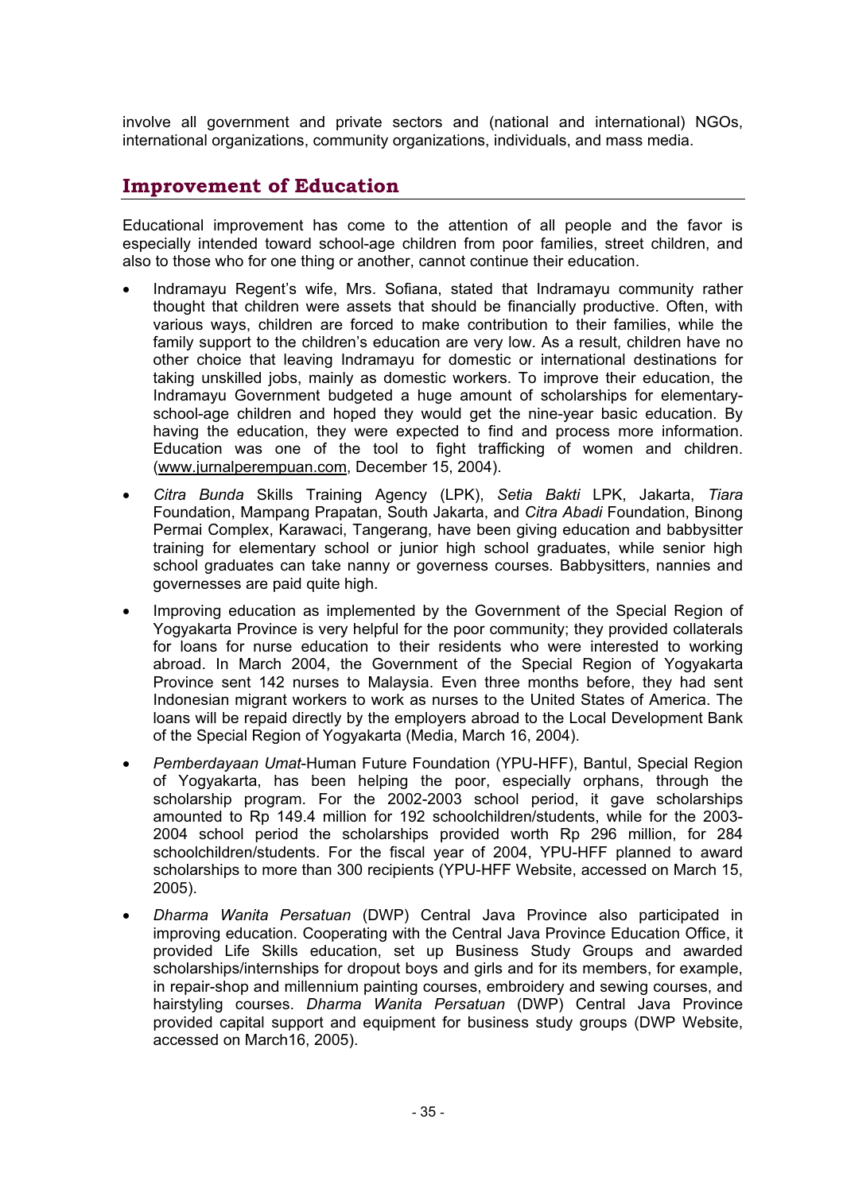involve all government and private sectors and (national and international) NGOs, international organizations, community organizations, individuals, and mass media.

## Improvement of Education

Educational improvement has come to the attention of all people and the favor is especially intended toward school-age children from poor families, street children, and also to those who for one thing or another, cannot continue their education.

- Indramayu Regent's wife, Mrs. Sofiana, stated that Indramayu community rather thought that children were assets that should be financially productive. Often, with various ways, children are forced to make contribution to their families, while the family support to the children's education are very low. As a result, children have no other choice that leaving Indramayu for domestic or international destinations for taking unskilled jobs, mainly as domestic workers. To improve their education, the Indramayu Government budgeted a huge amount of scholarships for elementary-school-age children and hoped they would get the nine-year basic education. By having the education, they were expected to find and process more information. Education was one of the tool to fight trafficking of women and children. (www.jurnalperempuan.com, December 15, 2004).
- *Citra Bunda* Skills Training Agency (LPK), *Setia Bakti* LPK, Jakarta, *Tiara* Foundation, Mampang Prapatan, South Jakarta, and *Citra Abadi* Foundation, Binong Permai Complex, Karawaci, Tangerang, have been giving education and babbysitter training for elementary school or junior high school graduates, while senior high school graduates can take nanny or governess courses*.* Babbysitters, nannies and governesses are paid quite high.
- Improving education as implemented by the Government of the Special Region of Yogyakarta Province is very helpful for the poor community; they provided collaterals for loans for nurse education to their residents who were interested to working abroad. In March 2004, the Government of the Special Region of Yogyakarta Province sent 142 nurses to Malaysia. Even three months before, they had sent Indonesian migrant workers to work as nurses to the United States of America. The loans will be repaid directly by the employers abroad to the Local Development Bank of the Special Region of Yogyakarta (Media, March 16, 2004).
- *Pemberdayaan Umat*-Human Future Foundation (YPU-HFF), Bantul, Special Region of Yogyakarta, has been helping the poor, especially orphans, through the scholarship program. For the 2002-2003 school period, it gave scholarships amounted to Rp 149.4 million for 192 schoolchildren/students, while for the 2003-2004 school period the scholarships provided worth Rp 296 million, for 284 schoolchildren/students. For the fiscal year of 2004, YPU-HFF planned to award scholarships to more than 300 recipients (YPU-HFF Website, accessed on March 15, 2005).
- *Dharma Wanita Persatuan* (DWP) Central Java Province also participated in improving education. Cooperating with the Central Java Province Education Office, it provided Life Skills education, set up Business Study Groups and awarded scholarships/internships for dropout boys and girls and for its members, for example, in repair-shop and millennium painting courses, embroidery and sewing courses, and hairstyling courses. *Dharma Wanita Persatuan* (DWP) Central Java Province provided capital support and equipment for business study groups (DWP Website, accessed on March16, 2005).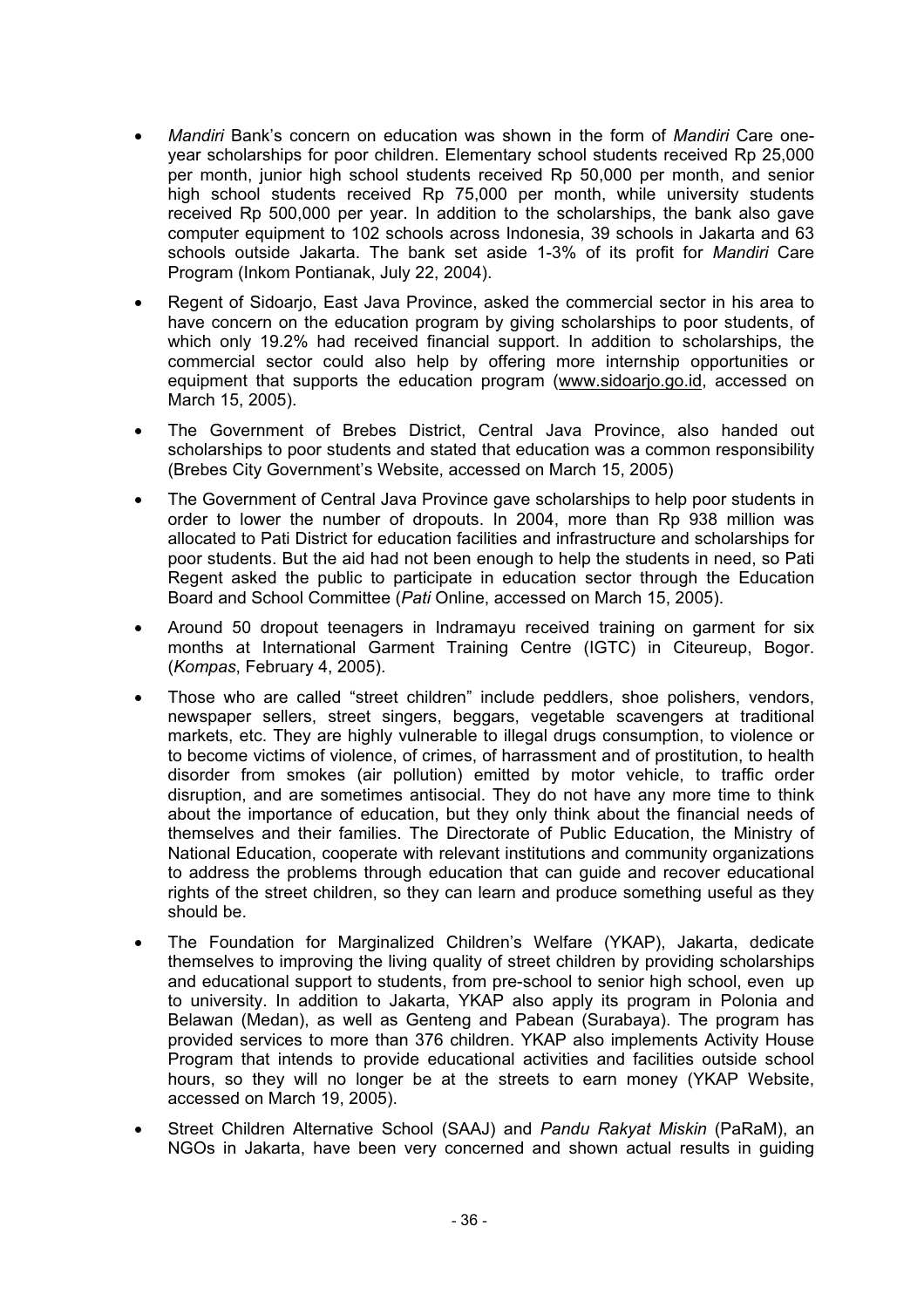- *Mandiri* Bank's concern on education was shown in the form of *Mandiri* Care one-year scholarships for poor children. Elementary school students received Rp 25,000 per month, junior high school students received Rp 50,000 per month, and senior high school students received Rp 75,000 per month, while university students received Rp 500,000 per year. In addition to the scholarships, the bank also gave computer equipment to 102 schools across Indonesia, 39 schools in Jakarta and 63 schools outside Jakarta. The bank set aside 1-3% of its profit for *Mandiri* Care Program (Inkom Pontianak, July 22, 2004).

- Regent of Sidoarjo, East Java Province, asked the commercial sector in his area to have concern on the education program by giving scholarships to poor students, of which only 19.2% had received financial support. In addition to scholarships, the commercial sector could also help by offering more internship opportunities or equipment that supports the education program (www.sidoarjo.go.id, accessed on March 15, 2005).

- The Government of Brebes District, Central Java Province, also handed out scholarships to poor students and stated that education was a common responsibility (Brebes City Government's Website, accessed on March 15, 2005)

- The Government of Central Java Province gave scholarships to help poor students in order to lower the number of dropouts. In 2004, more than Rp 938 million was allocated to Pati District for education facilities and infrastructure and scholarships for poor students. But the aid had not been enough to help the students in need, so Pati Regent asked the public to participate in education sector through the Education Board and School Committee (*Pati* Online, accessed on March 15, 2005).

- Around 50 dropout teenagers in Indramayu received training on garment for six months at International Garment Training Centre (IGTC) in Citeureup, Bogor. (*Kompas*, February 4, 2005).

- Those who are called "street children" include peddlers, shoe polishers, vendors, newspaper sellers, street singers, beggars, vegetable scavengers at traditional markets, etc. They are highly vulnerable to illegal drugs consumption, to violence or to become victims of violence, of crimes, of harrassment and of prostitution, to health disorder from smokes (air pollution) emitted by motor vehicle, to traffic order disruption, and are sometimes antisocial. They do not have any more time to think about the importance of education, but they only think about the financial needs of themselves and their families. The Directorate of Public Education, the Ministry of National Education, cooperate with relevant institutions and community organizations to address the problems through education that can guide and recover educational rights of the street children, so they can learn and produce something useful as they should be.

- The Foundation for Marginalized Children's Welfare (YKAP), Jakarta, dedicate themselves to improving the living quality of street children by providing scholarships and educational support to students, from pre-school to senior high school, even up to university. In addition to Jakarta, YKAP also apply its program in Polonia and Belawan (Medan), as well as Genteng and Pabean (Surabaya). The program has provided services to more than 376 children. YKAP also implements Activity House Program that intends to provide educational activities and facilities outside school hours, so they will no longer be at the streets to earn money (YKAP Website, accessed on March 19, 2005).

- Street Children Alternative School (SAAJ) and *Pandu Rakyat Miskin* (PaRaM), an NGOs in Jakarta, have been very concerned and shown actual results in guiding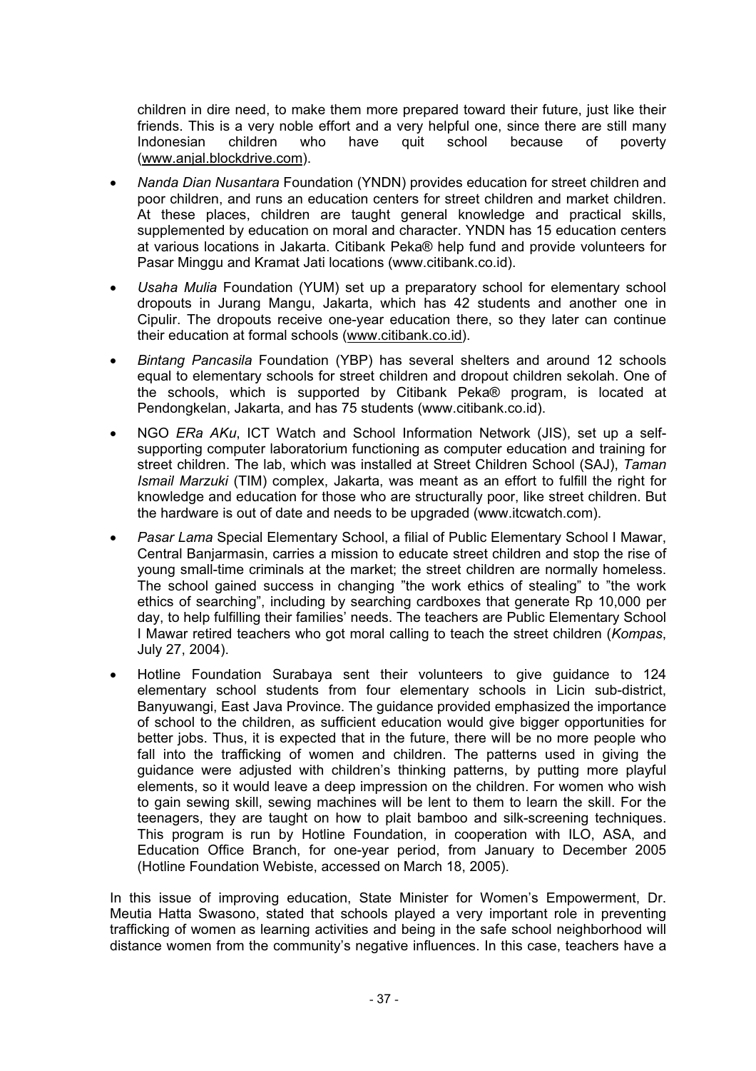children in dire need, to make them more prepared toward their future, just like their friends. This is a very noble effort and a very helpful one, since there are still many Indonesian children who have quit school because of poverty (www.anjal.blockdrive.com).

- *Nanda Dian Nusantara* Foundation (YNDN) provides education for street children and poor children, and runs an education centers for street children and market children. At these places, children are taught general knowledge and practical skills, supplemented by education on moral and character. YNDN has 15 education centers at various locations in Jakarta. Citibank Peka® help fund and provide volunteers for Pasar Minggu and Kramat Jati locations (www.citibank.co.id).
- *Usaha Mulia* Foundation (YUM) set up a preparatory school for elementary school dropouts in Jurang Mangu, Jakarta, which has 42 students and another one in Cipulir. The dropouts receive one-year education there, so they later can continue their education at formal schools (www.citibank.co.id).
- *Bintang Pancasila* Foundation (YBP) has several shelters and around 12 schools equal to elementary schools for street children and dropout children sekolah. One of the schools, which is supported by Citibank Peka® program, is located at Pendongkelan, Jakarta, and has 75 students (www.citibank.co.id).
- NGO *ERa AKu*, ICT Watch and School Information Network (JIS), set up a self-supporting computer laboratorium functioning as computer education and training for street children. The lab, which was installed at Street Children School (SAJ), *Taman Ismail Marzuki* (TIM) complex, Jakarta, was meant as an effort to fulfill the right for knowledge and education for those who are structurally poor, like street children. But the hardware is out of date and needs to be upgraded (www.itcwatch.com).
- *Pasar Lama* Special Elementary School, a filial of Public Elementary School I Mawar, Central Banjarmasin, carries a mission to educate street children and stop the rise of young small-time criminals at the market; the street children are normally homeless. The school gained success in changing "the work ethics of stealing" to "the work ethics of searching", including by searching cardboxes that generate Rp 10,000 per day, to help fulfilling their families' needs. The teachers are Public Elementary School I Mawar retired teachers who got moral calling to teach the street children (*Kompas*, July 27, 2004).
- Hotline Foundation Surabaya sent their volunteers to give guidance to 124 elementary school students from four elementary schools in Licin sub-district, Banyuwangi, East Java Province. The guidance provided emphasized the importance of school to the children, as sufficient education would give bigger opportunities for better jobs. Thus, it is expected that in the future, there will be no more people who fall into the trafficking of women and children. The patterns used in giving the guidance were adjusted with children's thinking patterns, by putting more playful elements, so it would leave a deep impression on the children. For women who wish to gain sewing skill, sewing machines will be lent to them to learn the skill. For the teenagers, they are taught on how to plait bamboo and silk-screening techniques. This program is run by Hotline Foundation, in cooperation with ILO, ASA, and Education Office Branch, for one-year period, from January to December 2005 (Hotline Foundation Webiste, accessed on March 18, 2005).

In this issue of improving education, State Minister for Women's Empowerment, Dr. Meutia Hatta Swasono, stated that schools played a very important role in preventing trafficking of women as learning activities and being in the safe school neighborhood will distance women from the community's negative influences. In this case, teachers have a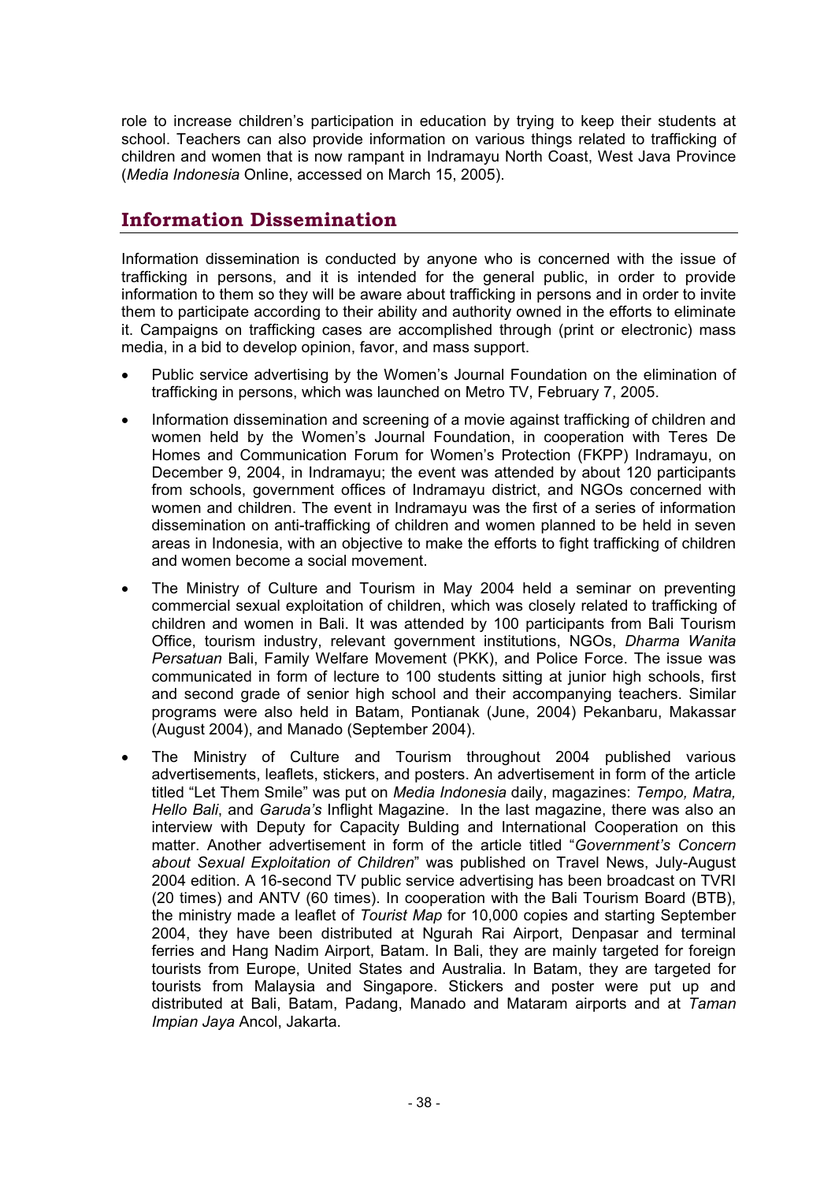role to increase children's participation in education by trying to keep their students at school. Teachers can also provide information on various things related to trafficking of children and women that is now rampant in Indramayu North Coast, West Java Province (*Media Indonesia* Online, accessed on March 15, 2005).

## Information Dissemination

Information dissemination is conducted by anyone who is concerned with the issue of trafficking in persons, and it is intended for the general public, in order to provide information to them so they will be aware about trafficking in persons and in order to invite them to participate according to their ability and authority owned in the efforts to eliminate it. Campaigns on trafficking cases are accomplished through (print or electronic) mass media, in a bid to develop opinion, favor, and mass support.

- Public service advertising by the Women's Journal Foundation on the elimination of trafficking in persons, which was launched on Metro TV, February 7, 2005.
- Information dissemination and screening of a movie against trafficking of children and women held by the Women's Journal Foundation, in cooperation with Teres De Homes and Communication Forum for Women's Protection (FKPP) Indramayu, on December 9, 2004, in Indramayu; the event was attended by about 120 participants from schools, government offices of Indramayu district, and NGOs concerned with women and children. The event in Indramayu was the first of a series of information dissemination on anti-trafficking of children and women planned to be held in seven areas in Indonesia, with an objective to make the efforts to fight trafficking of children and women become a social movement.
- The Ministry of Culture and Tourism in May 2004 held a seminar on preventing commercial sexual exploitation of children, which was closely related to trafficking of children and women in Bali. It was attended by 100 participants from Bali Tourism Office, tourism industry, relevant government institutions, NGOs, *Dharma Wanita Persatuan* Bali, Family Welfare Movement (PKK), and Police Force. The issue was communicated in form of lecture to 100 students sitting at junior high schools, first and second grade of senior high school and their accompanying teachers. Similar programs were also held in Batam, Pontianak (June, 2004) Pekanbaru, Makassar (August 2004), and Manado (September 2004).
- The Ministry of Culture and Tourism throughout 2004 published various advertisements, leaflets, stickers, and posters. An advertisement in form of the article titled "Let Them Smile" was put on *Media Indonesia* daily, magazines: *Tempo, Matra, Hello Bali*, and *Garuda's* Inflight Magazine. In the last magazine, there was also an interview with Deputy for Capacity Bulding and International Cooperation on this matter. Another advertisement in form of the article titled "*Government's Concern about Sexual Exploitation of Children*" was published on Travel News, July-August 2004 edition. A 16-second TV public service advertising has been broadcast on TVRI (20 times) and ANTV (60 times). In cooperation with the Bali Tourism Board (BTB), the ministry made a leaflet of *Tourist Map* for 10,000 copies and starting September 2004, they have been distributed at Ngurah Rai Airport, Denpasar and terminal ferries and Hang Nadim Airport, Batam. In Bali, they are mainly targeted for foreign tourists from Europe, United States and Australia. In Batam, they are targeted for tourists from Malaysia and Singapore. Stickers and poster were put up and distributed at Bali, Batam, Padang, Manado and Mataram airports and at *Taman Impian Jaya* Ancol, Jakarta.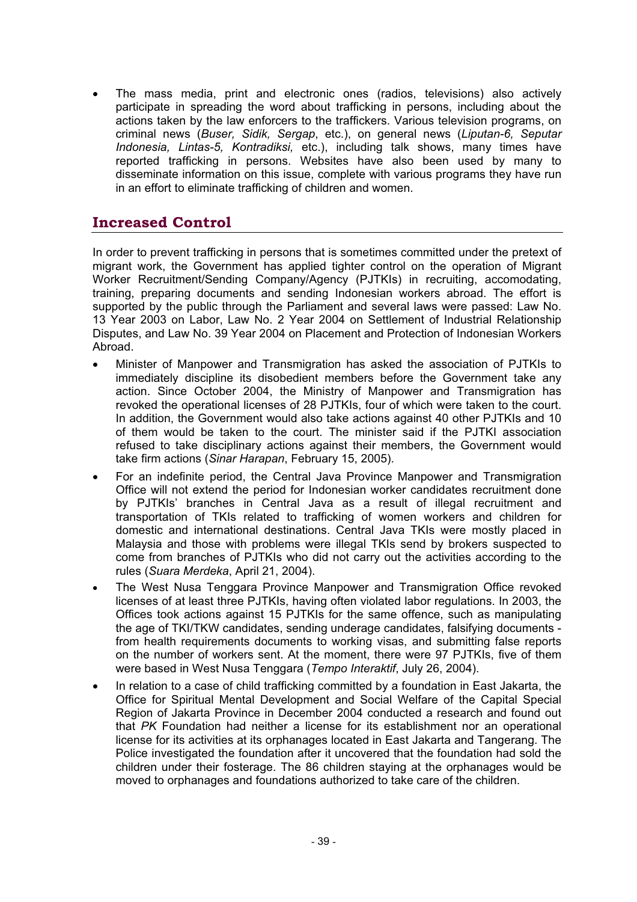- The mass media, print and electronic ones (radios, televisions) also actively participate in spreading the word about trafficking in persons, including about the actions taken by the law enforcers to the traffickers. Various television programs, on criminal news (*Buser, Sidik, Sergap*, etc.), on general news (*Liputan-6, Seputar Indonesia, Lintas-5, Kontradiksi,* etc.), including talk shows, many times have reported trafficking in persons. Websites have also been used by many to disseminate information on this issue, complete with various programs they have run in an effort to eliminate trafficking of children and women.

## Increased Control

In order to prevent trafficking in persons that is sometimes committed under the pretext of migrant work, the Government has applied tighter control on the operation of Migrant Worker Recruitment/Sending Company/Agency (PJTKIs) in recruiting, accomodating, training, preparing documents and sending Indonesian workers abroad. The effort is supported by the public through the Parliament and several laws were passed: Law No. 13 Year 2003 on Labor, Law No. 2 Year 2004 on Settlement of Industrial Relationship Disputes, and Law No. 39 Year 2004 on Placement and Protection of Indonesian Workers Abroad.

- Minister of Manpower and Transmigration has asked the association of PJTKIs to immediately discipline its disobedient members before the Government take any action. Since October 2004, the Ministry of Manpower and Transmigration has revoked the operational licenses of 28 PJTKIs, four of which were taken to the court. In addition, the Government would also take actions against 40 other PJTKIs and 10 of them would be taken to the court. The minister said if the PJTKI association refused to take disciplinary actions against their members, the Government would take firm actions (*Sinar Harapan*, February 15, 2005).
- For an indefinite period, the Central Java Province Manpower and Transmigration Office will not extend the period for Indonesian worker candidates recruitment done by PJTKIs' branches in Central Java as a result of illegal recruitment and transportation of TKIs related to trafficking of women workers and children for domestic and international destinations. Central Java TKIs were mostly placed in Malaysia and those with problems were illegal TKIs send by brokers suspected to come from branches of PJTKIs who did not carry out the activities according to the rules (*Suara Merdeka*, April 21, 2004).
- The West Nusa Tenggara Province Manpower and Transmigration Office revoked licenses of at least three PJTKIs, having often violated labor regulations. In 2003, the Offices took actions against 15 PJTKIs for the same offence, such as manipulating the age of TKI/TKW candidates, sending underage candidates, falsifying documents - from health requirements documents to working visas, and submitting false reports on the number of workers sent. At the moment, there were 97 PJTKIs, five of them were based in West Nusa Tenggara (*Tempo Interaktif*, July 26, 2004).
- In relation to a case of child trafficking committed by a foundation in East Jakarta, the Office for Spiritual Mental Development and Social Welfare of the Capital Special Region of Jakarta Province in December 2004 conducted a research and found out that *PK* Foundation had neither a license for its establishment nor an operational license for its activities at its orphanages located in East Jakarta and Tangerang. The Police investigated the foundation after it uncovered that the foundation had sold the children under their fosterage. The 86 children staying at the orphanages would be moved to orphanages and foundations authorized to take care of the children.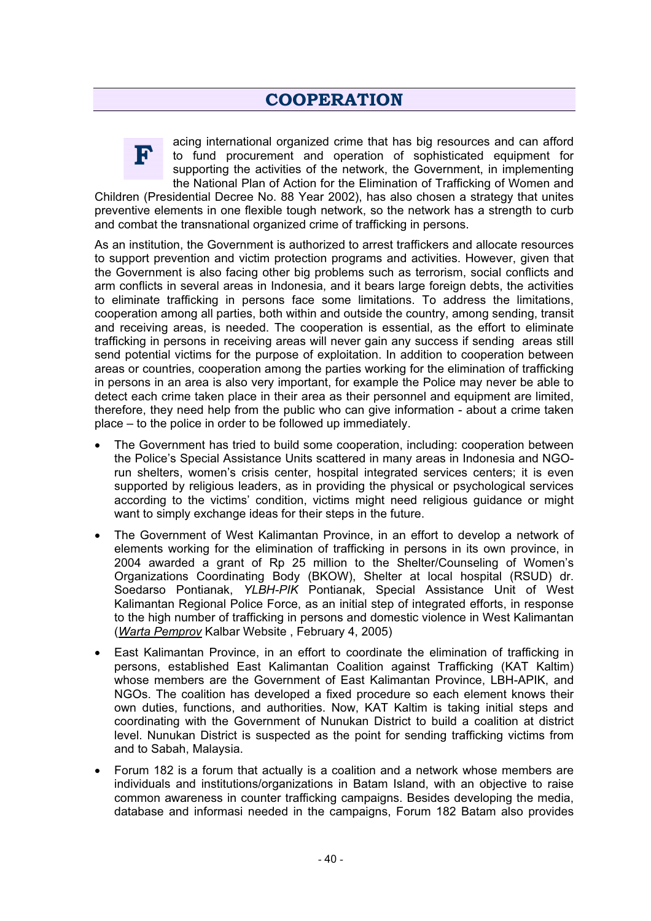# COOPERATION

Facing international organized crime that has big resources and can afford to fund procurement and operation of sophisticated equipment for supporting the activities of the network, the Government, in implementing the National Plan of Action for the Elimination of Trafficking of Women and Children (Presidential Decree No. 88 Year 2002), has also chosen a strategy that unites preventive elements in one flexible tough network, so the network has a strength to curb and combat the transnational organized crime of trafficking in persons.

As an institution, the Government is authorized to arrest traffickers and allocate resources to support prevention and victim protection programs and activities. However, given that the Government is also facing other big problems such as terrorism, social conflicts and arm conflicts in several areas in Indonesia, and it bears large foreign debts, the activities to eliminate trafficking in persons face some limitations. To address the limitations, cooperation among all parties, both within and outside the country, among sending, transit and receiving areas, is needed. The cooperation is essential, as the effort to eliminate trafficking in persons in receiving areas will never gain any success if sending areas still send potential victims for the purpose of exploitation. In addition to cooperation between areas or countries, cooperation among the parties working for the elimination of trafficking in persons in an area is also very important, for example the Police may never be able to detect each crime taken place in their area as their personnel and equipment are limited, therefore, they need help from the public who can give information - about a crime taken place – to the police in order to be followed up immediately.

- The Government has tried to build some cooperation, including: cooperation between the Police's Special Assistance Units scattered in many areas in Indonesia and NGO-run shelters, women's crisis center, hospital integrated services centers; it is even supported by religious leaders, as in providing the physical or psychological services according to the victims' condition, victims might need religious guidance or might want to simply exchange ideas for their steps in the future.
- The Government of West Kalimantan Province, in an effort to develop a network of elements working for the elimination of trafficking in persons in its own province, in 2004 awarded a grant of Rp 25 million to the Shelter/Counseling of Women's Organizations Coordinating Body (BKOW), Shelter at local hospital (RSUD) dr. Soedarso Pontianak, *YLBH-PIK* Pontianak, Special Assistance Unit of West Kalimantan Regional Police Force, as an initial step of integrated efforts, in response to the high number of trafficking in persons and domestic violence in West Kalimantan (*Warta Pemprov* Kalbar Website , February 4, 2005)
- East Kalimantan Province, in an effort to coordinate the elimination of trafficking in persons, established East Kalimantan Coalition against Trafficking (KAT Kaltim) whose members are the Government of East Kalimantan Province, LBH-APIK, and NGOs. The coalition has developed a fixed procedure so each element knows their own duties, functions, and authorities. Now, KAT Kaltim is taking initial steps and coordinating with the Government of Nunukan District to build a coalition at district level. Nunukan District is suspected as the point for sending trafficking victims from and to Sabah, Malaysia.
- Forum 182 is a forum that actually is a coalition and a network whose members are individuals and institutions/organizations in Batam Island, with an objective to raise common awareness in counter trafficking campaigns. Besides developing the media, database and informasi needed in the campaigns, Forum 182 Batam also provides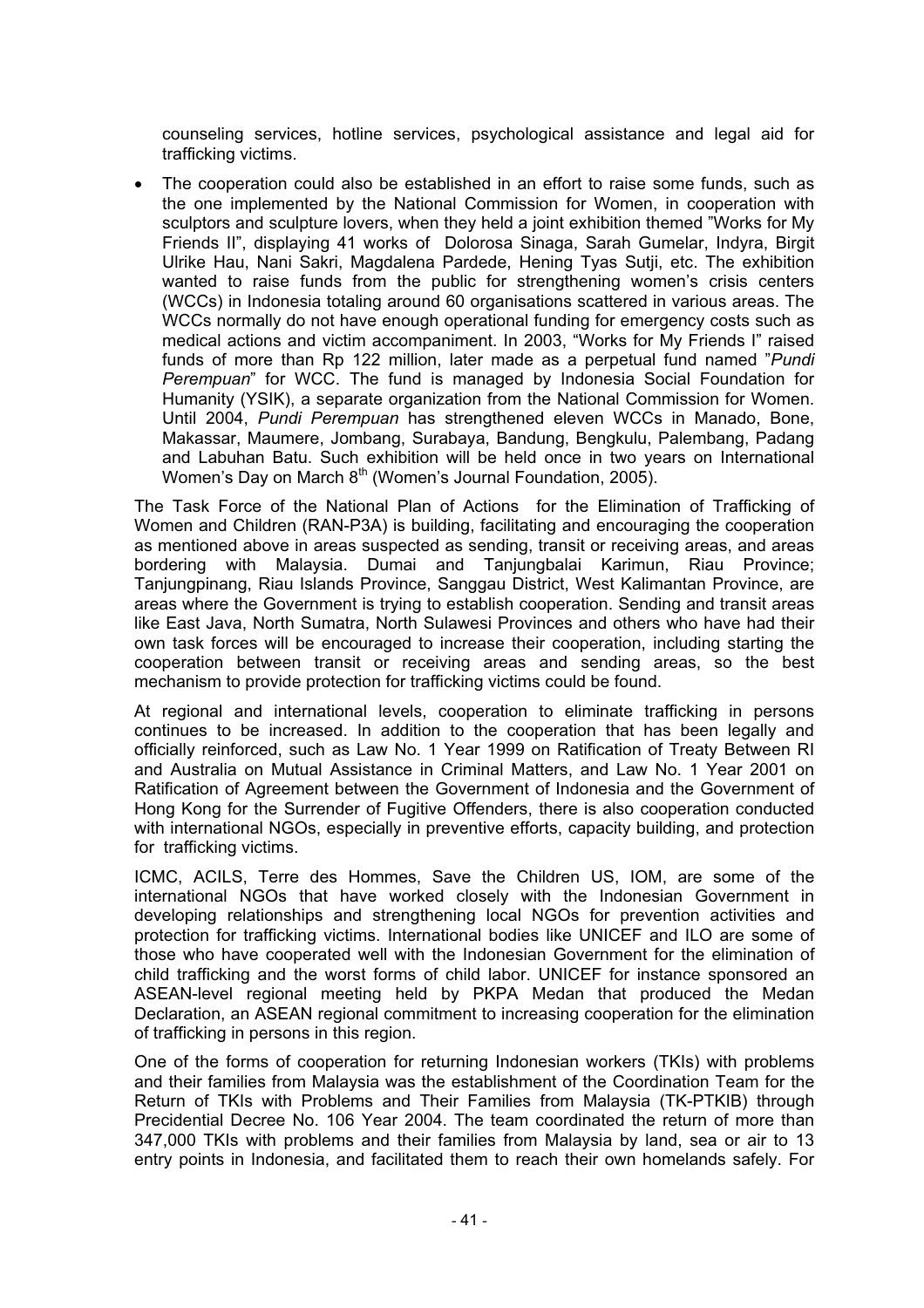counseling services, hotline services, psychological assistance and legal aid for trafficking victims.

- The cooperation could also be established in an effort to raise some funds, such as the one implemented by the National Commission for Women, in cooperation with sculptors and sculpture lovers, when they held a joint exhibition themed "Works for My Friends II", displaying 41 works of Dolorosa Sinaga, Sarah Gumelar, Indyra, Birgit Ulrike Hau, Nani Sakri, Magdalena Pardede, Hening Tyas Sutji, etc. The exhibition wanted to raise funds from the public for strengthening women's crisis centers (WCCs) in Indonesia totaling around 60 organisations scattered in various areas. The WCCs normally do not have enough operational funding for emergency costs such as medical actions and victim accompaniment. In 2003, "Works for My Friends I" raised funds of more than Rp 122 million, later made as a perpetual fund named "*Pundi Perempuan*" for WCC. The fund is managed by Indonesia Social Foundation for Humanity (YSIK), a separate organization from the National Commission for Women. Until 2004, *Pundi Perempuan* has strengthened eleven WCCs in Manado, Bone, Makassar, Maumere, Jombang, Surabaya, Bandung, Bengkulu, Palembang, Padang and Labuhan Batu. Such exhibition will be held once in two years on International Women's Day on March 8th (Women's Journal Foundation, 2005).

The Task Force of the National Plan of Actions for the Elimination of Trafficking of Women and Children (RAN-P3A) is building, facilitating and encouraging the cooperation as mentioned above in areas suspected as sending, transit or receiving areas, and areas bordering with Malaysia. Dumai and Tanjungbalai Karimun, Riau Province; Tanjungpinang, Riau Islands Province, Sanggau District, West Kalimantan Province, are areas where the Government is trying to establish cooperation. Sending and transit areas like East Java, North Sumatra, North Sulawesi Provinces and others who have had their own task forces will be encouraged to increase their cooperation, including starting the cooperation between transit or receiving areas and sending areas, so the best mechanism to provide protection for trafficking victims could be found.

At regional and international levels, cooperation to eliminate trafficking in persons continues to be increased. In addition to the cooperation that has been legally and officially reinforced, such as Law No. 1 Year 1999 on Ratification of Treaty Between RI and Australia on Mutual Assistance in Criminal Matters, and Law No. 1 Year 2001 on Ratification of Agreement between the Government of Indonesia and the Government of Hong Kong for the Surrender of Fugitive Offenders, there is also cooperation conducted with international NGOs, especially in preventive efforts, capacity building, and protection for trafficking victims.

ICMC, ACILS, Terre des Hommes, Save the Children US, IOM, are some of the international NGOs that have worked closely with the Indonesian Government in developing relationships and strengthening local NGOs for prevention activities and protection for trafficking victims. International bodies like UNICEF and ILO are some of those who have cooperated well with the Indonesian Government for the elimination of child trafficking and the worst forms of child labor. UNICEF for instance sponsored an ASEAN-level regional meeting held by PKPA Medan that produced the Medan Declaration, an ASEAN regional commitment to increasing cooperation for the elimination of trafficking in persons in this region.

One of the forms of cooperation for returning Indonesian workers (TKIs) with problems and their families from Malaysia was the establishment of the Coordination Team for the Return of TKIs with Problems and Their Families from Malaysia (TK-PTKIB) through Precidential Decree No. 106 Year 2004. The team coordinated the return of more than 347,000 TKIs with problems and their families from Malaysia by land, sea or air to 13 entry points in Indonesia, and facilitated them to reach their own homelands safely. For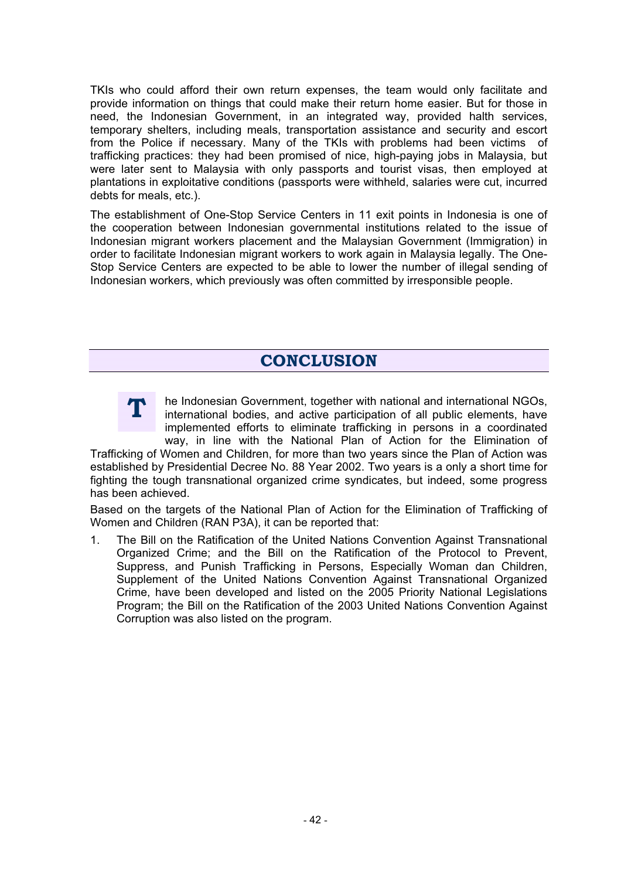TKIs who could afford their own return expenses, the team would only facilitate and provide information on things that could make their return home easier. But for those in need, the Indonesian Government, in an integrated way, provided halth services, temporary shelters, including meals, transportation assistance and security and escort from the Police if necessary. Many of the TKIs with problems had been victims of trafficking practices: they had been promised of nice, high-paying jobs in Malaysia, but were later sent to Malaysia with only passports and tourist visas, then employed at plantations in exploitative conditions (passports were withheld, salaries were cut, incurred debts for meals, etc.).

The establishment of One-Stop Service Centers in 11 exit points in Indonesia is one of the cooperation between Indonesian governmental institutions related to the issue of Indonesian migrant workers placement and the Malaysian Government (Immigration) in order to facilitate Indonesian migrant workers to work again in Malaysia legally. The One-Stop Service Centers are expected to be able to lower the number of illegal sending of Indonesian workers, which previously was often committed by irresponsible people.

## CONCLUSION

The Indonesian Government, together with national and international NGOs, international bodies, and active participation of all public elements, have implemented efforts to eliminate trafficking in persons in a coordinated way, in line with the National Plan of Action for the Elimination of Trafficking of Women and Children, for more than two years since the Plan of Action was established by Presidential Decree No. 88 Year 2002. Two years is a only a short time for fighting the tough transnational organized crime syndicates, but indeed, some progress has been achieved.

Based on the targets of the National Plan of Action for the Elimination of Trafficking of Women and Children (RAN P3A), it can be reported that:

1. The Bill on the Ratification of the United Nations Convention Against Transnational Organized Crime; and the Bill on the Ratification of the Protocol to Prevent, Suppress, and Punish Trafficking in Persons, Especially Woman dan Children, Supplement of the United Nations Convention Against Transnational Organized Crime, have been developed and listed on the 2005 Priority National Legislations Program; the Bill on the Ratification of the 2003 United Nations Convention Against Corruption was also listed on the program.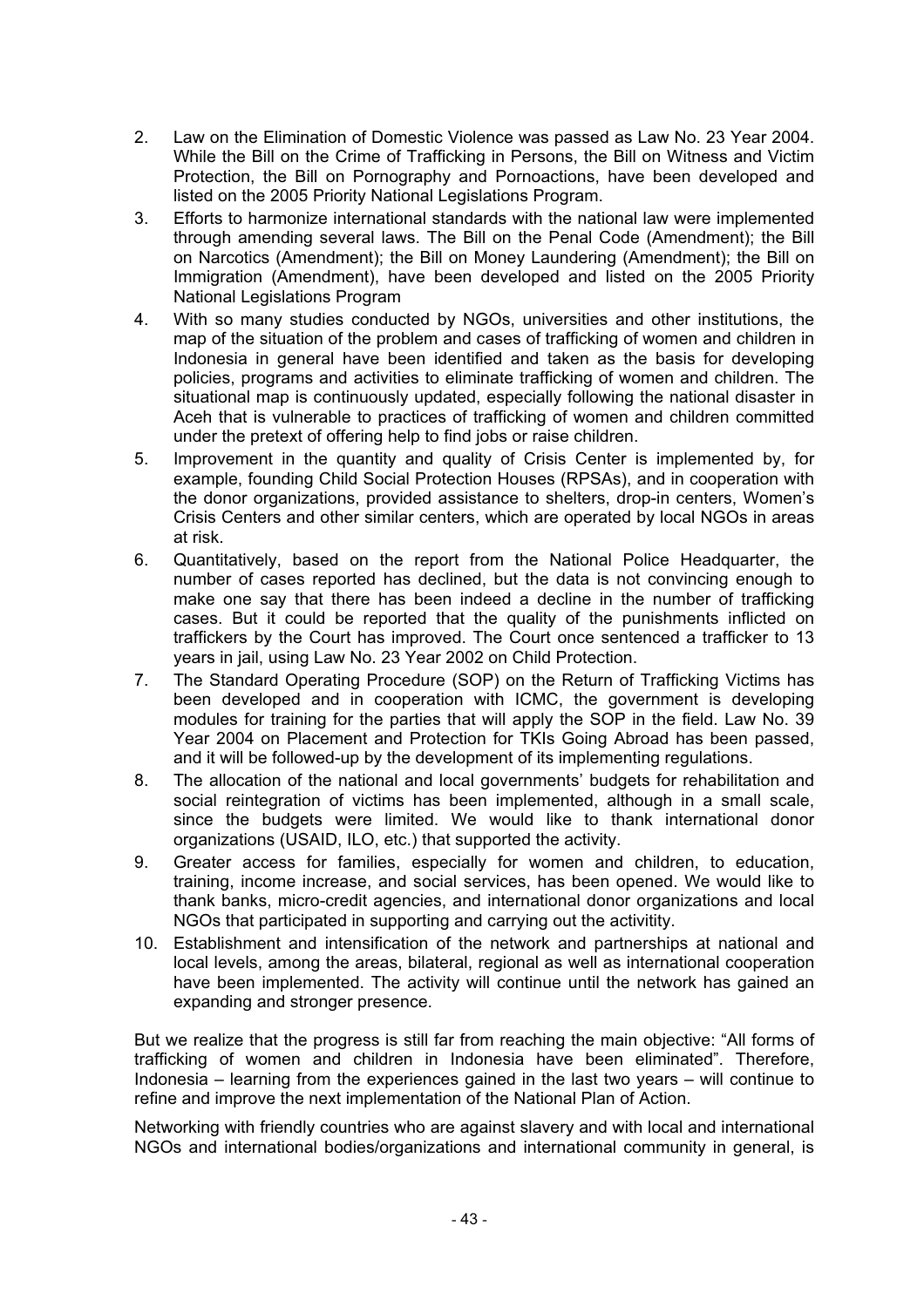2. Law on the Elimination of Domestic Violence was passed as Law No. 23 Year 2004. While the Bill on the Crime of Trafficking in Persons, the Bill on Witness and Victim Protection, the Bill on Pornography and Pornoactions, have been developed and listed on the 2005 Priority National Legislations Program.
3. Efforts to harmonize international standards with the national law were implemented through amending several laws. The Bill on the Penal Code (Amendment); the Bill on Narcotics (Amendment); the Bill on Money Laundering (Amendment); the Bill on Immigration (Amendment), have been developed and listed on the 2005 Priority National Legislations Program
4. With so many studies conducted by NGOs, universities and other institutions, the map of the situation of the problem and cases of trafficking of women and children in Indonesia in general have been identified and taken as the basis for developing policies, programs and activities to eliminate trafficking of women and children. The situational map is continuously updated, especially following the national disaster in Aceh that is vulnerable to practices of trafficking of women and children committed under the pretext of offering help to find jobs or raise children.
5. Improvement in the quantity and quality of Crisis Center is implemented by, for example, founding Child Social Protection Houses (RPSAs), and in cooperation with the donor organizations, provided assistance to shelters, drop-in centers, Women's Crisis Centers and other similar centers, which are operated by local NGOs in areas at risk.
6. Quantitatively, based on the report from the National Police Headquarter, the number of cases reported has declined, but the data is not convincing enough to make one say that there has been indeed a decline in the number of trafficking cases. But it could be reported that the quality of the punishments inflicted on traffickers by the Court has improved. The Court once sentenced a trafficker to 13 years in jail, using Law No. 23 Year 2002 on Child Protection.
7. The Standard Operating Procedure (SOP) on the Return of Trafficking Victims has been developed and in cooperation with ICMC, the government is developing modules for training for the parties that will apply the SOP in the field. Law No. 39 Year 2004 on Placement and Protection for TKIs Going Abroad has been passed, and it will be followed-up by the development of its implementing regulations.
8. The allocation of the national and local governments' budgets for rehabilitation and social reintegration of victims has been implemented, although in a small scale, since the budgets were limited. We would like to thank international donor organizations (USAID, ILO, etc.) that supported the activity.
9. Greater access for families, especially for women and children, to education, training, income increase, and social services, has been opened. We would like to thank banks, micro-credit agencies, and international donor organizations and local NGOs that participated in supporting and carrying out the activitity.
10. Establishment and intensification of the network and partnerships at national and local levels, among the areas, bilateral, regional as well as international cooperation have been implemented. The activity will continue until the network has gained an expanding and stronger presence.

But we realize that the progress is still far from reaching the main objective: "All forms of trafficking of women and children in Indonesia have been eliminated". Therefore, Indonesia – learning from the experiences gained in the last two years – will continue to refine and improve the next implementation of the National Plan of Action.

Networking with friendly countries who are against slavery and with local and international NGOs and international bodies/organizations and international community in general, is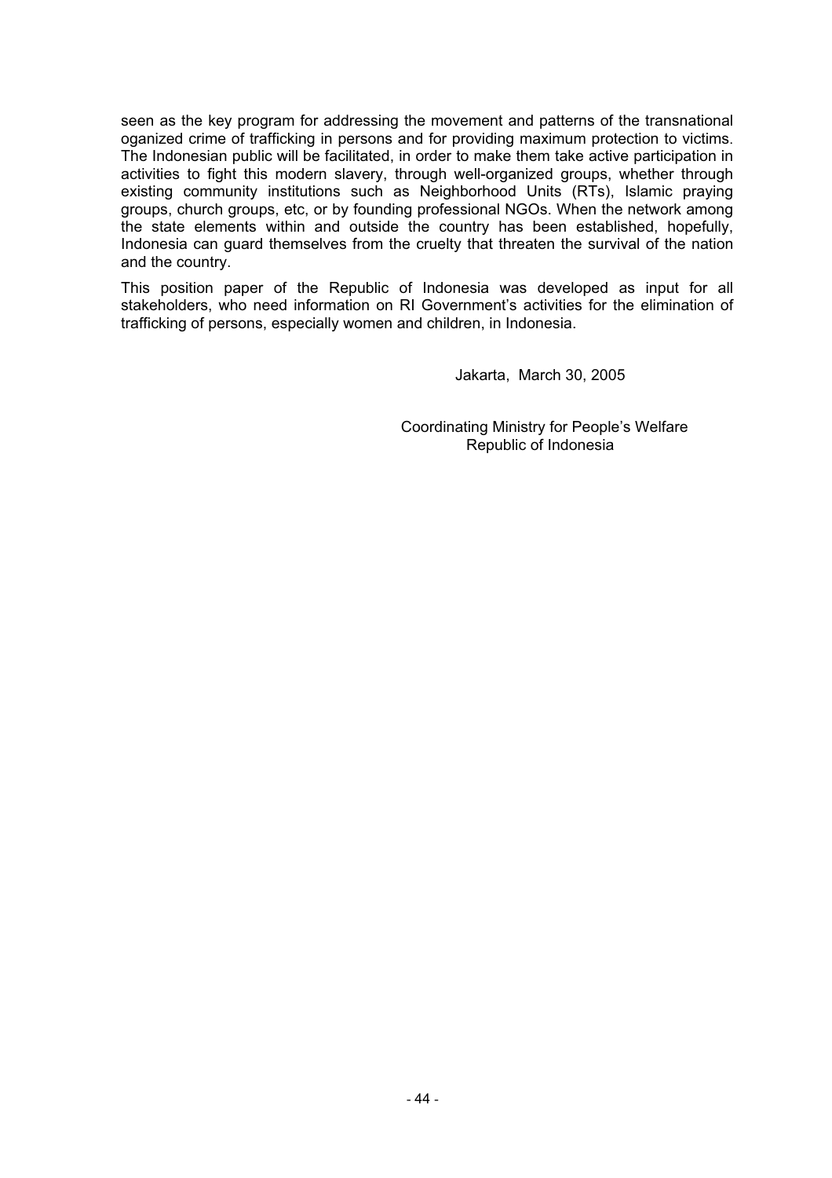seen as the key program for addressing the movement and patterns of the transnational oganized crime of trafficking in persons and for providing maximum protection to victims. The Indonesian public will be facilitated, in order to make them take active participation in activities to fight this modern slavery, through well-organized groups, whether through existing community institutions such as Neighborhood Units (RTs), Islamic praying groups, church groups, etc, or by founding professional NGOs. When the network among the state elements within and outside the country has been established, hopefully, Indonesia can guard themselves from the cruelty that threaten the survival of the nation and the country.

This position paper of the Republic of Indonesia was developed as input for all stakeholders, who need information on RI Government's activities for the elimination of trafficking of persons, especially women and children, in Indonesia.

Jakarta, March 30, 2005

Coordinating Ministry for People's Welfare
Republic of Indonesia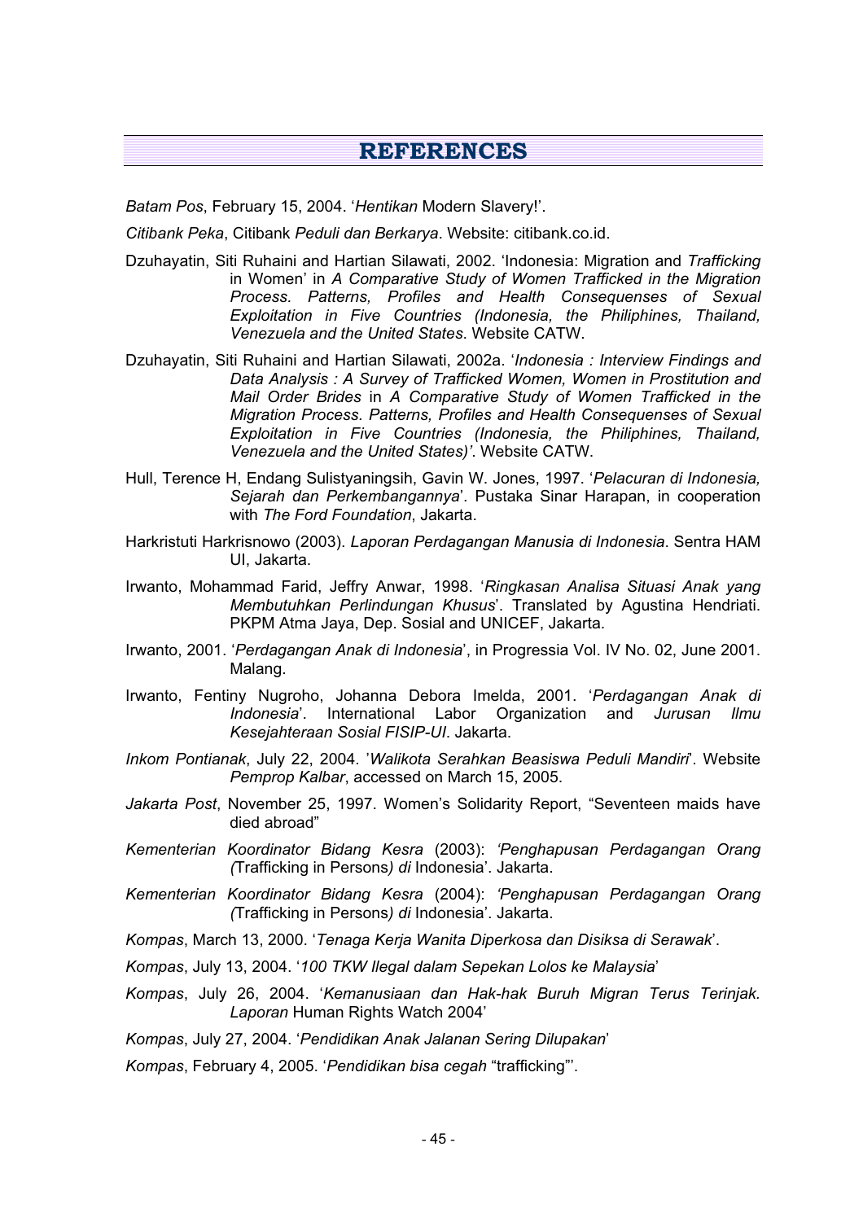# REFERENCES

*Batam Pos*, February 15, 2004. '*Hentikan* Modern Slavery!'.

*Citibank Peka*, Citibank *Peduli dan Berkarya*. Website: citibank.co.id.

Dzuhayatin, Siti Ruhaini and Hartian Silawati, 2002. 'Indonesia: Migration and *Trafficking* in Women' in *A Comparative Study of Women Trafficked in the Migration Process. Patterns, Profiles and Health Consequenses of Sexual Exploitation in Five Countries (Indonesia, the Philiphines, Thailand, Venezuela and the United States*. Website CATW.

Dzuhayatin, Siti Ruhaini and Hartian Silawati, 2002a. '*Indonesia : Interview Findings and Data Analysis : A Survey of Trafficked Women, Women in Prostitution and Mail Order Brides* in *A Comparative Study of Women Trafficked in the Migration Process. Patterns, Profiles and Health Consequenses of Sexual Exploitation in Five Countries (Indonesia, the Philiphines, Thailand, Venezuela and the United States)'*. Website CATW.

Hull, Terence H, Endang Sulistyaningsih, Gavin W. Jones, 1997. '*Pelacuran di Indonesia, Sejarah dan Perkembangannya*'. Pustaka Sinar Harapan, in cooperation with *The Ford Foundation*, Jakarta.

Harkristuti Harkrisnowo (2003). *Laporan Perdagangan Manusia di Indonesia*. Sentra HAM UI, Jakarta.

Irwanto, Mohammad Farid, Jeffry Anwar, 1998. '*Ringkasan Analisa Situasi Anak yang Membutuhkan Perlindungan Khusus*'. Translated by Agustina Hendriati. PKPM Atma Jaya, Dep. Sosial and UNICEF, Jakarta.

Irwanto, 2001. '*Perdagangan Anak di Indonesia*', in Progressia Vol. IV No. 02, June 2001. Malang.

Irwanto, Fentiny Nugroho, Johanna Debora Imelda, 2001. '*Perdagangan Anak di Indonesia*'. International Labor Organization and *Jurusan Ilmu Kesejahteraan Sosial FISIP-UI*. Jakarta.

*Inkom Pontianak*, July 22, 2004. '*Walikota Serahkan Beasiswa Peduli Mandiri*'. Website *Pemprop Kalbar*, accessed on March 15, 2005.

*Jakarta Post*, November 25, 1997. Women's Solidarity Report, "Seventeen maids have died abroad"

*Kementerian Koordinator Bidang Kesra* (2003): *'Penghapusan Perdagangan Orang (*Trafficking in Persons*) di* Indonesia'. Jakarta.

*Kementerian Koordinator Bidang Kesra* (2004): *'Penghapusan Perdagangan Orang (*Trafficking in Persons*) di* Indonesia'. Jakarta.

*Kompas*, March 13, 2000. '*Tenaga Kerja Wanita Diperkosa dan Disiksa di Serawak*'.

*Kompas*, July 13, 2004. '*100 TKW Ilegal dalam Sepekan Lolos ke Malaysia*'

*Kompas*, July 26, 2004. '*Kemanusiaan dan Hak-hak Buruh Migran Terus Terinjak. Laporan* Human Rights Watch 2004'

*Kompas*, July 27, 2004. '*Pendidikan Anak Jalanan Sering Dilupakan*'

*Kompas*, February 4, 2005. '*Pendidikan bisa cegah* "trafficking"'.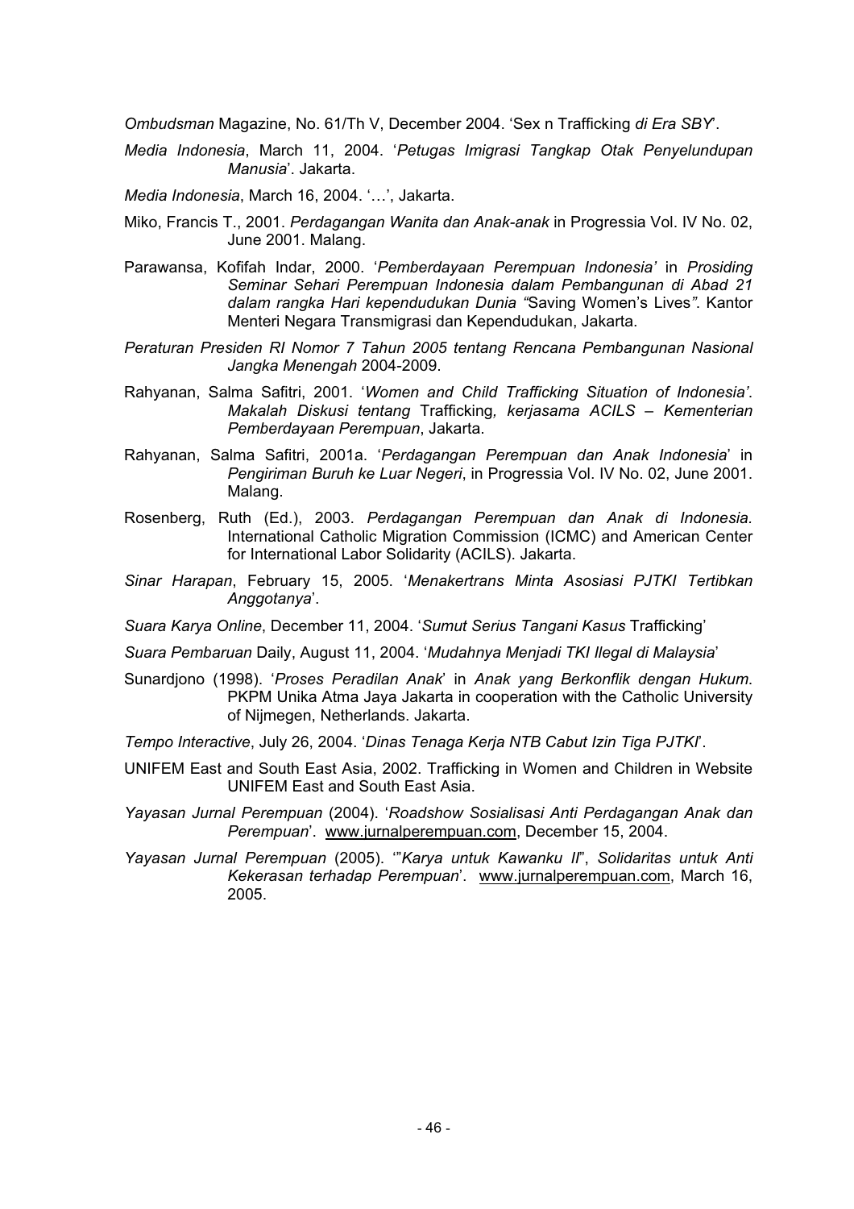*Ombudsman* Magazine, No. 61/Th V, December 2004. 'Sex n Trafficking *di Era SBY*'.

*Media Indonesia*, March 11, 2004. '*Petugas Imigrasi Tangkap Otak Penyelundupan Manusia*'. Jakarta.

*Media Indonesia*, March 16, 2004. '…', Jakarta.

Miko, Francis T., 2001. *Perdagangan Wanita dan Anak-anak* in Progressia Vol. IV No. 02, June 2001. Malang.

Parawansa, Kofifah Indar, 2000. '*Pemberdayaan Perempuan Indonesia'* in *Prosiding Seminar Sehari Perempuan Indonesia dalam Pembangunan di Abad 21 dalam rangka Hari kependudukan Dunia "*Saving Women's Lives*"*. Kantor Menteri Negara Transmigrasi dan Kependudukan, Jakarta.

*Peraturan Presiden RI Nomor 7 Tahun 2005 tentang Rencana Pembangunan Nasional Jangka Menengah* 2004-2009.

Rahyanan, Salma Safitri, 2001. '*Women and Child Trafficking Situation of Indonesia'*. *Makalah Diskusi tentang* Trafficking*, kerjasama ACILS – Kementerian Pemberdayaan Perempuan*, Jakarta.

Rahyanan, Salma Safitri, 2001a. '*Perdagangan Perempuan dan Anak Indonesia*' in *Pengiriman Buruh ke Luar Negeri*, in Progressia Vol. IV No. 02, June 2001. Malang.

Rosenberg, Ruth (Ed.), 2003. *Perdagangan Perempuan dan Anak di Indonesia.* International Catholic Migration Commission (ICMC) and American Center for International Labor Solidarity (ACILS). Jakarta.

*Sinar Harapan*, February 15, 2005. '*Menakertrans Minta Asosiasi PJTKI Tertibkan Anggotanya*'.

*Suara Karya Online*, December 11, 2004. '*Sumut Serius Tangani Kasus* Trafficking'

*Suara Pembaruan* Daily, August 11, 2004. '*Mudahnya Menjadi TKI Ilegal di Malaysia*'

Sunardjono (1998). '*Proses Peradilan Anak*' in *Anak yang Berkonflik dengan Hukum*. PKPM Unika Atma Jaya Jakarta in cooperation with the Catholic University of Nijmegen, Netherlands. Jakarta.

*Tempo Interactive*, July 26, 2004. '*Dinas Tenaga Kerja NTB Cabut Izin Tiga PJTKI*'.

UNIFEM East and South East Asia, 2002. Trafficking in Women and Children in Website UNIFEM East and South East Asia.

*Yayasan Jurnal Perempuan* (2004). '*Roadshow Sosialisasi Anti Perdagangan Anak dan Perempuan*'. www.jurnalperempuan.com, December 15, 2004.

*Yayasan Jurnal Perempuan* (2005). '"*Karya untuk Kawanku II*", *Solidaritas untuk Anti Kekerasan terhadap Perempuan*'. www.jurnalperempuan.com, March 16, 2005.